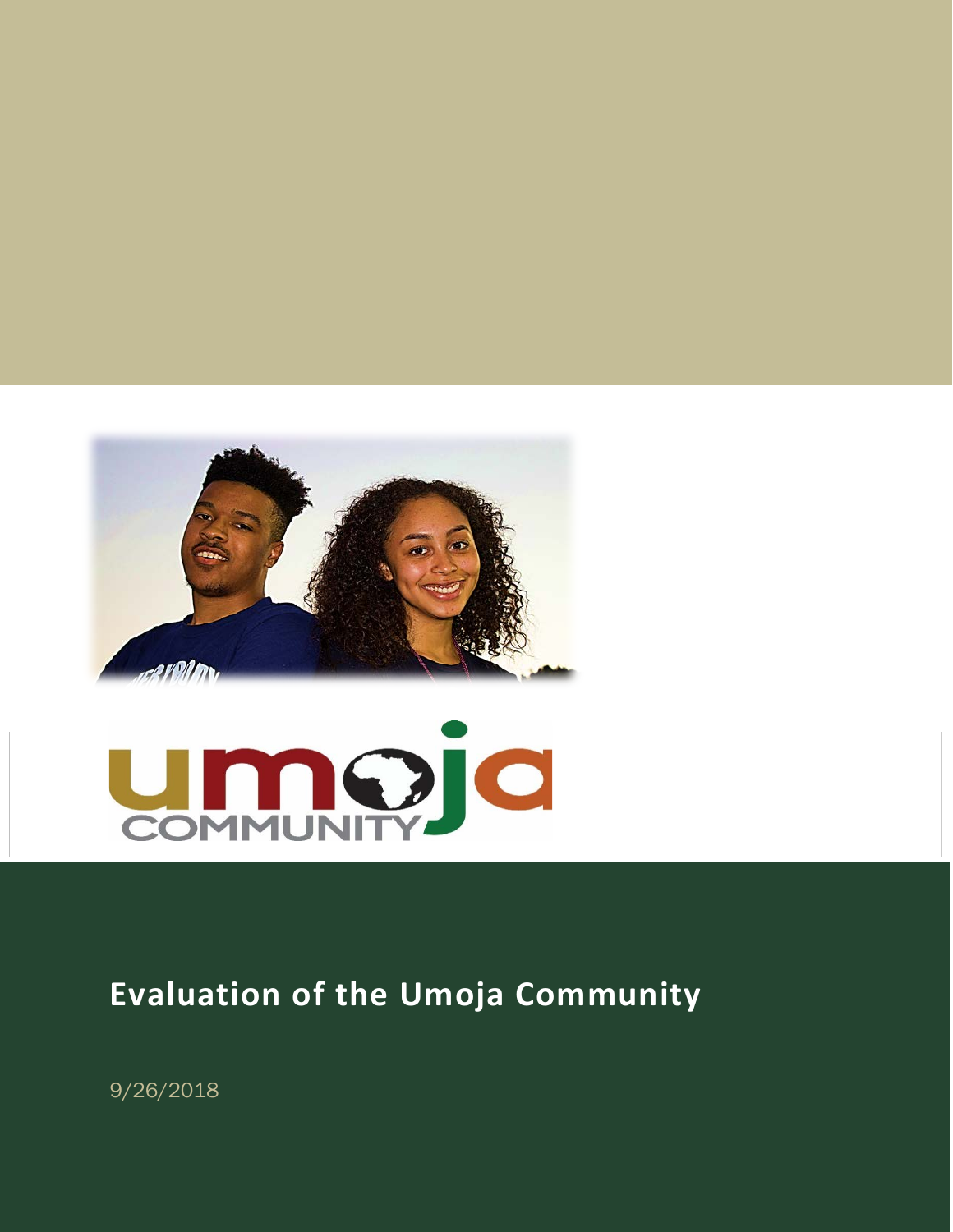# Evaluation of the Umoja Community

9/26/2018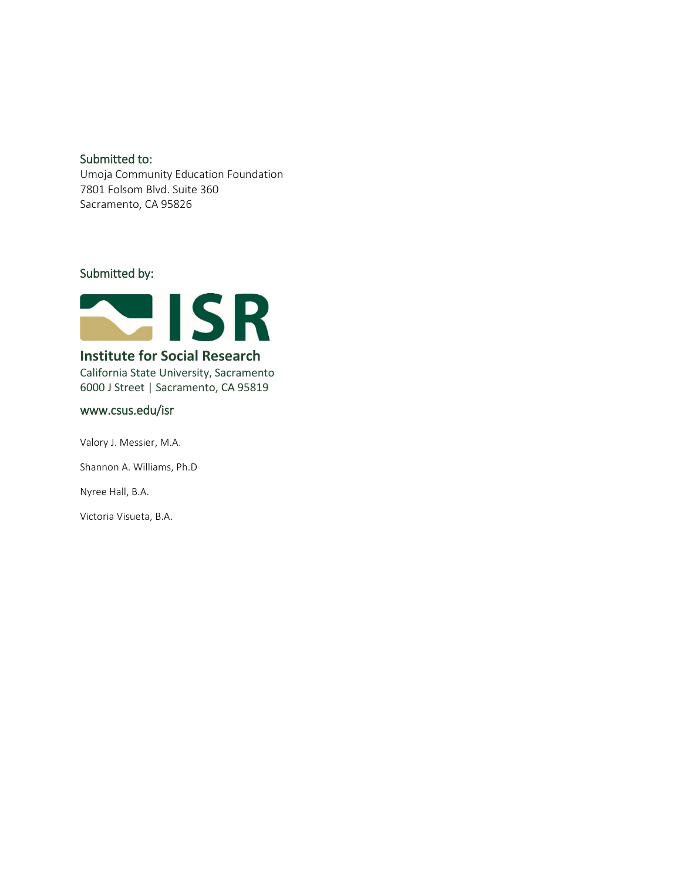Submitted to:

Umoja Community Education Foundation
7801 Folsom Blvd. Suite 360
Sacramento, CA 95826

Submitted by:

ISR

**Institute for Social Research**

California State University, Sacramento
6000 J Street | Sacramento, CA 95819

www.csus.edu/isr

Valory J. Messier, M.A.

Shannon A. Williams, Ph.D

Nyree Hall, B.A.

Victoria Visueta, B.A.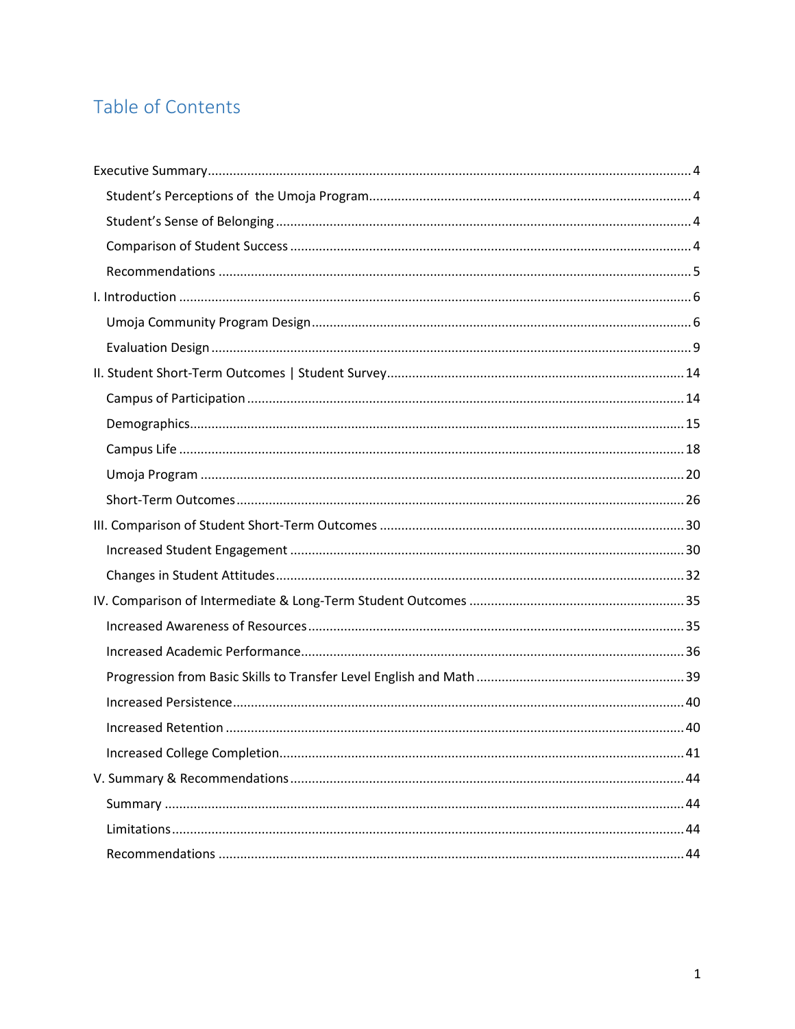# Table of Contents

Executive Summary .......... 4
- Student's Perceptions of the Umoja Program .......... 4
- Student's Sense of Belonging .......... 4
- Comparison of Student Success .......... 4
- Recommendations .......... 5

I. Introduction .......... 6
- Umoja Community Program Design .......... 6
- Evaluation Design .......... 9

II. Student Short-Term Outcomes | Student Survey .......... 14
- Campus of Participation .......... 14
- Demographics .......... 15
- Campus Life .......... 18
- Umoja Program .......... 20
- Short-Term Outcomes .......... 26

III. Comparison of Student Short-Term Outcomes .......... 30
- Increased Student Engagement .......... 30
- Changes in Student Attitudes .......... 32

IV. Comparison of Intermediate & Long-Term Student Outcomes .......... 35
- Increased Awareness of Resources .......... 35
- Increased Academic Performance .......... 36
- Progression from Basic Skills to Transfer Level English and Math .......... 39
- Increased Persistence .......... 40
- Increased Retention .......... 40
- Increased College Completion .......... 41

V. Summary & Recommendations .......... 44
- Summary .......... 44
- Limitations .......... 44
- Recommendations .......... 44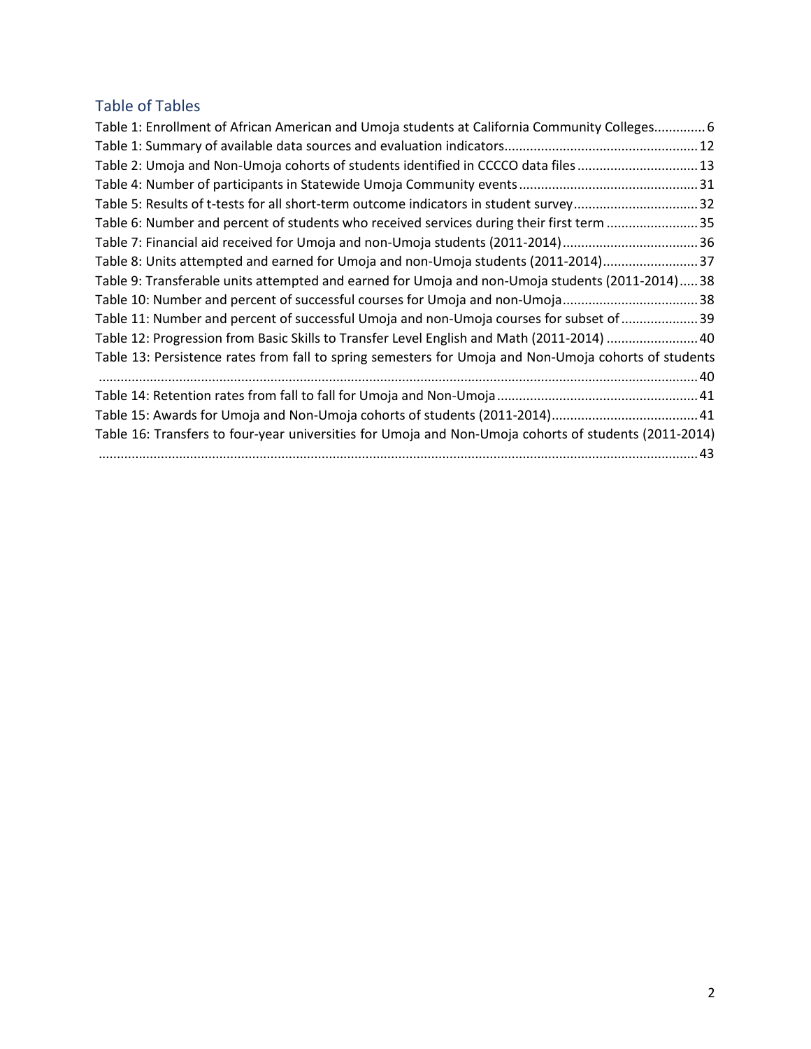## Table of Tables

Table 1: Enrollment of African American and Umoja students at California Community Colleges.............. 6
Table 1: Summary of available data sources and evaluation indicators.................................................... 12
Table 2: Umoja and Non-Umoja cohorts of students identified in CCCCO data files................................. 13
Table 4: Number of participants in Statewide Umoja Community events................................................. 31
Table 5: Results of t-tests for all short-term outcome indicators in student survey.................................. 32
Table 6: Number and percent of students who received services during their first term......................... 35
Table 7: Financial aid received for Umoja and non-Umoja students (2011-2014)..................................... 36
Table 8: Units attempted and earned for Umoja and non-Umoja students (2011-2014).......................... 37
Table 9: Transferable units attempted and earned for Umoja and non-Umoja students (2011-2014)..... 38
Table 10: Number and percent of successful courses for Umoja and non-Umoja..................................... 38
Table 11: Number and percent of successful Umoja and non-Umoja courses for subset of..................... 39
Table 12: Progression from Basic Skills to Transfer Level English and Math (2011-2014)......................... 40
Table 13: Persistence rates from fall to spring semesters for Umoja and Non-Umoja cohorts of students .................................................................................................................................................. 40
Table 14: Retention rates from fall to fall for Umoja and Non-Umoja....................................................... 41
Table 15: Awards for Umoja and Non-Umoja cohorts of students (2011-2014)........................................ 41
Table 16: Transfers to four-year universities for Umoja and Non-Umoja cohorts of students (2011-2014) .................................................................................................................................................. 43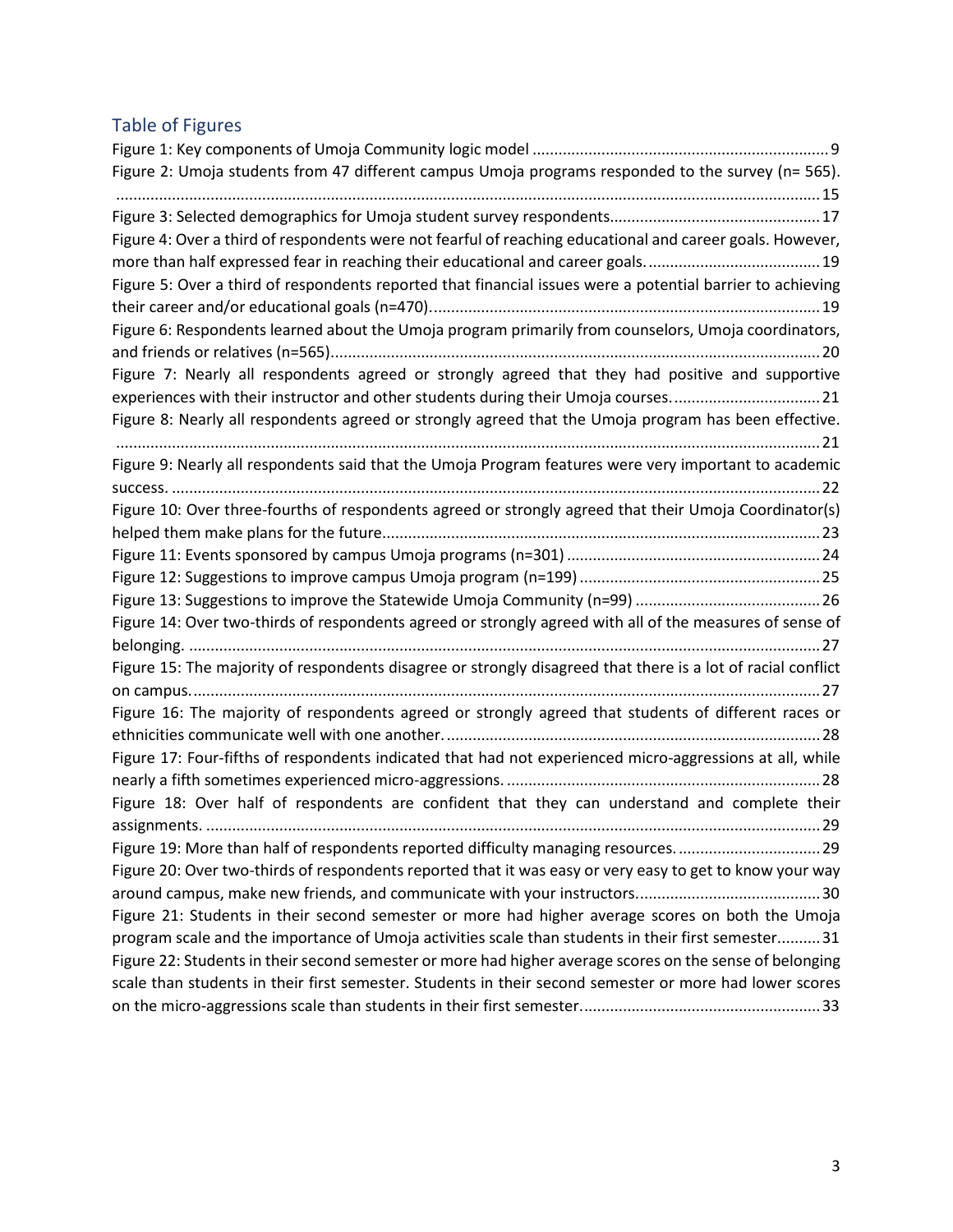## Table of Figures

Figure 1: Key components of Umoja Community logic model .................................................................... 9
Figure 2: Umoja students from 47 different campus Umoja programs responded to the survey (n= 565). ................................................................................................................................................ 15
Figure 3: Selected demographics for Umoja student survey respondents................................................ 17
Figure 4: Over a third of respondents were not fearful of reaching educational and career goals. However, more than half expressed fear in reaching their educational and career goals. ....................................... 19
Figure 5: Over a third of respondents reported that financial issues were a potential barrier to achieving their career and/or educational goals (n=470). ........................................................................................ 19
Figure 6: Respondents learned about the Umoja program primarily from counselors, Umoja coordinators, and friends or relatives (n=565)................................................................................................................ 20
Figure 7: Nearly all respondents agreed or strongly agreed that they had positive and supportive experiences with their instructor and other students during their Umoja courses. ................................. 21
Figure 8: Nearly all respondents agreed or strongly agreed that the Umoja program has been effective. ................................................................................................................................................ 21
Figure 9: Nearly all respondents said that the Umoja Program features were very important to academic success. .................................................................................................................................................... 22
Figure 10: Over three-fourths of respondents agreed or strongly agreed that their Umoja Coordinator(s) helped them make plans for the future..................................................................................................... 23
Figure 11: Events sponsored by campus Umoja programs (n=301) ........................................................... 24
Figure 12: Suggestions to improve campus Umoja program (n=199) ........................................................ 25
Figure 13: Suggestions to improve the Statewide Umoja Community (n=99) ........................................... 26
Figure 14: Over two-thirds of respondents agreed or strongly agreed with all of the measures of sense of belonging. ................................................................................................................................................ 27
Figure 15: The majority of respondents disagree or strongly disagreed that there is a lot of racial conflict on campus................................................................................................................................................. 27
Figure 16: The majority of respondents agreed or strongly agreed that students of different races or ethnicities communicate well with one another. ...................................................................................... 28
Figure 17: Four-fifths of respondents indicated that had not experienced micro-aggressions at all, while nearly a fifth sometimes experienced micro-aggressions. ......................................................................... 28
Figure 18: Over half of respondents are confident that they can understand and complete their assignments. ............................................................................................................................................. 29
Figure 19: More than half of respondents reported difficulty managing resources. ................................. 29
Figure 20: Over two-thirds of respondents reported that it was easy or very easy to get to know your way around campus, make new friends, and communicate with your instructors. .......................................... 30
Figure 21: Students in their second semester or more had higher average scores on both the Umoja program scale and the importance of Umoja activities scale than students in their first semester.......... 31
Figure 22: Students in their second semester or more had higher average scores on the sense of belonging scale than students in their first semester. Students in their second semester or more had lower scores on the micro-aggressions scale than students in their first semester........................................................ 33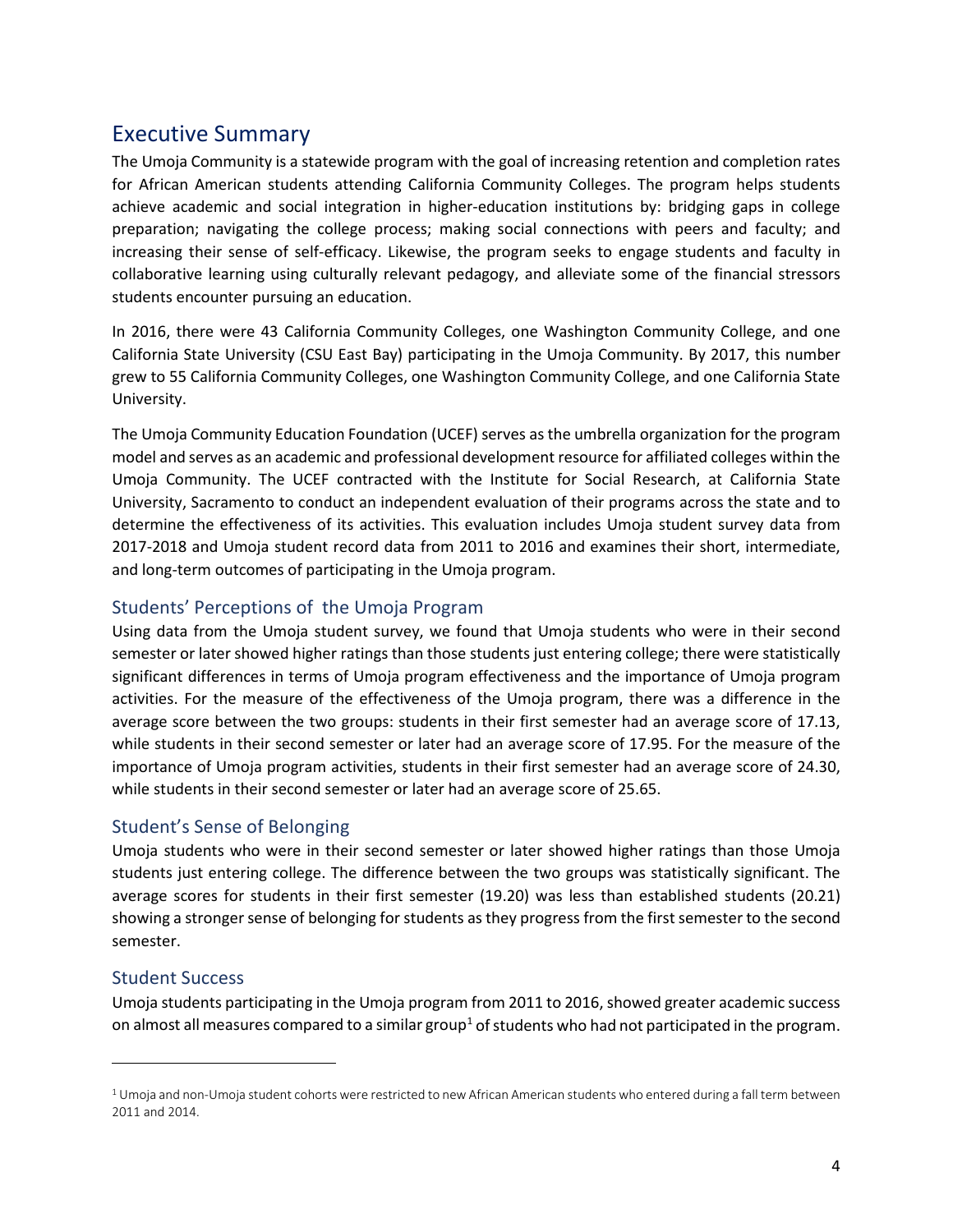## Executive Summary

The Umoja Community is a statewide program with the goal of increasing retention and completion rates for African American students attending California Community Colleges. The program helps students achieve academic and social integration in higher-education institutions by: bridging gaps in college preparation; navigating the college process; making social connections with peers and faculty; and increasing their sense of self-efficacy. Likewise, the program seeks to engage students and faculty in collaborative learning using culturally relevant pedagogy, and alleviate some of the financial stressors students encounter pursuing an education.

In 2016, there were 43 California Community Colleges, one Washington Community College, and one California State University (CSU East Bay) participating in the Umoja Community. By 2017, this number grew to 55 California Community Colleges, one Washington Community College, and one California State University.

The Umoja Community Education Foundation (UCEF) serves as the umbrella organization for the program model and serves as an academic and professional development resource for affiliated colleges within the Umoja Community. The UCEF contracted with the Institute for Social Research, at California State University, Sacramento to conduct an independent evaluation of their programs across the state and to determine the effectiveness of its activities. This evaluation includes Umoja student survey data from 2017-2018 and Umoja student record data from 2011 to 2016 and examines their short, intermediate, and long-term outcomes of participating in the Umoja program.

### Students' Perceptions of the Umoja Program

Using data from the Umoja student survey, we found that Umoja students who were in their second semester or later showed higher ratings than those students just entering college; there were statistically significant differences in terms of Umoja program effectiveness and the importance of Umoja program activities. For the measure of the effectiveness of the Umoja program, there was a difference in the average score between the two groups: students in their first semester had an average score of 17.13, while students in their second semester or later had an average score of 17.95. For the measure of the importance of Umoja program activities, students in their first semester had an average score of 24.30, while students in their second semester or later had an average score of 25.65.

### Student's Sense of Belonging

Umoja students who were in their second semester or later showed higher ratings than those Umoja students just entering college. The difference between the two groups was statistically significant. The average scores for students in their first semester (19.20) was less than established students (20.21) showing a stronger sense of belonging for students as they progress from the first semester to the second semester.

### Student Success

Umoja students participating in the Umoja program from 2011 to 2016, showed greater academic success on almost all measures compared to a similar group[1] of students who had not participated in the program.

[1] Umoja and non-Umoja student cohorts were restricted to new African American students who entered during a fall term between 2011 and 2014.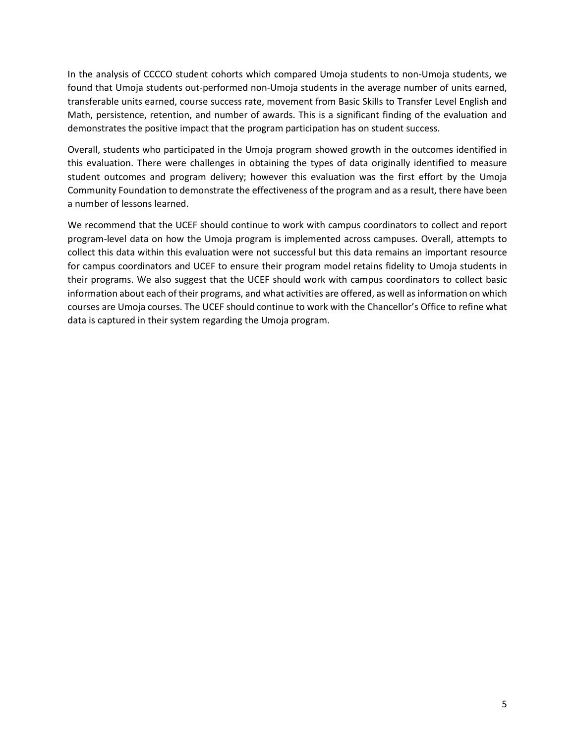In the analysis of CCCCO student cohorts which compared Umoja students to non-Umoja students, we found that Umoja students out-performed non-Umoja students in the average number of units earned, transferable units earned, course success rate, movement from Basic Skills to Transfer Level English and Math, persistence, retention, and number of awards. This is a significant finding of the evaluation and demonstrates the positive impact that the program participation has on student success.

Overall, students who participated in the Umoja program showed growth in the outcomes identified in this evaluation. There were challenges in obtaining the types of data originally identified to measure student outcomes and program delivery; however this evaluation was the first effort by the Umoja Community Foundation to demonstrate the effectiveness of the program and as a result, there have been a number of lessons learned.

We recommend that the UCEF should continue to work with campus coordinators to collect and report program-level data on how the Umoja program is implemented across campuses. Overall, attempts to collect this data within this evaluation were not successful but this data remains an important resource for campus coordinators and UCEF to ensure their program model retains fidelity to Umoja students in their programs. We also suggest that the UCEF should work with campus coordinators to collect basic information about each of their programs, and what activities are offered, as well as information on which courses are Umoja courses. The UCEF should continue to work with the Chancellor's Office to refine what data is captured in their system regarding the Umoja program.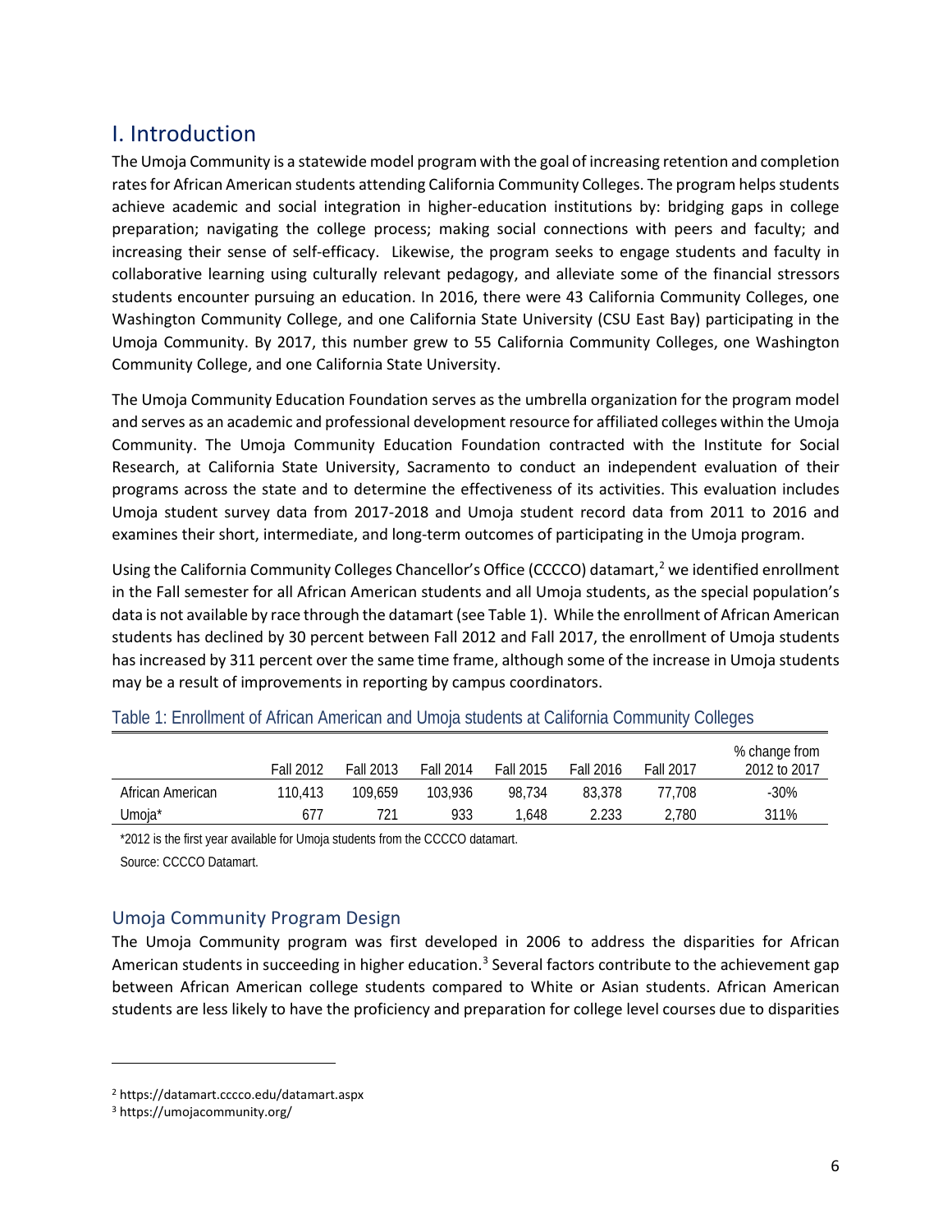## I. Introduction

The Umoja Community is a statewide model program with the goal of increasing retention and completion rates for African American students attending California Community Colleges. The program helps students achieve academic and social integration in higher-education institutions by: bridging gaps in college preparation; navigating the college process; making social connections with peers and faculty; and increasing their sense of self-efficacy. Likewise, the program seeks to engage students and faculty in collaborative learning using culturally relevant pedagogy, and alleviate some of the financial stressors students encounter pursuing an education. In 2016, there were 43 California Community Colleges, one Washington Community College, and one California State University (CSU East Bay) participating in the Umoja Community. By 2017, this number grew to 55 California Community Colleges, one Washington Community College, and one California State University.

The Umoja Community Education Foundation serves as the umbrella organization for the program model and serves as an academic and professional development resource for affiliated colleges within the Umoja Community. The Umoja Community Education Foundation contracted with the Institute for Social Research, at California State University, Sacramento to conduct an independent evaluation of their programs across the state and to determine the effectiveness of its activities. This evaluation includes Umoja student survey data from 2017-2018 and Umoja student record data from 2011 to 2016 and examines their short, intermediate, and long-term outcomes of participating in the Umoja program.

Using the California Community Colleges Chancellor's Office (CCCCO) datamart,[2] we identified enrollment in the Fall semester for all African American students and all Umoja students, as the special population's data is not available by race through the datamart (see Table 1). While the enrollment of African American students has declined by 30 percent between Fall 2012 and Fall 2017, the enrollment of Umoja students has increased by 311 percent over the same time frame, although some of the increase in Umoja students may be a result of improvements in reporting by campus coordinators.

Table 1: Enrollment of African American and Umoja students at California Community Colleges

| | Fall 2012 | Fall 2013 | Fall 2014 | Fall 2015 | Fall 2016 | Fall 2017 | % change from 2012 to 2017 |
|---|---|---|---|---|---|---|---|
| African American | 110,413 | 109,659 | 103,936 | 98,734 | 83,378 | 77,708 | -30% |
| Umoja* | 677 | 721 | 933 | 1,648 | 2.233 | 2,780 | 311% |

*2012 is the first year available for Umoja students from the CCCCO datamart.

Source: CCCCO Datamart.

### Umoja Community Program Design

The Umoja Community program was first developed in 2006 to address the disparities for African American students in succeeding in higher education.[3] Several factors contribute to the achievement gap between African American college students compared to White or Asian students. African American students are less likely to have the proficiency and preparation for college level courses due to disparities

[2] https://datamart.cccco.edu/datamart.aspx

[3] https://umojacommunity.org/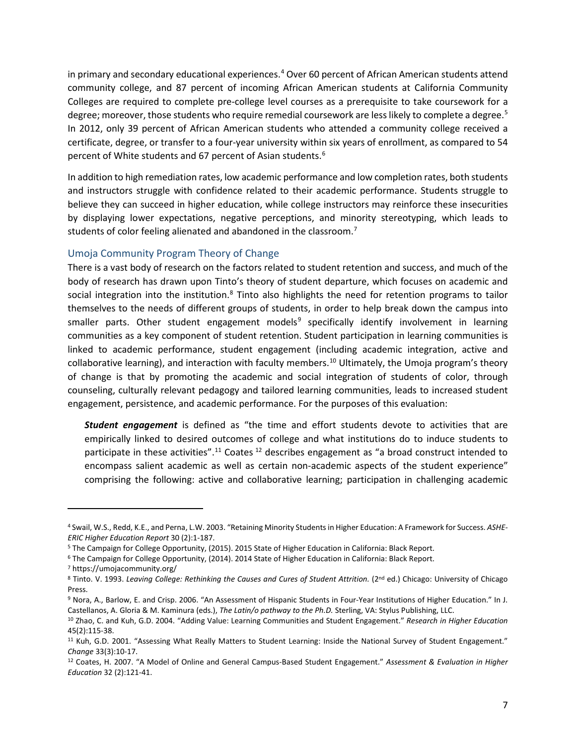in primary and secondary educational experiences.[4] Over 60 percent of African American students attend community college, and 87 percent of incoming African American students at California Community Colleges are required to complete pre-college level courses as a prerequisite to take coursework for a degree; moreover, those students who require remedial coursework are less likely to complete a degree.[5] In 2012, only 39 percent of African American students who attended a community college received a certificate, degree, or transfer to a four-year university within six years of enrollment, as compared to 54 percent of White students and 67 percent of Asian students.[6]

In addition to high remediation rates, low academic performance and low completion rates, both students and instructors struggle with confidence related to their academic performance. Students struggle to believe they can succeed in higher education, while college instructors may reinforce these insecurities by displaying lower expectations, negative perceptions, and minority stereotyping, which leads to students of color feeling alienated and abandoned in the classroom.[7]

## Umoja Community Program Theory of Change

There is a vast body of research on the factors related to student retention and success, and much of the body of research has drawn upon Tinto's theory of student departure, which focuses on academic and social integration into the institution.[8] Tinto also highlights the need for retention programs to tailor themselves to the needs of different groups of students, in order to help break down the campus into smaller parts. Other student engagement models[9] specifically identify involvement in learning communities as a key component of student retention. Student participation in learning communities is linked to academic performance, student engagement (including academic integration, active and collaborative learning), and interaction with faculty members.[10] Ultimately, the Umoja program's theory of change is that by promoting the academic and social integration of students of color, through counseling, culturally relevant pedagogy and tailored learning communities, leads to increased student engagement, persistence, and academic performance. For the purposes of this evaluation:

> ***Student engagement*** is defined as "the time and effort students devote to activities that are empirically linked to desired outcomes of college and what institutions do to induce students to participate in these activities".[11] Coates [12] describes engagement as "a broad construct intended to encompass salient academic as well as certain non-academic aspects of the student experience" comprising the following: active and collaborative learning; participation in challenging academic

---

[4] Swail, W.S., Redd, K.E., and Perna, L.W. 2003. "Retaining Minority Students in Higher Education: A Framework for Success. *ASHE-ERIC Higher Education Report* 30 (2):1-187.

[5] The Campaign for College Opportunity, (2015). 2015 State of Higher Education in California: Black Report.

[6] The Campaign for College Opportunity, (2014). 2014 State of Higher Education in California: Black Report.

[7] https://umojacommunity.org/

[8] Tinto. V. 1993. *Leaving College: Rethinking the Causes and Cures of Student Attrition.* (2nd ed.) Chicago: University of Chicago Press.

[9] Nora, A., Barlow, E. and Crisp. 2006. "An Assessment of Hispanic Students in Four-Year Institutions of Higher Education." In J. Castellanos, A. Gloria & M. Kaminura (eds.), *The Latin/o pathway to the Ph.D.* Sterling, VA: Stylus Publishing, LLC.

[10] Zhao, C. and Kuh, G.D. 2004. "Adding Value: Learning Communities and Student Engagement." *Research in Higher Education* 45(2):115-38.

[11] Kuh, G.D. 2001. "Assessing What Really Matters to Student Learning: Inside the National Survey of Student Engagement." *Change* 33(3):10-17.

[12] Coates, H. 2007. "A Model of Online and General Campus-Based Student Engagement." *Assessment & Evaluation in Higher Education* 32 (2):121-41.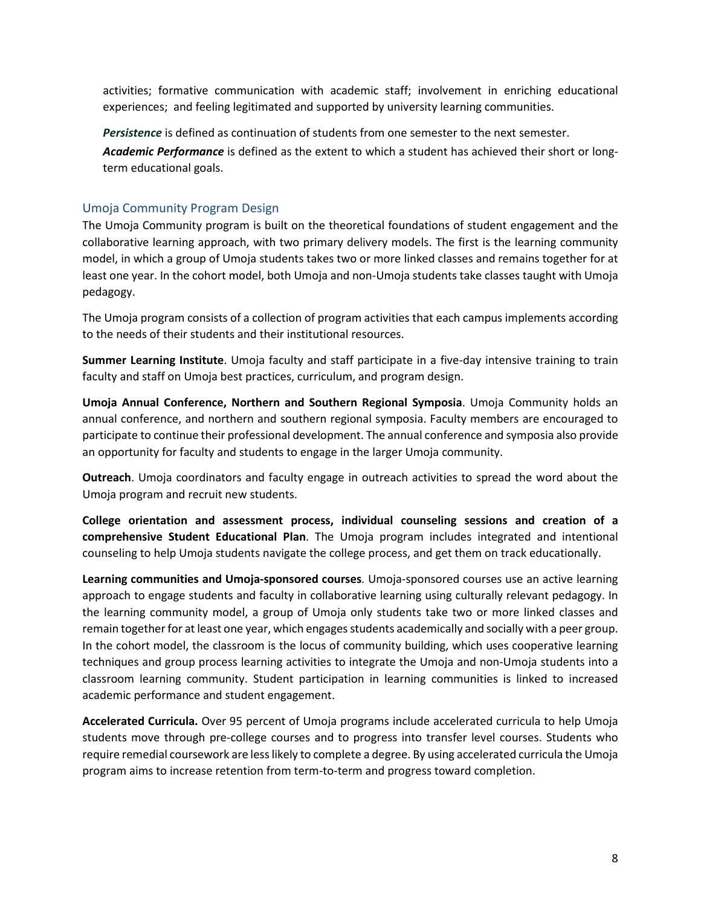activities; formative communication with academic staff; involvement in enriching educational experiences; and feeling legitimated and supported by university learning communities.

***Persistence*** is defined as continuation of students from one semester to the next semester.

***Academic Performance*** is defined as the extent to which a student has achieved their short or long-term educational goals.

## Umoja Community Program Design

The Umoja Community program is built on the theoretical foundations of student engagement and the collaborative learning approach, with two primary delivery models. The first is the learning community model, in which a group of Umoja students takes two or more linked classes and remains together for at least one year. In the cohort model, both Umoja and non-Umoja students take classes taught with Umoja pedagogy.

The Umoja program consists of a collection of program activities that each campus implements according to the needs of their students and their institutional resources.

**Summer Learning Institute**. Umoja faculty and staff participate in a five-day intensive training to train faculty and staff on Umoja best practices, curriculum, and program design.

**Umoja Annual Conference, Northern and Southern Regional Symposia**. Umoja Community holds an annual conference, and northern and southern regional symposia. Faculty members are encouraged to participate to continue their professional development. The annual conference and symposia also provide an opportunity for faculty and students to engage in the larger Umoja community.

**Outreach**. Umoja coordinators and faculty engage in outreach activities to spread the word about the Umoja program and recruit new students.

**College orientation and assessment process, individual counseling sessions and creation of a comprehensive Student Educational Plan**. The Umoja program includes integrated and intentional counseling to help Umoja students navigate the college process, and get them on track educationally.

**Learning communities and Umoja-sponsored courses**. Umoja-sponsored courses use an active learning approach to engage students and faculty in collaborative learning using culturally relevant pedagogy. In the learning community model, a group of Umoja only students take two or more linked classes and remain together for at least one year, which engages students academically and socially with a peer group. In the cohort model, the classroom is the locus of community building, which uses cooperative learning techniques and group process learning activities to integrate the Umoja and non-Umoja students into a classroom learning community. Student participation in learning communities is linked to increased academic performance and student engagement.

**Accelerated Curricula.** Over 95 percent of Umoja programs include accelerated curricula to help Umoja students move through pre-college courses and to progress into transfer level courses. Students who require remedial coursework are less likely to complete a degree. By using accelerated curricula the Umoja program aims to increase retention from term-to-term and progress toward completion.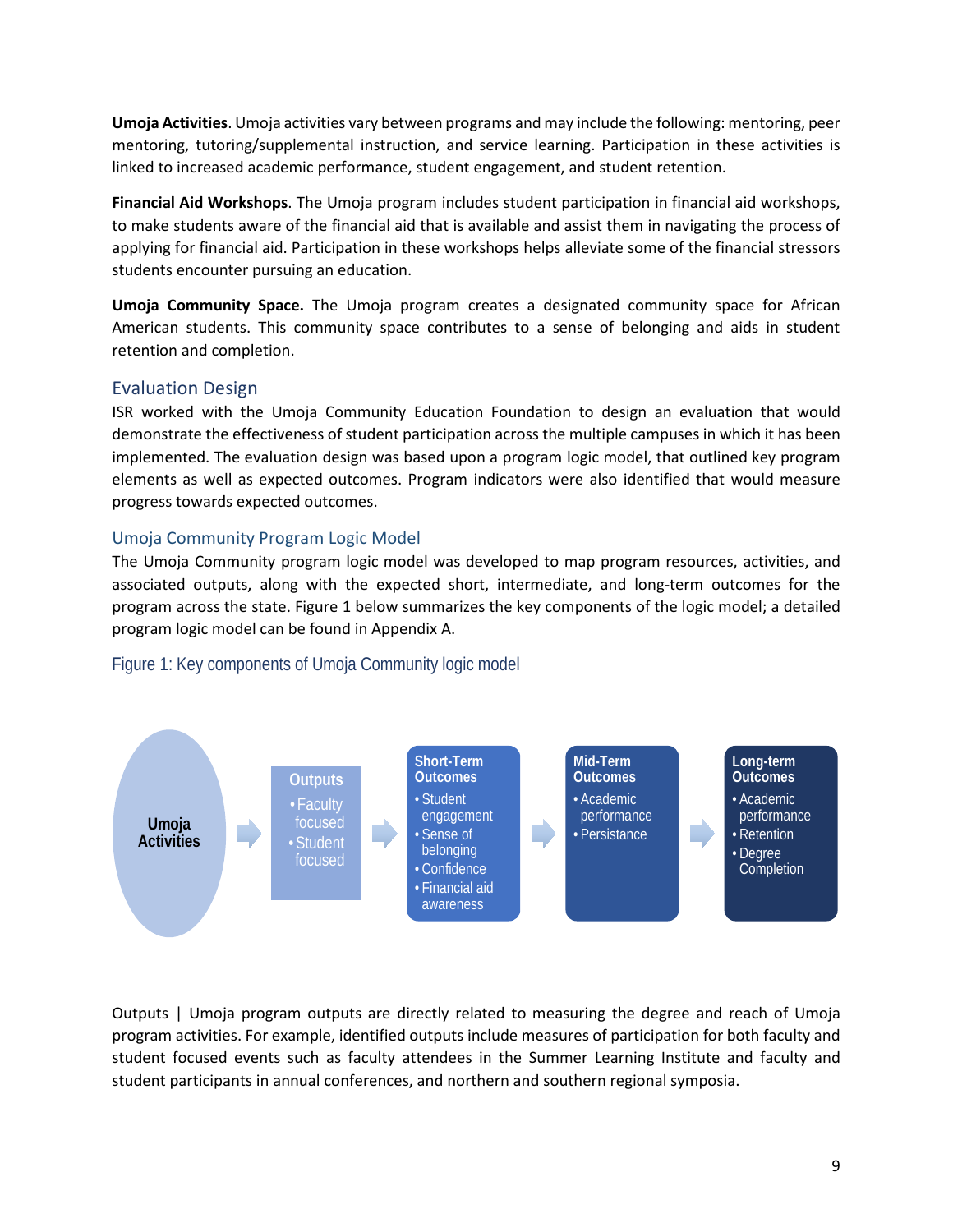**Umoja Activities**. Umoja activities vary between programs and may include the following: mentoring, peer mentoring, tutoring/supplemental instruction, and service learning. Participation in these activities is linked to increased academic performance, student engagement, and student retention.

**Financial Aid Workshops**. The Umoja program includes student participation in financial aid workshops, to make students aware of the financial aid that is available and assist them in navigating the process of applying for financial aid. Participation in these workshops helps alleviate some of the financial stressors students encounter pursuing an education.

**Umoja Community Space.** The Umoja program creates a designated community space for African American students. This community space contributes to a sense of belonging and aids in student retention and completion.

## Evaluation Design

ISR worked with the Umoja Community Education Foundation to design an evaluation that would demonstrate the effectiveness of student participation across the multiple campuses in which it has been implemented. The evaluation design was based upon a program logic model, that outlined key program elements as well as expected outcomes. Program indicators were also identified that would measure progress towards expected outcomes.

### Umoja Community Program Logic Model

The Umoja Community program logic model was developed to map program resources, activities, and associated outputs, along with the expected short, intermediate, and long-term outcomes for the program across the state. Figure 1 below summarizes the key components of the logic model; a detailed program logic model can be found in Appendix A.

Figure 1: Key components of Umoja Community logic model

**Umoja Activities** → **Outputs**
- Faculty focused
- Student focused

→ **Short-Term Outcomes**
- Student engagement
- Sense of belonging
- Confidence
- Financial aid awareness

→ **Mid-Term Outcomes**
- Academic performance
- Persistance

→ **Long-term Outcomes**
- Academic performance
- Retention
- Degree Completion

Outputs | Umoja program outputs are directly related to measuring the degree and reach of Umoja program activities. For example, identified outputs include measures of participation for both faculty and student focused events such as faculty attendees in the Summer Learning Institute and faculty and student participants in annual conferences, and northern and southern regional symposia.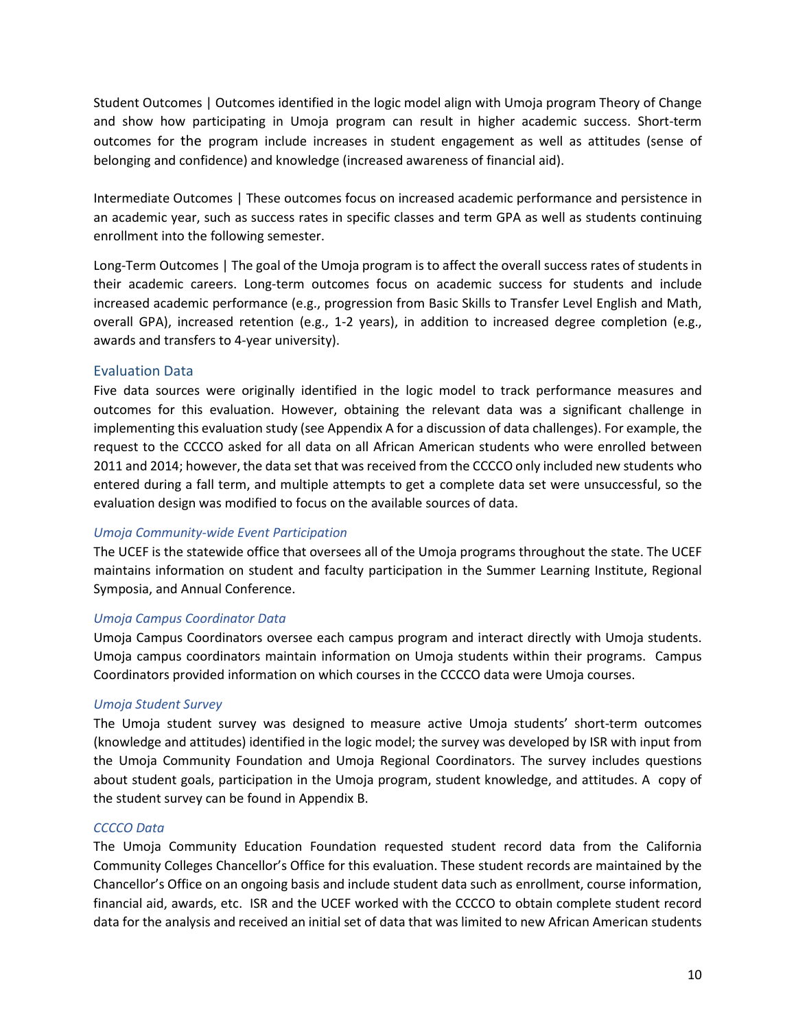Student Outcomes | Outcomes identified in the logic model align with Umoja program Theory of Change and show how participating in Umoja program can result in higher academic success. Short-term outcomes for the program include increases in student engagement as well as attitudes (sense of belonging and confidence) and knowledge (increased awareness of financial aid).

Intermediate Outcomes | These outcomes focus on increased academic performance and persistence in an academic year, such as success rates in specific classes and term GPA as well as students continuing enrollment into the following semester.

Long-Term Outcomes | The goal of the Umoja program is to affect the overall success rates of students in their academic careers. Long-term outcomes focus on academic success for students and include increased academic performance (e.g., progression from Basic Skills to Transfer Level English and Math, overall GPA), increased retention (e.g., 1-2 years), in addition to increased degree completion (e.g., awards and transfers to 4-year university).

## Evaluation Data

Five data sources were originally identified in the logic model to track performance measures and outcomes for this evaluation. However, obtaining the relevant data was a significant challenge in implementing this evaluation study (see Appendix A for a discussion of data challenges). For example, the request to the CCCCO asked for all data on all African American students who were enrolled between 2011 and 2014; however, the data set that was received from the CCCCO only included new students who entered during a fall term, and multiple attempts to get a complete data set were unsuccessful, so the evaluation design was modified to focus on the available sources of data.

### *Umoja Community-wide Event Participation*

The UCEF is the statewide office that oversees all of the Umoja programs throughout the state. The UCEF maintains information on student and faculty participation in the Summer Learning Institute, Regional Symposia, and Annual Conference.

### *Umoja Campus Coordinator Data*

Umoja Campus Coordinators oversee each campus program and interact directly with Umoja students. Umoja campus coordinators maintain information on Umoja students within their programs. Campus Coordinators provided information on which courses in the CCCCO data were Umoja courses.

### *Umoja Student Survey*

The Umoja student survey was designed to measure active Umoja students' short-term outcomes (knowledge and attitudes) identified in the logic model; the survey was developed by ISR with input from the Umoja Community Foundation and Umoja Regional Coordinators. The survey includes questions about student goals, participation in the Umoja program, student knowledge, and attitudes. A copy of the student survey can be found in Appendix B.

### *CCCCO Data*

The Umoja Community Education Foundation requested student record data from the California Community Colleges Chancellor's Office for this evaluation. These student records are maintained by the Chancellor's Office on an ongoing basis and include student data such as enrollment, course information, financial aid, awards, etc. ISR and the UCEF worked with the CCCCO to obtain complete student record data for the analysis and received an initial set of data that was limited to new African American students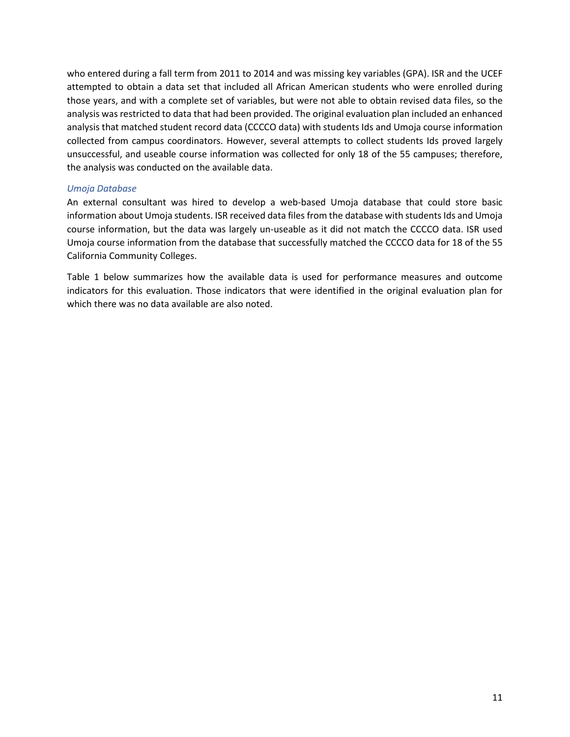who entered during a fall term from 2011 to 2014 and was missing key variables (GPA). ISR and the UCEF attempted to obtain a data set that included all African American students who were enrolled during those years, and with a complete set of variables, but were not able to obtain revised data files, so the analysis was restricted to data that had been provided. The original evaluation plan included an enhanced analysis that matched student record data (CCCCO data) with students Ids and Umoja course information collected from campus coordinators. However, several attempts to collect students Ids proved largely unsuccessful, and useable course information was collected for only 18 of the 55 campuses; therefore, the analysis was conducted on the available data.

### *Umoja Database*

An external consultant was hired to develop a web-based Umoja database that could store basic information about Umoja students. ISR received data files from the database with students Ids and Umoja course information, but the data was largely un-useable as it did not match the CCCCO data. ISR used Umoja course information from the database that successfully matched the CCCCO data for 18 of the 55 California Community Colleges.

Table 1 below summarizes how the available data is used for performance measures and outcome indicators for this evaluation. Those indicators that were identified in the original evaluation plan for which there was no data available are also noted.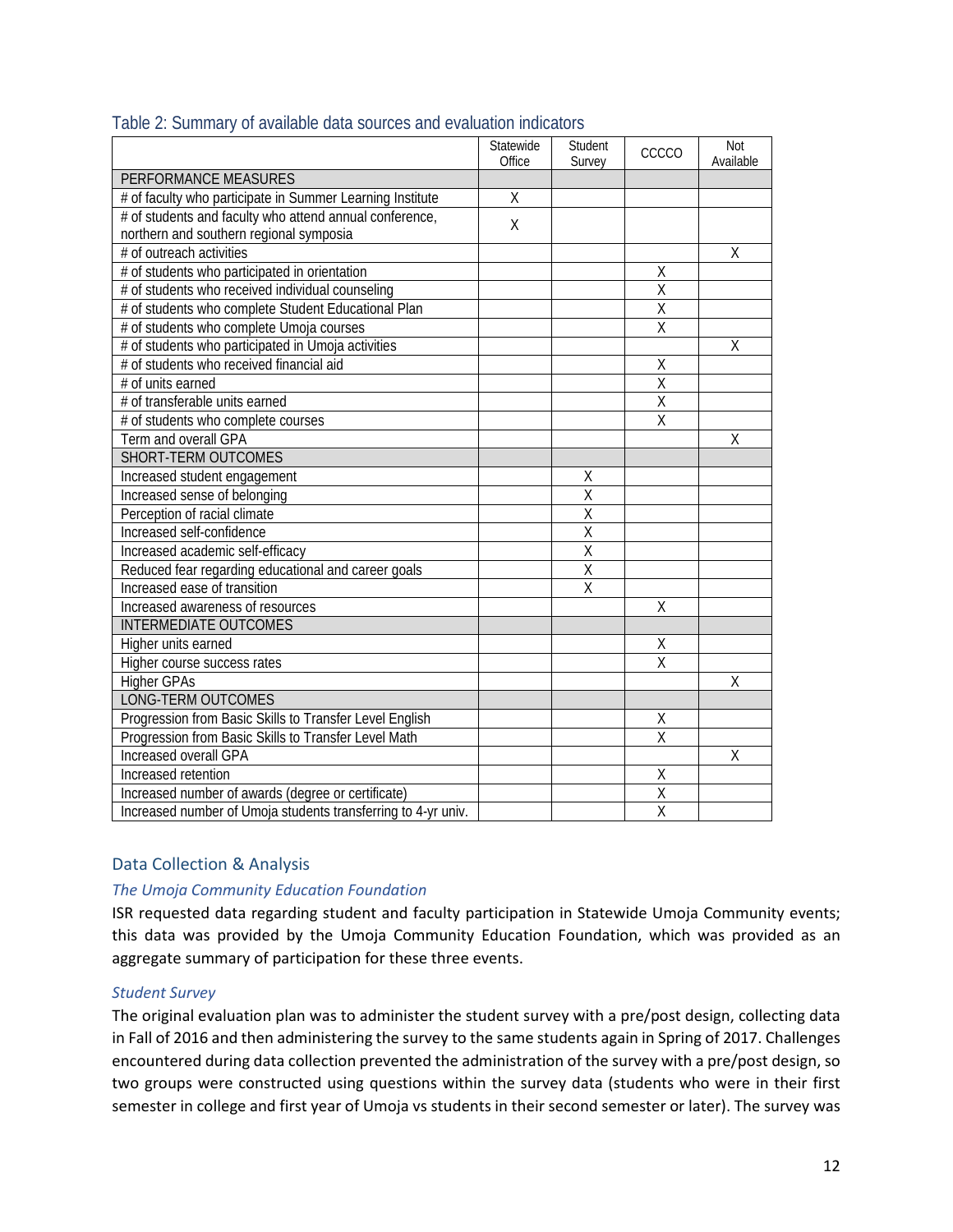Table 2: Summary of available data sources and evaluation indicators

| | Statewide Office | Student Survey | CCCCO | Not Available |
|---|---|---|---|---|
| PERFORMANCE MEASURES | | | | |
| # of faculty who participate in Summer Learning Institute | X | | | |
| # of students and faculty who attend annual conference, northern and southern regional symposia | X | | | |
| # of outreach activities | | | | X |
| # of students who participated in orientation | | | X | |
| # of students who received individual counseling | | | X | |
| # of students who complete Student Educational Plan | | | X | |
| # of students who complete Umoja courses | | | X | |
| # of students who participated in Umoja activities | | | | X |
| # of students who received financial aid | | | X | |
| # of units earned | | | X | |
| # of transferable units earned | | | X | |
| # of students who complete courses | | | X | |
| Term and overall GPA | | | | X |
| SHORT-TERM OUTCOMES | | | | |
| Increased student engagement | | X | | |
| Increased sense of belonging | | X | | |
| Perception of racial climate | | X | | |
| Increased self-confidence | | X | | |
| Increased academic self-efficacy | | X | | |
| Reduced fear regarding educational and career goals | | X | | |
| Increased ease of transition | | X | | |
| Increased awareness of resources | | | X | |
| INTERMEDIATE OUTCOMES | | | | |
| Higher units earned | | | X | |
| Higher course success rates | | | X | |
| Higher GPAs | | | | X |
| LONG-TERM OUTCOMES | | | | |
| Progression from Basic Skills to Transfer Level English | | | X | |
| Progression from Basic Skills to Transfer Level Math | | | X | |
| Increased overall GPA | | | | X |
| Increased retention | | | X | |
| Increased number of awards (degree or certificate) | | | X | |
| Increased number of Umoja students transferring to 4-yr univ. | | | X | |

## Data Collection & Analysis

### *The Umoja Community Education Foundation*

ISR requested data regarding student and faculty participation in Statewide Umoja Community events; this data was provided by the Umoja Community Education Foundation, which was provided as an aggregate summary of participation for these three events.

### *Student Survey*

The original evaluation plan was to administer the student survey with a pre/post design, collecting data in Fall of 2016 and then administering the survey to the same students again in Spring of 2017. Challenges encountered during data collection prevented the administration of the survey with a pre/post design, so two groups were constructed using questions within the survey data (students who were in their first semester in college and first year of Umoja vs students in their second semester or later). The survey was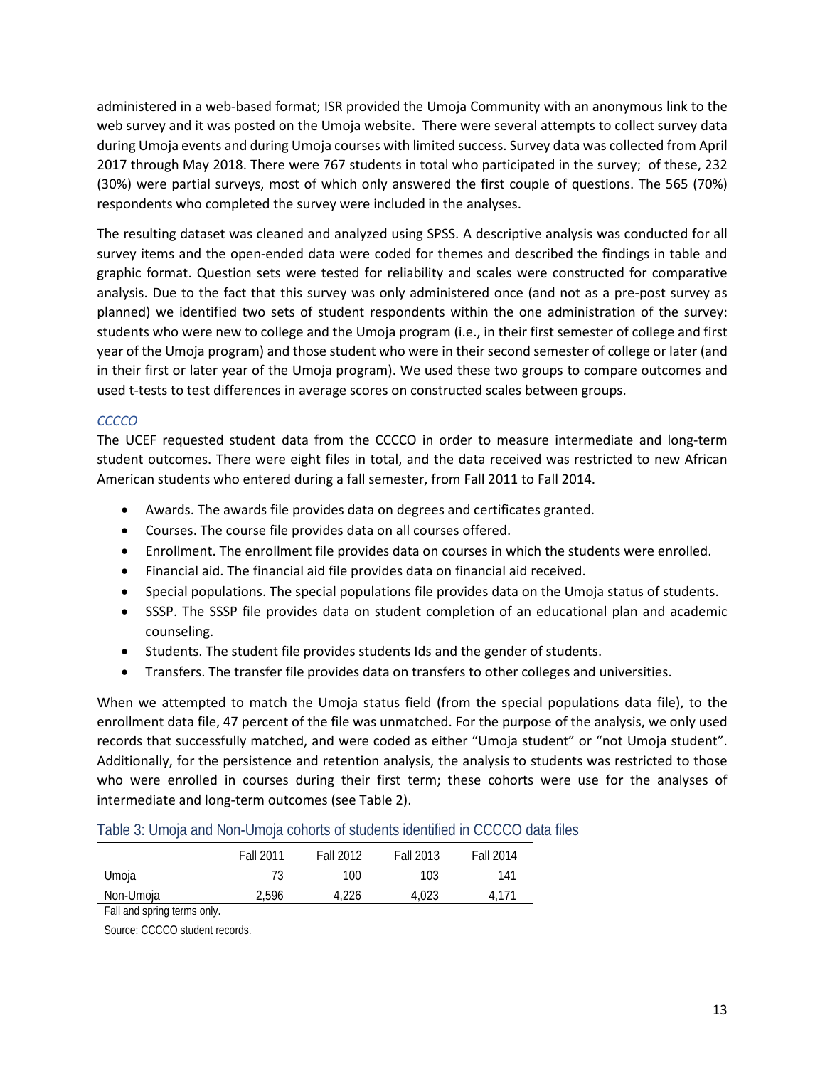administered in a web-based format; ISR provided the Umoja Community with an anonymous link to the web survey and it was posted on the Umoja website. There were several attempts to collect survey data during Umoja events and during Umoja courses with limited success. Survey data was collected from April 2017 through May 2018. There were 767 students in total who participated in the survey; of these, 232 (30%) were partial surveys, most of which only answered the first couple of questions. The 565 (70%) respondents who completed the survey were included in the analyses.

The resulting dataset was cleaned and analyzed using SPSS. A descriptive analysis was conducted for all survey items and the open-ended data were coded for themes and described the findings in table and graphic format. Question sets were tested for reliability and scales were constructed for comparative analysis. Due to the fact that this survey was only administered once (and not as a pre-post survey as planned) we identified two sets of student respondents within the one administration of the survey: students who were new to college and the Umoja program (i.e., in their first semester of college and first year of the Umoja program) and those student who were in their second semester of college or later (and in their first or later year of the Umoja program). We used these two groups to compare outcomes and used t-tests to test differences in average scores on constructed scales between groups.

*CCCCO*

The UCEF requested student data from the CCCCO in order to measure intermediate and long-term student outcomes. There were eight files in total, and the data received was restricted to new African American students who entered during a fall semester, from Fall 2011 to Fall 2014.

- Awards. The awards file provides data on degrees and certificates granted.
- Courses. The course file provides data on all courses offered.
- Enrollment. The enrollment file provides data on courses in which the students were enrolled.
- Financial aid. The financial aid file provides data on financial aid received.
- Special populations. The special populations file provides data on the Umoja status of students.
- SSSP. The SSSP file provides data on student completion of an educational plan and academic counseling.
- Students. The student file provides students Ids and the gender of students.
- Transfers. The transfer file provides data on transfers to other colleges and universities.

When we attempted to match the Umoja status field (from the special populations data file), to the enrollment data file, 47 percent of the file was unmatched. For the purpose of the analysis, we only used records that successfully matched, and were coded as either "Umoja student" or "not Umoja student". Additionally, for the persistence and retention analysis, the analysis to students was restricted to those who were enrolled in courses during their first term; these cohorts were use for the analyses of intermediate and long-term outcomes (see Table 2).

Table 3: Umoja and Non-Umoja cohorts of students identified in CCCCO data files

| | Fall 2011 | Fall 2012 | Fall 2013 | Fall 2014 |
|---|---|---|---|---|
| Umoja | 73 | 100 | 103 | 141 |
| Non-Umoja | 2,596 | 4,226 | 4,023 | 4,171 |

Fall and spring terms only.

Source: CCCCO student records.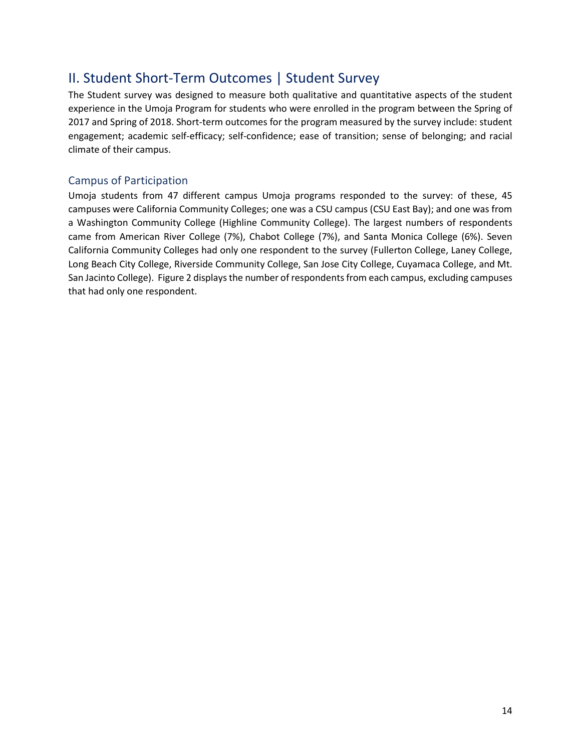## II. Student Short-Term Outcomes | Student Survey

The Student survey was designed to measure both qualitative and quantitative aspects of the student experience in the Umoja Program for students who were enrolled in the program between the Spring of 2017 and Spring of 2018. Short-term outcomes for the program measured by the survey include: student engagement; academic self-efficacy; self-confidence; ease of transition; sense of belonging; and racial climate of their campus.

### Campus of Participation

Umoja students from 47 different campus Umoja programs responded to the survey: of these, 45 campuses were California Community Colleges; one was a CSU campus (CSU East Bay); and one was from a Washington Community College (Highline Community College). The largest numbers of respondents came from American River College (7%), Chabot College (7%), and Santa Monica College (6%). Seven California Community Colleges had only one respondent to the survey (Fullerton College, Laney College, Long Beach City College, Riverside Community College, San Jose City College, Cuyamaca College, and Mt. San Jacinto College). Figure 2 displays the number of respondents from each campus, excluding campuses that had only one respondent.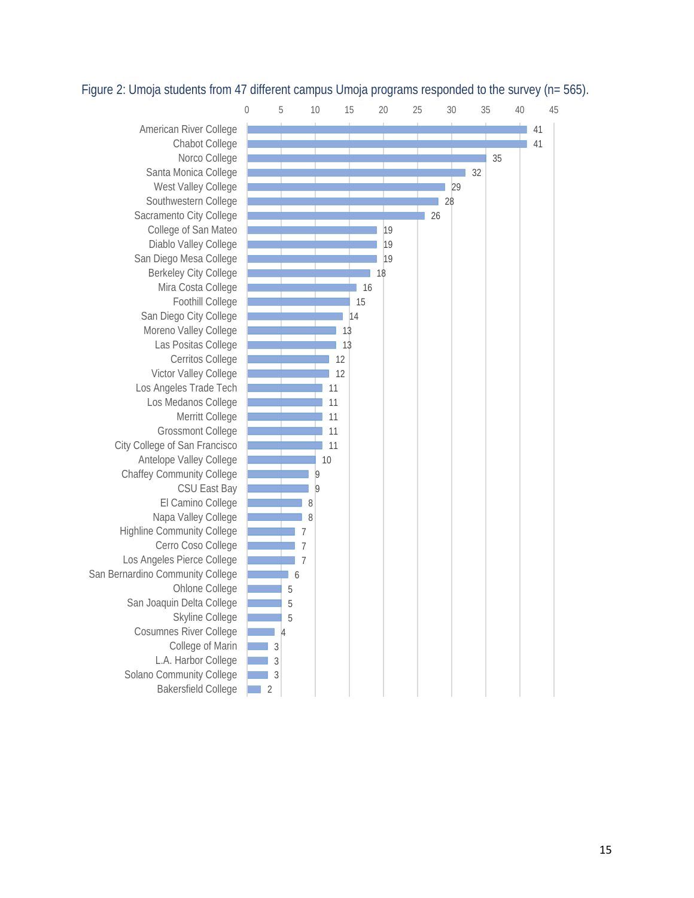Figure 2: Umoja students from 47 different campus Umoja programs responded to the survey (n= 565).

| College | Number of Respondents |
| --- | --- |
| American River College | 41 |
| Chabot College | 41 |
| Norco College | 35 |
| Santa Monica College | 32 |
| West Valley College | 29 |
| Southwestern College | 28 |
| Sacramento City College | 26 |
| College of San Mateo | 19 |
| Diablo Valley College | 19 |
| San Diego Mesa College | 19 |
| Berkeley City College | 18 |
| Mira Costa College | 16 |
| Foothill College | 15 |
| San Diego City College | 14 |
| Moreno Valley College | 13 |
| Las Positas College | 13 |
| Cerritos College | 12 |
| Victor Valley College | 12 |
| Los Angeles Trade Tech | 11 |
| Los Medanos College | 11 |
| Merritt College | 11 |
| Grossmont College | 11 |
| City College of San Francisco | 11 |
| Antelope Valley College | 10 |
| Chaffey Community College | 9 |
| CSU East Bay | 9 |
| El Camino College | 8 |
| Napa Valley College | 8 |
| Highline Community College | 7 |
| Cerro Coso College | 7 |
| Los Angeles Pierce College | 7 |
| San Bernardino Community College | 6 |
| Ohlone College | 5 |
| San Joaquin Delta College | 5 |
| Skyline College | 5 |
| Cosumnes River College | 4 |
| College of Marin | 3 |
| L.A. Harbor College | 3 |
| Solano Community College | 3 |
| Bakersfield College | 2 |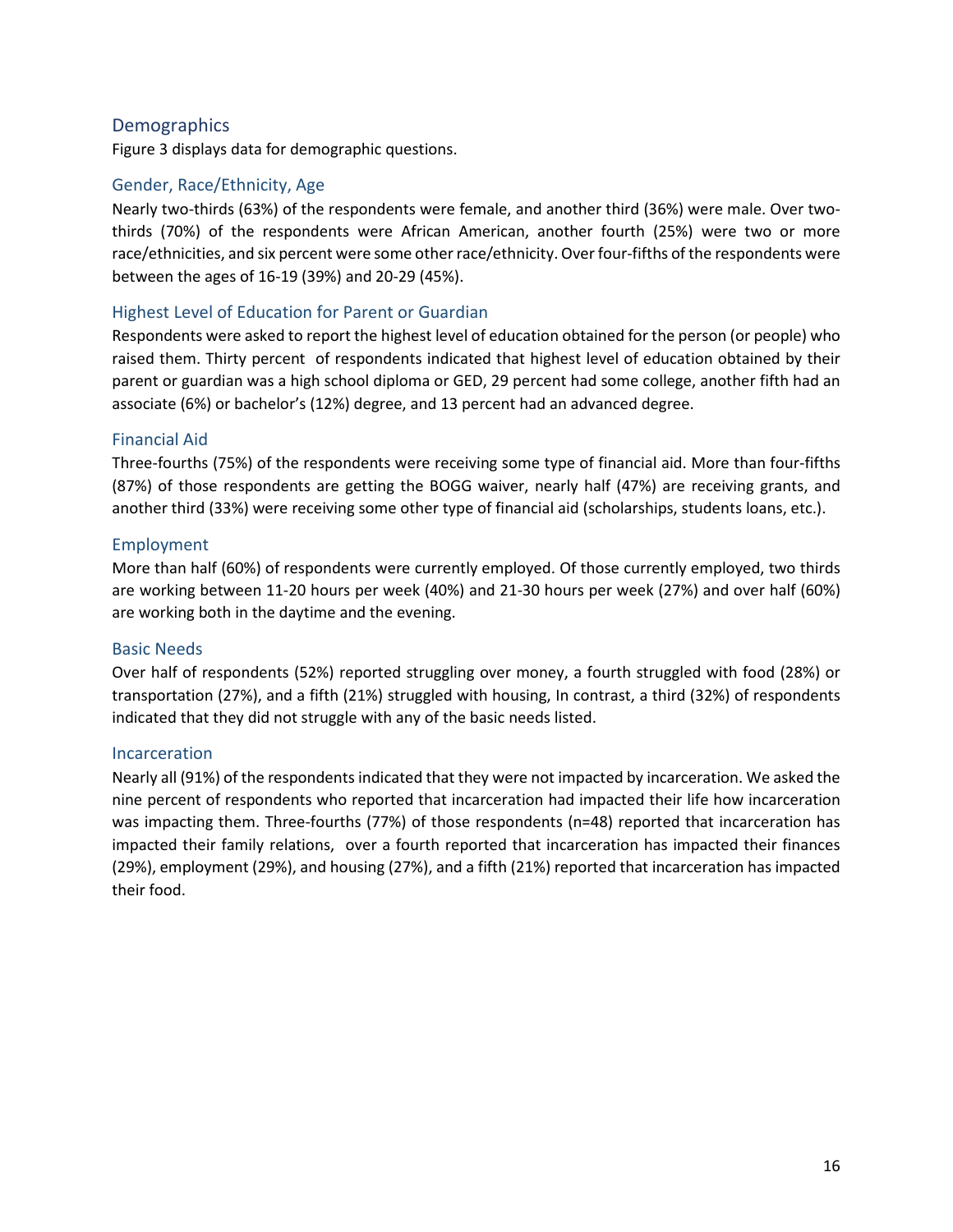## Demographics

Figure 3 displays data for demographic questions.

### Gender, Race/Ethnicity, Age

Nearly two-thirds (63%) of the respondents were female, and another third (36%) were male. Over two-thirds (70%) of the respondents were African American, another fourth (25%) were two or more race/ethnicities, and six percent were some other race/ethnicity. Over four-fifths of the respondents were between the ages of 16-19 (39%) and 20-29 (45%).

### Highest Level of Education for Parent or Guardian

Respondents were asked to report the highest level of education obtained for the person (or people) who raised them. Thirty percent of respondents indicated that highest level of education obtained by their parent or guardian was a high school diploma or GED, 29 percent had some college, another fifth had an associate (6%) or bachelor's (12%) degree, and 13 percent had an advanced degree.

### Financial Aid

Three-fourths (75%) of the respondents were receiving some type of financial aid. More than four-fifths (87%) of those respondents are getting the BOGG waiver, nearly half (47%) are receiving grants, and another third (33%) were receiving some other type of financial aid (scholarships, students loans, etc.).

### Employment

More than half (60%) of respondents were currently employed. Of those currently employed, two thirds are working between 11-20 hours per week (40%) and 21-30 hours per week (27%) and over half (60%) are working both in the daytime and the evening.

### Basic Needs

Over half of respondents (52%) reported struggling over money, a fourth struggled with food (28%) or transportation (27%), and a fifth (21%) struggled with housing, In contrast, a third (32%) of respondents indicated that they did not struggle with any of the basic needs listed.

### Incarceration

Nearly all (91%) of the respondents indicated that they were not impacted by incarceration. We asked the nine percent of respondents who reported that incarceration had impacted their life how incarceration was impacting them. Three-fourths (77%) of those respondents (n=48) reported that incarceration has impacted their family relations, over a fourth reported that incarceration has impacted their finances (29%), employment (29%), and housing (27%), and a fifth (21%) reported that incarceration has impacted their food.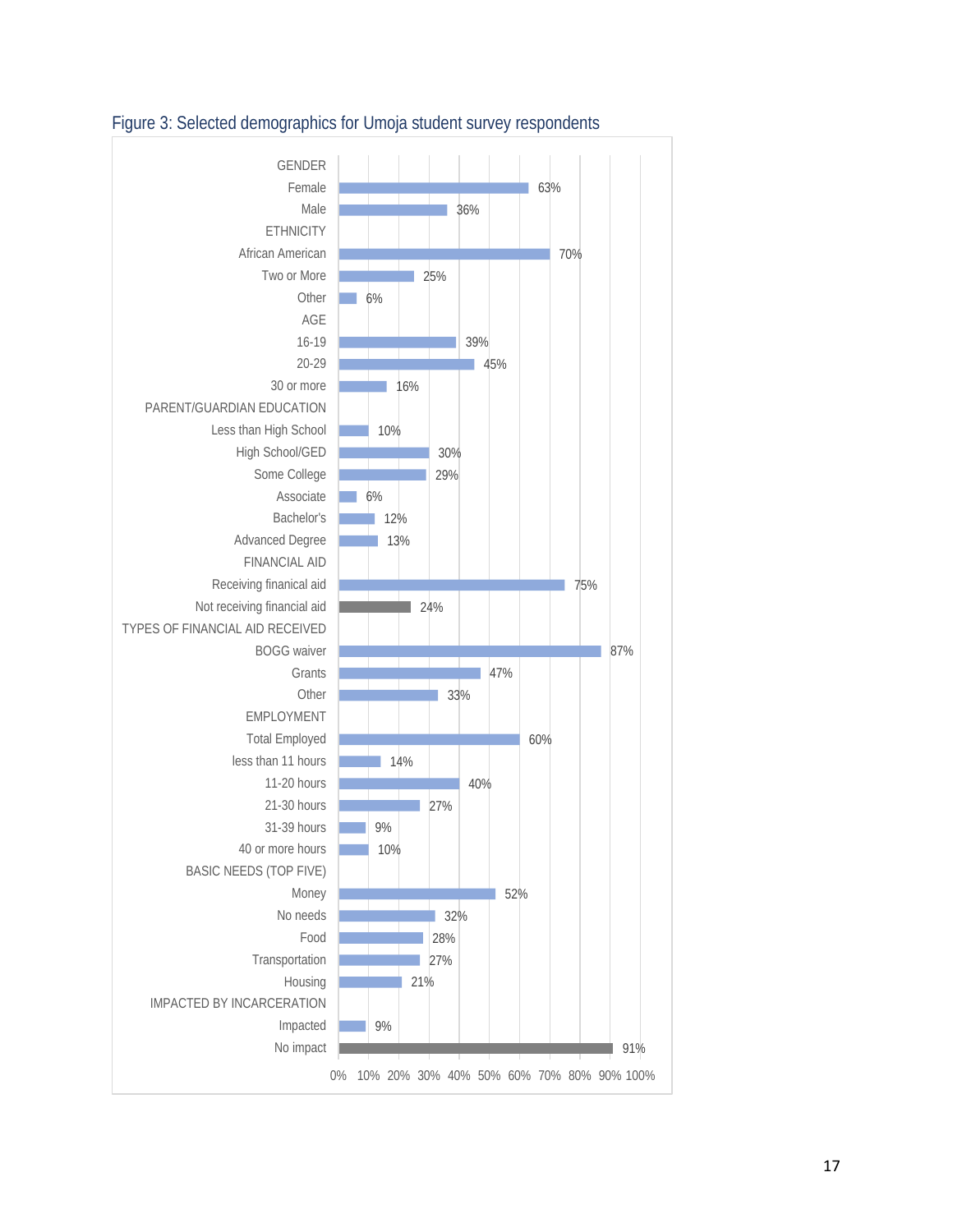Figure 3: Selected demographics for Umoja student survey respondents

| Category | Percent |
|---|---|
| **GENDER** | |
| Female | 63% |
| Male | 36% |
| **ETHNICITY** | |
| African American | 70% |
| Two or More | 25% |
| Other | 6% |
| **AGE** | |
| 16-19 | 39% |
| 20-29 | 45% |
| 30 or more | 16% |
| **PARENT/GUARDIAN EDUCATION** | |
| Less than High School | 10% |
| High School/GED | 30% |
| Some College | 29% |
| Associate | 6% |
| Bachelor's | 12% |
| Advanced Degree | 13% |
| **FINANCIAL AID** | |
| Receiving finanical aid | 75% |
| Not receiving financial aid | 24% |
| **TYPES OF FINANCIAL AID RECEIVED** | |
| BOGG waiver | 87% |
| Grants | 47% |
| Other | 33% |
| **EMPLOYMENT** | |
| Total Employed | 60% |
| less than 11 hours | 14% |
| 11-20 hours | 40% |
| 21-30 hours | 27% |
| 31-39 hours | 9% |
| 40 or more hours | 10% |
| **BASIC NEEDS (TOP FIVE)** | |
| Money | 52% |
| No needs | 32% |
| Food | 28% |
| Transportation | 27% |
| Housing | 21% |
| **IMPACTED BY INCARCERATION** | |
| Impacted | 9% |
| No impact | 91% |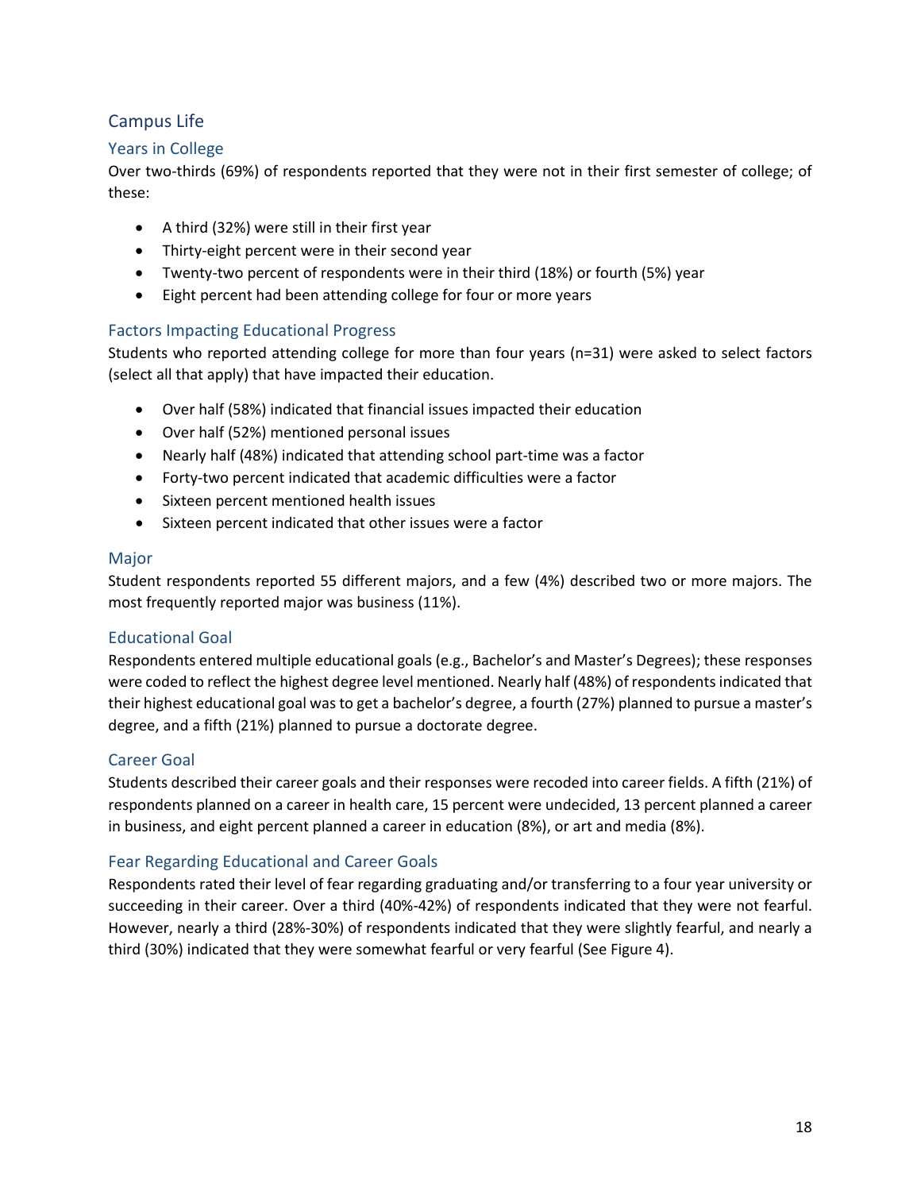## Campus Life

### Years in College

Over two-thirds (69%) of respondents reported that they were not in their first semester of college; of these:

- A third (32%) were still in their first year
- Thirty-eight percent were in their second year
- Twenty-two percent of respondents were in their third (18%) or fourth (5%) year
- Eight percent had been attending college for four or more years

### Factors Impacting Educational Progress

Students who reported attending college for more than four years (n=31) were asked to select factors (select all that apply) that have impacted their education.

- Over half (58%) indicated that financial issues impacted their education
- Over half (52%) mentioned personal issues
- Nearly half (48%) indicated that attending school part-time was a factor
- Forty-two percent indicated that academic difficulties were a factor
- Sixteen percent mentioned health issues
- Sixteen percent indicated that other issues were a factor

### Major

Student respondents reported 55 different majors, and a few (4%) described two or more majors. The most frequently reported major was business (11%).

### Educational Goal

Respondents entered multiple educational goals (e.g., Bachelor's and Master's Degrees); these responses were coded to reflect the highest degree level mentioned. Nearly half (48%) of respondents indicated that their highest educational goal was to get a bachelor's degree, a fourth (27%) planned to pursue a master's degree, and a fifth (21%) planned to pursue a doctorate degree.

### Career Goal

Students described their career goals and their responses were recoded into career fields. A fifth (21%) of respondents planned on a career in health care, 15 percent were undecided, 13 percent planned a career in business, and eight percent planned a career in education (8%), or art and media (8%).

### Fear Regarding Educational and Career Goals

Respondents rated their level of fear regarding graduating and/or transferring to a four year university or succeeding in their career. Over a third (40%-42%) of respondents indicated that they were not fearful. However, nearly a third (28%-30%) of respondents indicated that they were slightly fearful, and nearly a third (30%) indicated that they were somewhat fearful or very fearful (See Figure 4).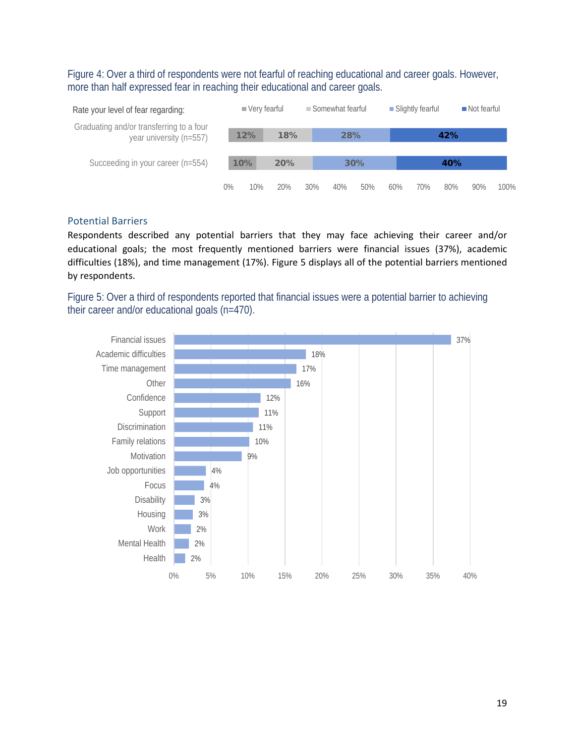Figure 4: Over a third of respondents were not fearful of reaching educational and career goals. However, more than half expressed fear in reaching their educational and career goals.

Rate your level of fear regarding:

| | Very fearful | Somewhat fearful | Slightly fearful | Not fearful |
|---|---|---|---|---|
| Graduating and/or transferring to a four year university (n=557) | 12% | 18% | 28% | 42% |
| Succeeding in your career (n=554) | 10% | 20% | 30% | 40% |

## Potential Barriers

Respondents described any potential barriers that they may face achieving their career and/or educational goals; the most frequently mentioned barriers were financial issues (37%), academic difficulties (18%), and time management (17%). Figure 5 displays all of the potential barriers mentioned by respondents.

Figure 5: Over a third of respondents reported that financial issues were a potential barrier to achieving their career and/or educational goals (n=470).

| Barrier | Percent |
|---|---|
| Financial issues | 37% |
| Academic difficulties | 18% |
| Time management | 17% |
| Other | 16% |
| Confidence | 12% |
| Support | 11% |
| Discrimination | 11% |
| Family relations | 10% |
| Motivation | 9% |
| Job opportunities | 4% |
| Focus | 4% |
| Disability | 3% |
| Housing | 3% |
| Work | 2% |
| Mental Health | 2% |
| Health | 2% |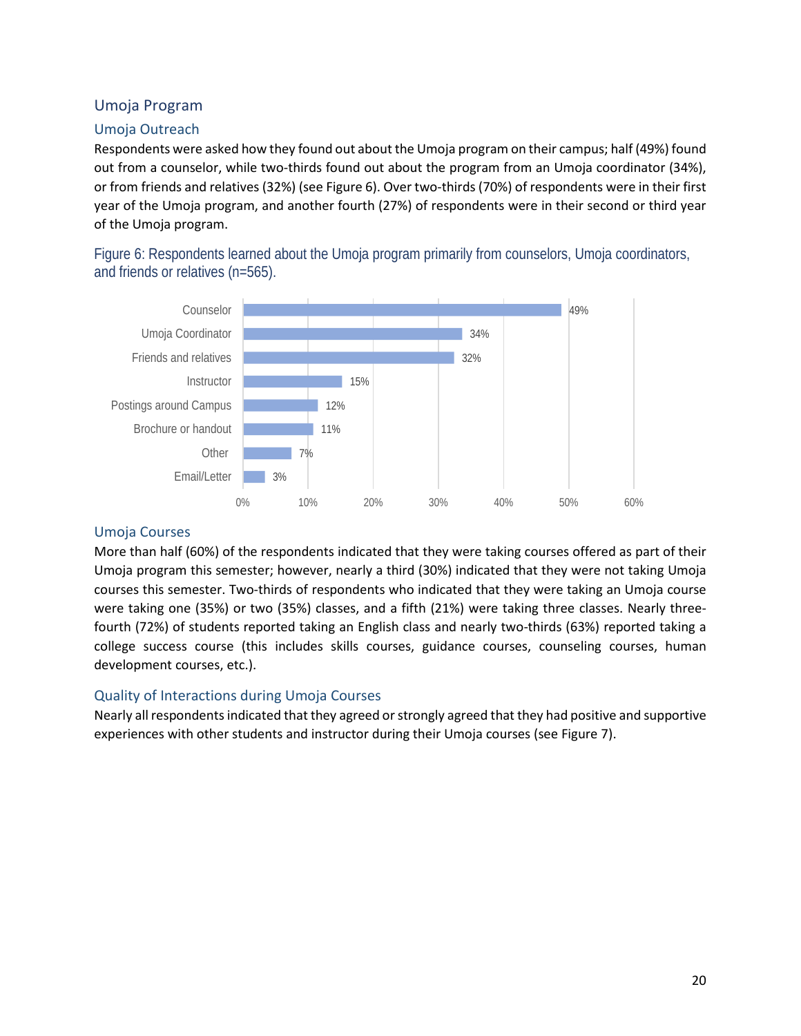## Umoja Program

### Umoja Outreach

Respondents were asked how they found out about the Umoja program on their campus; half (49%) found out from a counselor, while two-thirds found out about the program from an Umoja coordinator (34%), or from friends and relatives (32%) (see Figure 6). Over two-thirds (70%) of respondents were in their first year of the Umoja program, and another fourth (27%) of respondents were in their second or third year of the Umoja program.

Figure 6: Respondents learned about the Umoja program primarily from counselors, Umoja coordinators, and friends or relatives (n=565).

| Source | Percent |
|---|---|
| Counselor | 49% |
| Umoja Coordinator | 34% |
| Friends and relatives | 32% |
| Instructor | 15% |
| Postings around Campus | 12% |
| Brochure or handout | 11% |
| Other | 7% |
| Email/Letter | 3% |

### Umoja Courses

More than half (60%) of the respondents indicated that they were taking courses offered as part of their Umoja program this semester; however, nearly a third (30%) indicated that they were not taking Umoja courses this semester. Two-thirds of respondents who indicated that they were taking an Umoja course were taking one (35%) or two (35%) classes, and a fifth (21%) were taking three classes. Nearly three-fourth (72%) of students reported taking an English class and nearly two-thirds (63%) reported taking a college success course (this includes skills courses, guidance courses, counseling courses, human development courses, etc.).

### Quality of Interactions during Umoja Courses

Nearly all respondents indicated that they agreed or strongly agreed that they had positive and supportive experiences with other students and instructor during their Umoja courses (see Figure 7).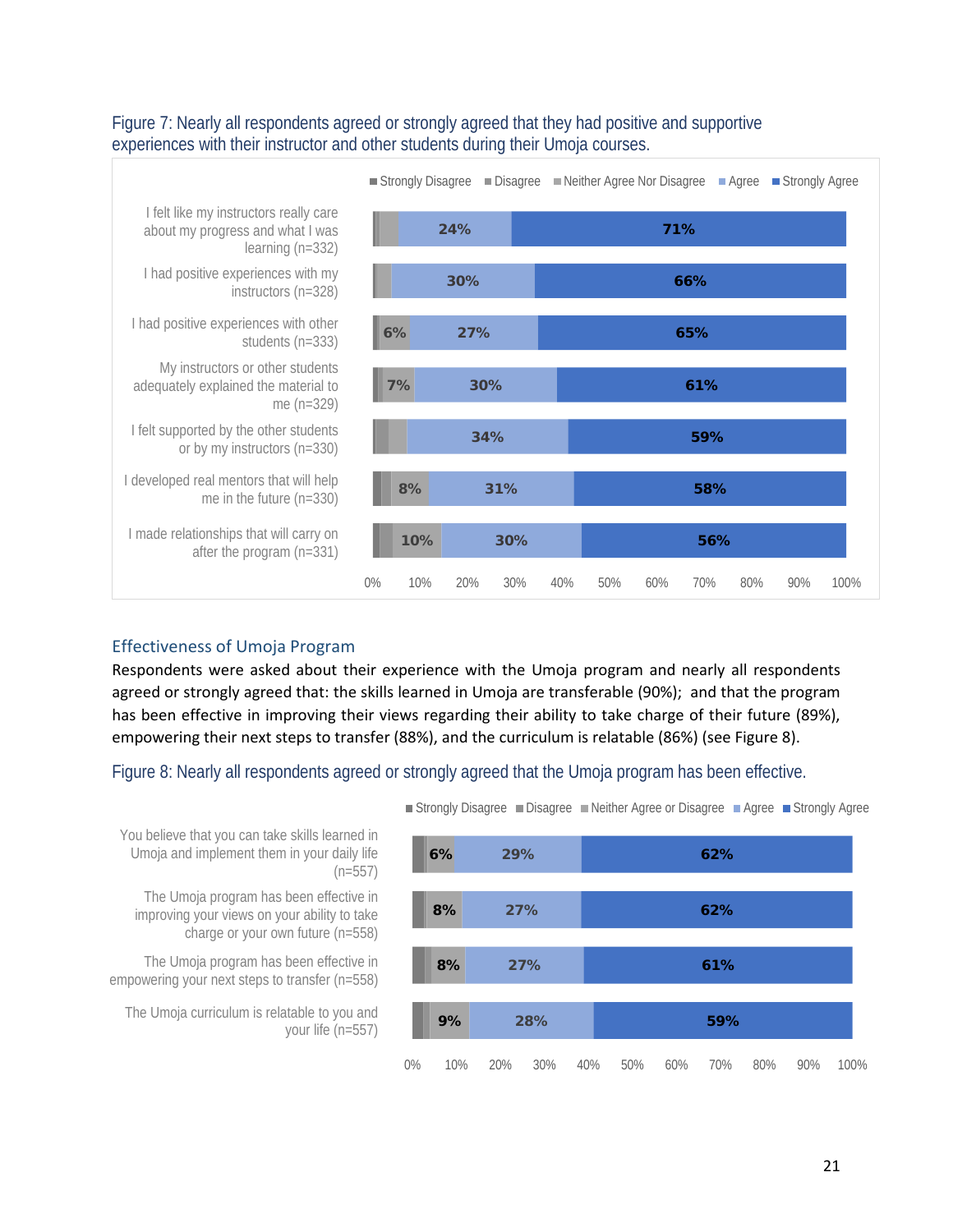Figure 7: Nearly all respondents agreed or strongly agreed that they had positive and supportive experiences with their instructor and other students during their Umoja courses.

| Statement | Strongly Disagree | Disagree | Neither Agree Nor Disagree | Agree | Strongly Agree |
|---|---|---|---|---|---|
| I felt like my instructors really care about my progress and what I was learning (n=332) | | | | 24% | 71% |
| I had positive experiences with my instructors (n=328) | | | | 30% | 66% |
| I had positive experiences with other students (n=333) | | | 6% | 27% | 65% |
| My instructors or other students adequately explained the material to me (n=329) | | | 7% | 30% | 61% |
| I felt supported by the other students or by my instructors (n=330) | | | | 34% | 59% |
| I developed real mentors that will help me in the future (n=330) | | | 8% | 31% | 58% |
| I made relationships that will carry on after the program (n=331) | | | 10% | 30% | 56% |

## Effectiveness of Umoja Program

Respondents were asked about their experience with the Umoja program and nearly all respondents agreed or strongly agreed that: the skills learned in Umoja are transferable (90%); and that the program has been effective in improving their views regarding their ability to take charge of their future (89%), empowering their next steps to transfer (88%), and the curriculum is relatable (86%) (see Figure 8).

Figure 8: Nearly all respondents agreed or strongly agreed that the Umoja program has been effective.

| Statement | Strongly Disagree | Disagree | Neither Agree or Disagree | Agree | Strongly Agree |
|---|---|---|---|---|---|
| You believe that you can take skills learned in Umoja and implement them in your daily life (n=557) | | | 6% | 29% | 62% |
| The Umoja program has been effective in improving your views on your ability to take charge or your own future (n=558) | | | 8% | 27% | 62% |
| The Umoja program has been effective in empowering your next steps to transfer (n=558) | | | 8% | 27% | 61% |
| The Umoja curriculum is relatable to you and your life (n=557) | | | 9% | 28% | 59% |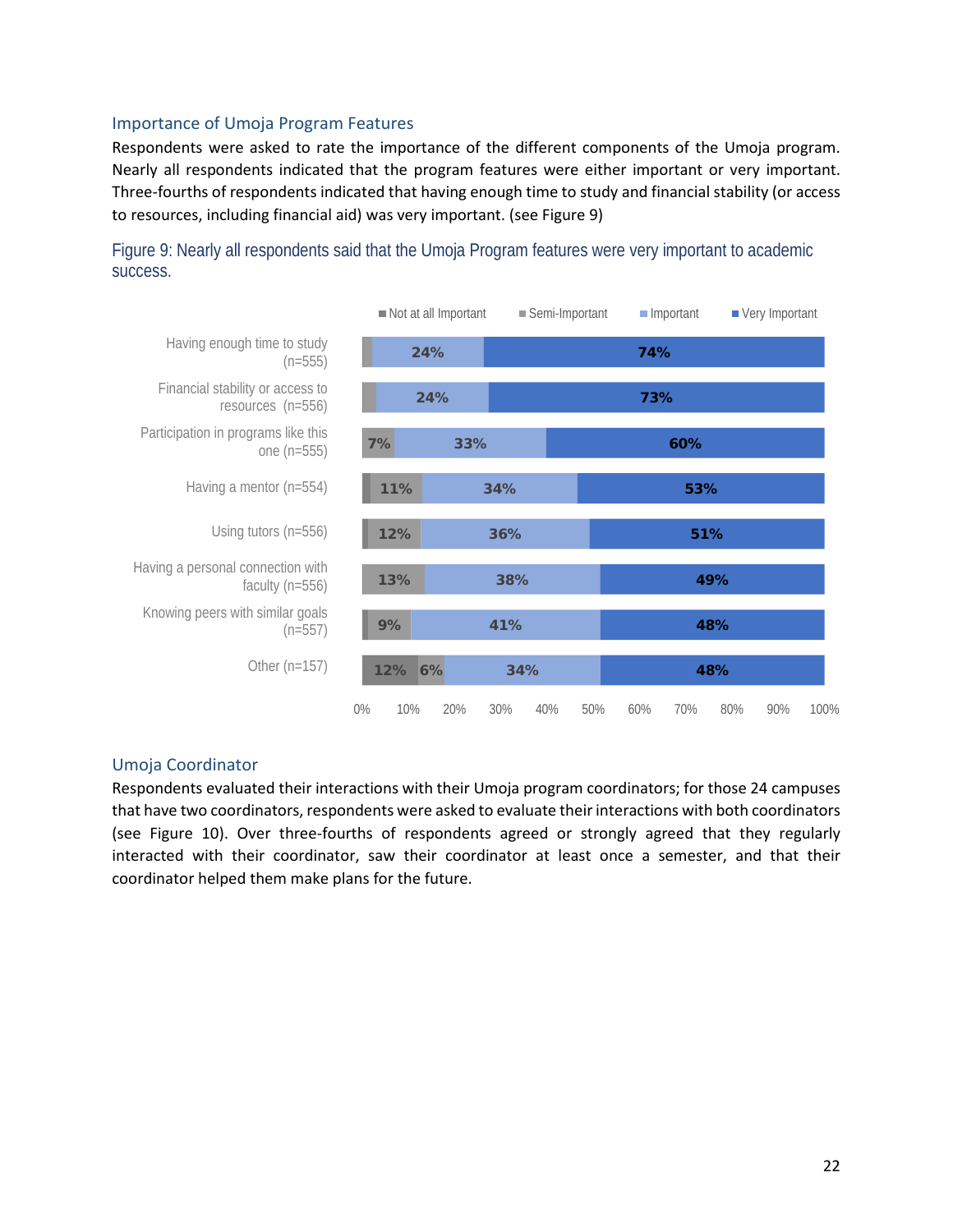## Importance of Umoja Program Features

Respondents were asked to rate the importance of the different components of the Umoja program. Nearly all respondents indicated that the program features were either important or very important. Three-fourths of respondents indicated that having enough time to study and financial stability (or access to resources, including financial aid) was very important. (see Figure 9)

Figure 9: Nearly all respondents said that the Umoja Program features were very important to academic success.

| Feature | Not at all Important | Semi-Important | Important | Very Important |
|---|---|---|---|---|
| Having enough time to study (n=555) | | | 24% | 74% |
| Financial stability or access to resources (n=556) | | | 24% | 73% |
| Participation in programs like this one (n=555) | | 7% | 33% | 60% |
| Having a mentor (n=554) | | 11% | 34% | 53% |
| Using tutors (n=556) | | 12% | 36% | 51% |
| Having a personal connection with faculty (n=556) | | 13% | 38% | 49% |
| Knowing peers with similar goals (n=557) | | 9% | 41% | 48% |
| Other (n=157) | 12% | 6% | 34% | 48% |

## Umoja Coordinator

Respondents evaluated their interactions with their Umoja program coordinators; for those 24 campuses that have two coordinators, respondents were asked to evaluate their interactions with both coordinators (see Figure 10). Over three-fourths of respondents agreed or strongly agreed that they regularly interacted with their coordinator, saw their coordinator at least once a semester, and that their coordinator helped them make plans for the future.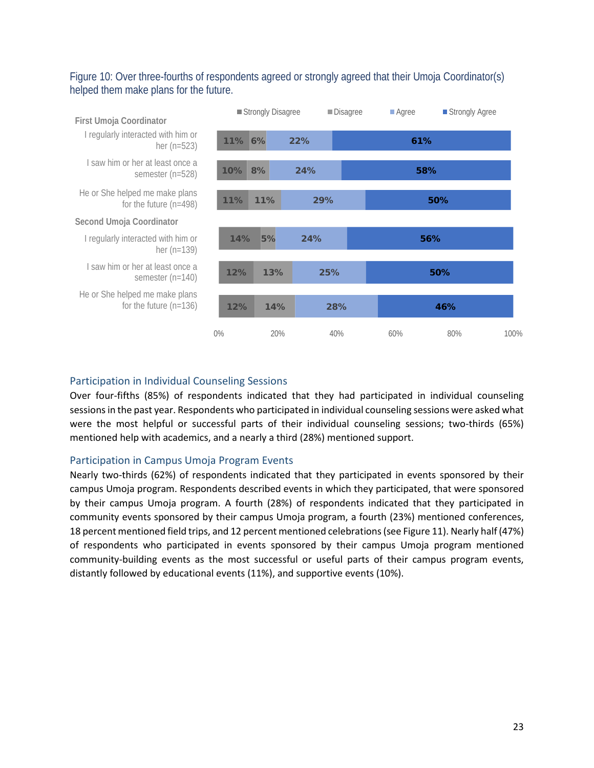Figure 10: Over three-fourths of respondents agreed or strongly agreed that their Umoja Coordinator(s) helped them make plans for the future.

| | Strongly Disagree | Disagree | Agree | Strongly Agree |
|---|---|---|---|---|
| **First Umoja Coordinator** | | | | |
| I regularly interacted with him or her (n=523) | 11% | 6% | 22% | 61% |
| I saw him or her at least once a semester (n=528) | 10% | 8% | 24% | 58% |
| He or She helped me make plans for the future (n=498) | 11% | 11% | 29% | 50% |
| **Second Umoja Coordinator** | | | | |
| I regularly interacted with him or her (n=139) | 14% | 5% | 24% | 56% |
| I saw him or her at least once a semester (n=140) | 12% | 13% | 25% | 50% |
| He or She helped me make plans for the future (n=136) | 12% | 14% | 28% | 46% |

## Participation in Individual Counseling Sessions

Over four-fifths (85%) of respondents indicated that they had participated in individual counseling sessions in the past year. Respondents who participated in individual counseling sessions were asked what were the most helpful or successful parts of their individual counseling sessions; two-thirds (65%) mentioned help with academics, and a nearly a third (28%) mentioned support.

## Participation in Campus Umoja Program Events

Nearly two-thirds (62%) of respondents indicated that they participated in events sponsored by their campus Umoja program. Respondents described events in which they participated, that were sponsored by their campus Umoja program. A fourth (28%) of respondents indicated that they participated in community events sponsored by their campus Umoja program, a fourth (23%) mentioned conferences, 18 percent mentioned field trips, and 12 percent mentioned celebrations (see Figure 11). Nearly half (47%) of respondents who participated in events sponsored by their campus Umoja program mentioned community-building events as the most successful or useful parts of their campus program events, distantly followed by educational events (11%), and supportive events (10%).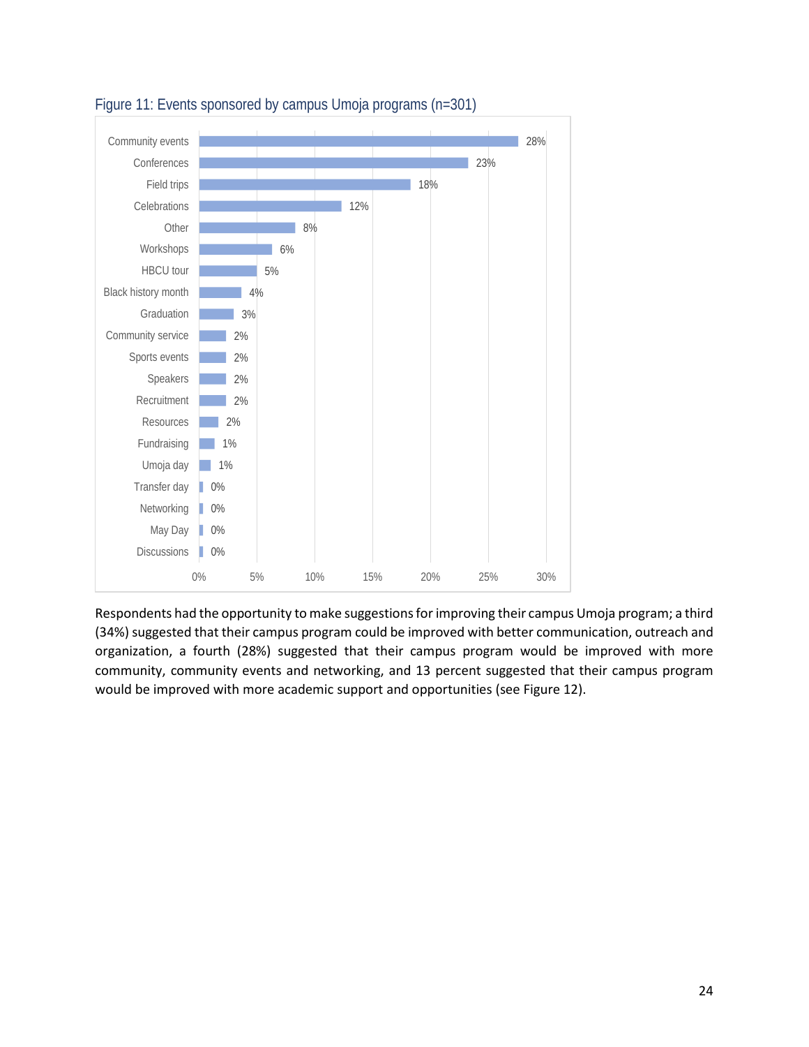Figure 11: Events sponsored by campus Umoja programs (n=301)

| Event | Percent |
| --- | --- |
| Community events | 28% |
| Conferences | 23% |
| Field trips | 18% |
| Celebrations | 12% |
| Other | 8% |
| Workshops | 6% |
| HBCU tour | 5% |
| Black history month | 4% |
| Graduation | 3% |
| Community service | 2% |
| Sports events | 2% |
| Speakers | 2% |
| Recruitment | 2% |
| Resources | 2% |
| Fundraising | 1% |
| Umoja day | 1% |
| Transfer day | 0% |
| Networking | 0% |
| May Day | 0% |
| Discussions | 0% |

Respondents had the opportunity to make suggestions for improving their campus Umoja program; a third (34%) suggested that their campus program could be improved with better communication, outreach and organization, a fourth (28%) suggested that their campus program would be improved with more community, community events and networking, and 13 percent suggested that their campus program would be improved with more academic support and opportunities (see Figure 12).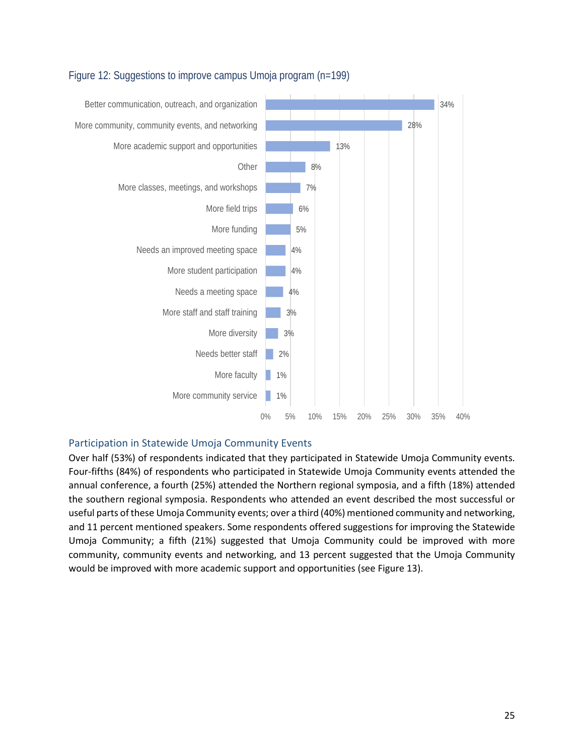Figure 12: Suggestions to improve campus Umoja program (n=199)

| Suggestion | Percent |
| --- | --- |
| Better communication, outreach, and organization | 34% |
| More community, community events, and networking | 28% |
| More academic support and opportunities | 13% |
| Other | 8% |
| More classes, meetings, and workshops | 7% |
| More field trips | 6% |
| More funding | 5% |
| Needs an improved meeting space | 4% |
| More student participation | 4% |
| Needs a meeting space | 4% |
| More staff and staff training | 3% |
| More diversity | 3% |
| Needs better staff | 2% |
| More faculty | 1% |
| More community service | 1% |

## Participation in Statewide Umoja Community Events

Over half (53%) of respondents indicated that they participated in Statewide Umoja Community events. Four-fifths (84%) of respondents who participated in Statewide Umoja Community events attended the annual conference, a fourth (25%) attended the Northern regional symposia, and a fifth (18%) attended the southern regional symposia. Respondents who attended an event described the most successful or useful parts of these Umoja Community events; over a third (40%) mentioned community and networking, and 11 percent mentioned speakers. Some respondents offered suggestions for improving the Statewide Umoja Community; a fifth (21%) suggested that Umoja Community could be improved with more community, community events and networking, and 13 percent suggested that the Umoja Community would be improved with more academic support and opportunities (see Figure 13).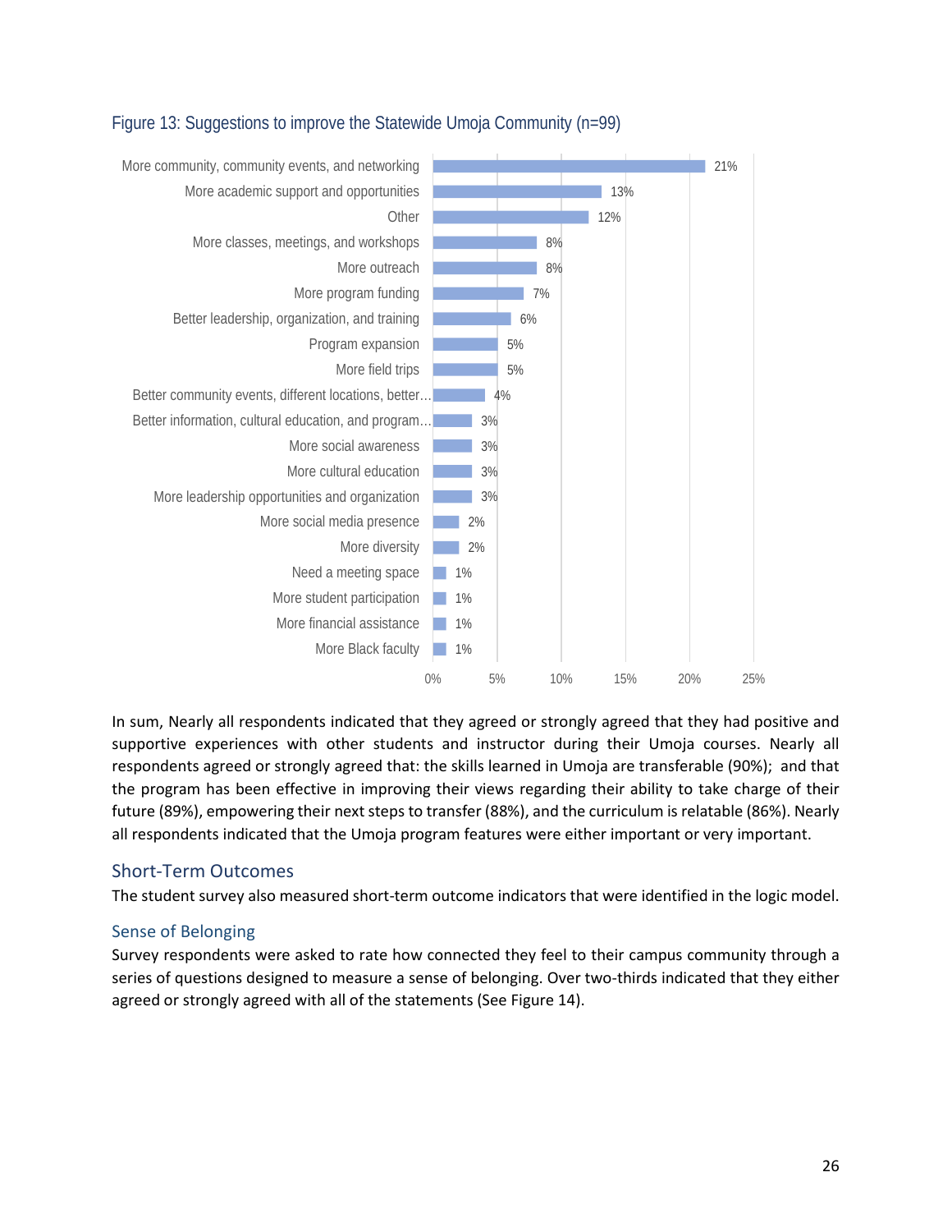Figure 13: Suggestions to improve the Statewide Umoja Community (n=99)

| Suggestion | Percent |
|---|---|
| More community, community events, and networking | 21% |
| More academic support and opportunities | 13% |
| Other | 12% |
| More classes, meetings, and workshops | 8% |
| More outreach | 8% |
| More program funding | 7% |
| Better leadership, organization, and training | 6% |
| Program expansion | 5% |
| More field trips | 5% |
| Better community events, different locations, better... | 4% |
| Better information, cultural education, and program... | 3% |
| More social awareness | 3% |
| More cultural education | 3% |
| More leadership opportunities and organization | 3% |
| More social media presence | 2% |
| More diversity | 2% |
| Need a meeting space | 1% |
| More student participation | 1% |
| More financial assistance | 1% |
| More Black faculty | 1% |

In sum, Nearly all respondents indicated that they agreed or strongly agreed that they had positive and supportive experiences with other students and instructor during their Umoja courses. Nearly all respondents agreed or strongly agreed that: the skills learned in Umoja are transferable (90%); and that the program has been effective in improving their views regarding their ability to take charge of their future (89%), empowering their next steps to transfer (88%), and the curriculum is relatable (86%). Nearly all respondents indicated that the Umoja program features were either important or very important.

## Short-Term Outcomes

The student survey also measured short-term outcome indicators that were identified in the logic model.

### Sense of Belonging

Survey respondents were asked to rate how connected they feel to their campus community through a series of questions designed to measure a sense of belonging. Over two-thirds indicated that they either agreed or strongly agreed with all of the statements (See Figure 14).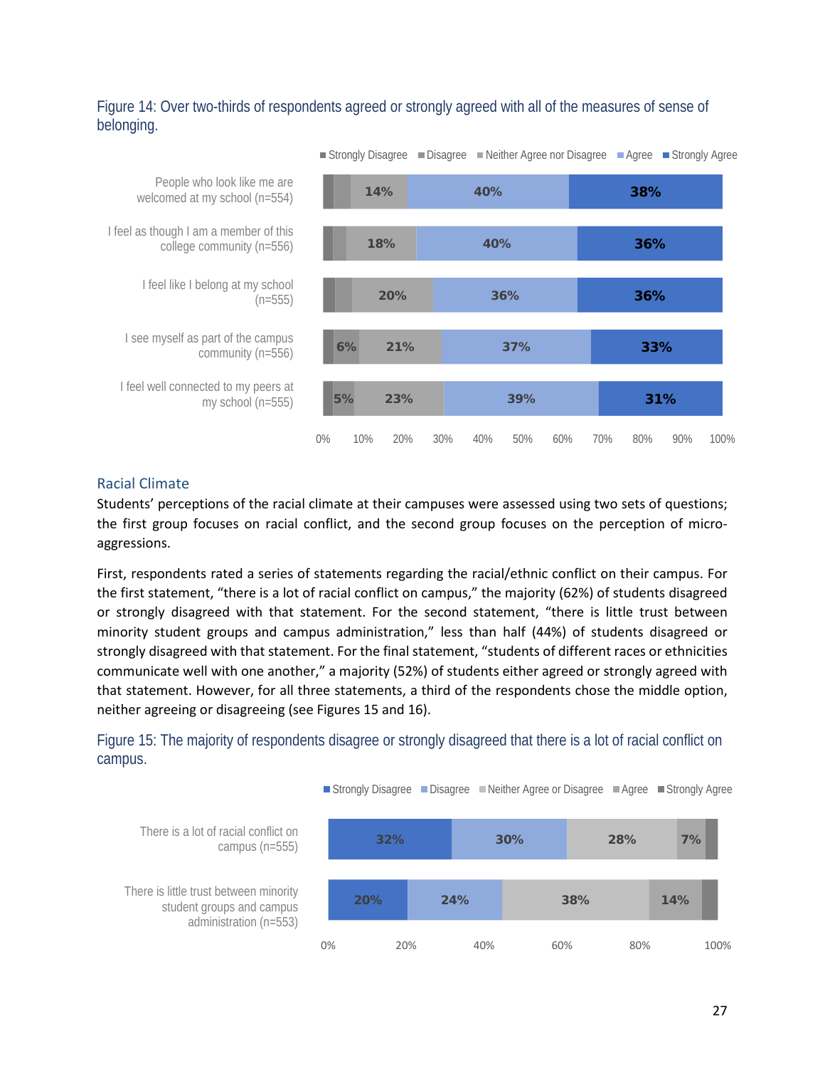Figure 14: Over two-thirds of respondents agreed or strongly agreed with all of the measures of sense of belonging.

| | Strongly Disagree | Disagree | Neither Agree nor Disagree | Agree | Strongly Agree |
|---|---|---|---|---|---|
| People who look like me are welcomed at my school (n=554) | | | 14% | 40% | 38% |
| I feel as though I am a member of this college community (n=556) | | | 18% | 40% | 36% |
| I feel like I belong at my school (n=555) | | | 20% | 36% | 36% |
| I see myself as part of the campus community (n=556) | | 6% | 21% | 37% | 33% |
| I feel well connected to my peers at my school (n=555) | | 5% | 23% | 39% | 31% |

## Racial Climate

Students' perceptions of the racial climate at their campuses were assessed using two sets of questions; the first group focuses on racial conflict, and the second group focuses on the perception of micro-aggressions.

First, respondents rated a series of statements regarding the racial/ethnic conflict on their campus. For the first statement, "there is a lot of racial conflict on campus," the majority (62%) of students disagreed or strongly disagreed with that statement. For the second statement, "there is little trust between minority student groups and campus administration," less than half (44%) of students disagreed or strongly disagreed with that statement. For the final statement, "students of different races or ethnicities communicate well with one another," a majority (52%) of students either agreed or strongly agreed with that statement. However, for all three statements, a third of the respondents chose the middle option, neither agreeing or disagreeing (see Figures 15 and 16).

Figure 15: The majority of respondents disagree or strongly disagreed that there is a lot of racial conflict on campus.

| | Strongly Disagree | Disagree | Neither Agree or Disagree | Agree | Strongly Agree |
|---|---|---|---|---|---|
| There is a lot of racial conflict on campus (n=555) | 32% | 30% | 28% | 7% | |
| There is little trust between minority student groups and campus administration (n=553) | 20% | 24% | 38% | 14% | |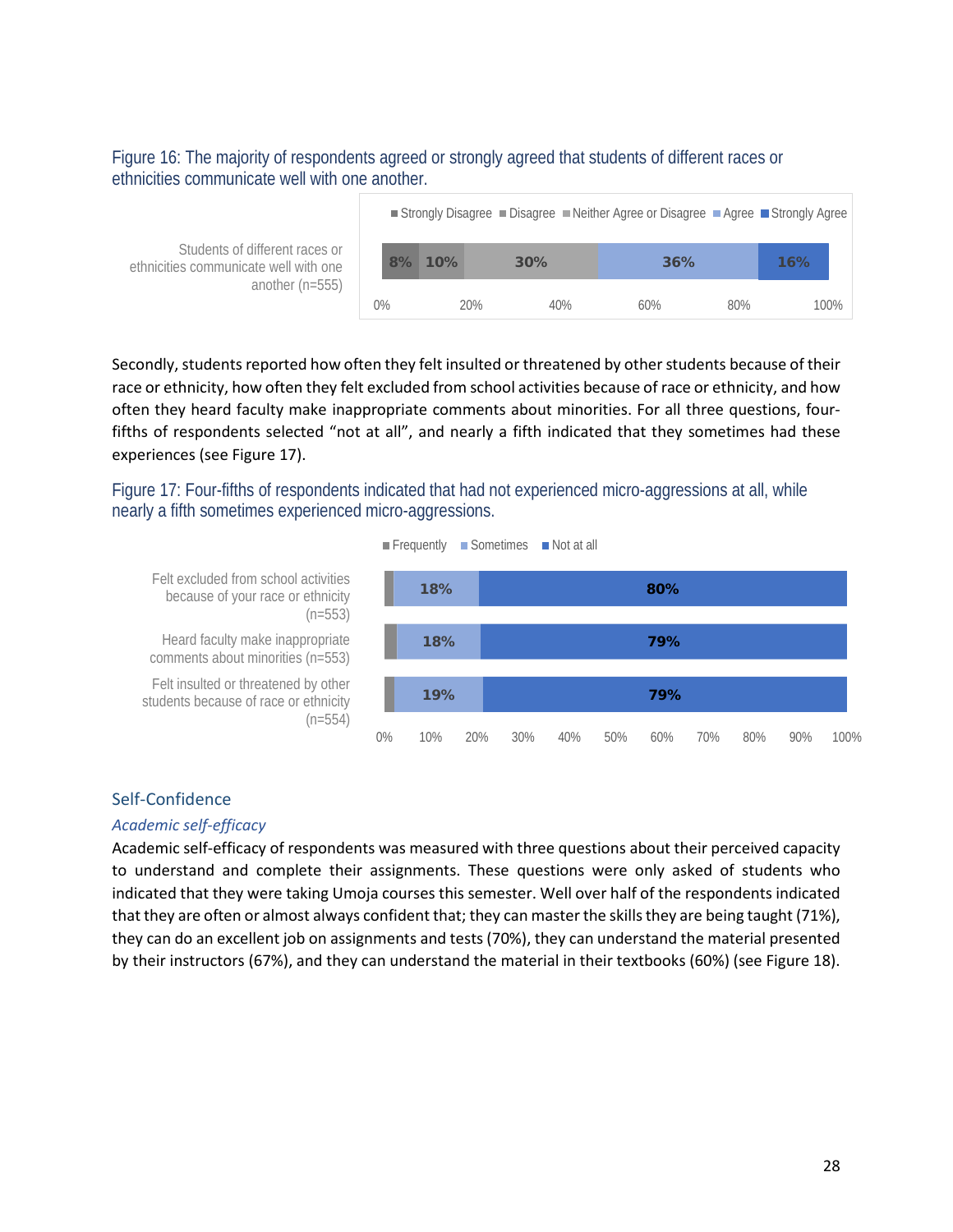Figure 16: The majority of respondents agreed or strongly agreed that students of different races or ethnicities communicate well with one another.

| | Strongly Disagree | Disagree | Neither Agree or Disagree | Agree | Strongly Agree |
|---|---|---|---|---|---|
| Students of different races or ethnicities communicate well with one another (n=555) | 8% | 10% | 30% | 36% | 16% |

Secondly, students reported how often they felt insulted or threatened by other students because of their race or ethnicity, how often they felt excluded from school activities because of race or ethnicity, and how often they heard faculty make inappropriate comments about minorities. For all three questions, four-fifths of respondents selected "not at all", and nearly a fifth indicated that they sometimes had these experiences (see Figure 17).

Figure 17: Four-fifths of respondents indicated that had not experienced micro-aggressions at all, while nearly a fifth sometimes experienced micro-aggressions.

| | Frequently | Sometimes | Not at all |
|---|---|---|---|
| Felt excluded from school activities because of your race or ethnicity (n=553) | | 18% | 80% |
| Heard faculty make inappropriate comments about minorities (n=553) | | 18% | 79% |
| Felt insulted or threatened by other students because of race or ethnicity (n=554) | | 19% | 79% |

## Self-Confidence

### *Academic self-efficacy*

Academic self-efficacy of respondents was measured with three questions about their perceived capacity to understand and complete their assignments. These questions were only asked of students who indicated that they were taking Umoja courses this semester. Well over half of the respondents indicated that they are often or almost always confident that; they can master the skills they are being taught (71%), they can do an excellent job on assignments and tests (70%), they can understand the material presented by their instructors (67%), and they can understand the material in their textbooks (60%) (see Figure 18).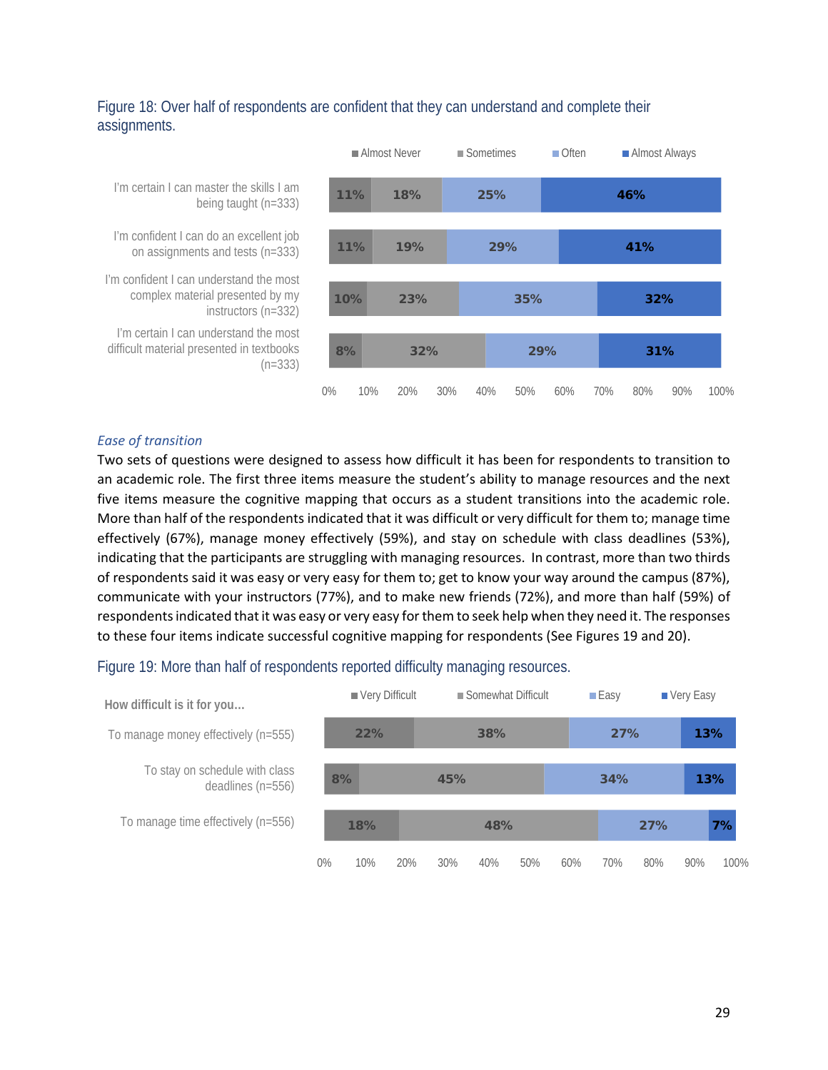Figure 18: Over half of respondents are confident that they can understand and complete their assignments.

| | Almost Never | Sometimes | Often | Almost Always |
|---|---|---|---|---|
| I'm certain I can master the skills I am being taught (n=333) | 11% | 18% | 25% | 46% |
| I'm confident I can do an excellent job on assignments and tests (n=333) | 11% | 19% | 29% | 41% |
| I'm confident I can understand the most complex material presented by my instructors (n=332) | 10% | 23% | 35% | 32% |
| I'm certain I can understand the most difficult material presented in textbooks (n=333) | 8% | 32% | 29% | 31% |

### *Ease of transition*

Two sets of questions were designed to assess how difficult it has been for respondents to transition to an academic role. The first three items measure the student's ability to manage resources and the next five items measure the cognitive mapping that occurs as a student transitions into the academic role. More than half of the respondents indicated that it was difficult or very difficult for them to; manage time effectively (67%), manage money effectively (59%), and stay on schedule with class deadlines (53%), indicating that the participants are struggling with managing resources. In contrast, more than two thirds of respondents said it was easy or very easy for them to; get to know your way around the campus (87%), communicate with your instructors (77%), and to make new friends (72%), and more than half (59%) of respondents indicated that it was easy or very easy for them to seek help when they need it. The responses to these four items indicate successful cognitive mapping for respondents (See Figures 19 and 20).

Figure 19: More than half of respondents reported difficulty managing resources.

| How difficult is it for you... | Very Difficult | Somewhat Difficult | Easy | Very Easy |
|---|---|---|---|---|
| To manage money effectively (n=555) | 22% | 38% | 27% | 13% |
| To stay on schedule with class deadlines (n=556) | 8% | 45% | 34% | 13% |
| To manage time effectively (n=556) | 18% | 48% | 27% | 7% |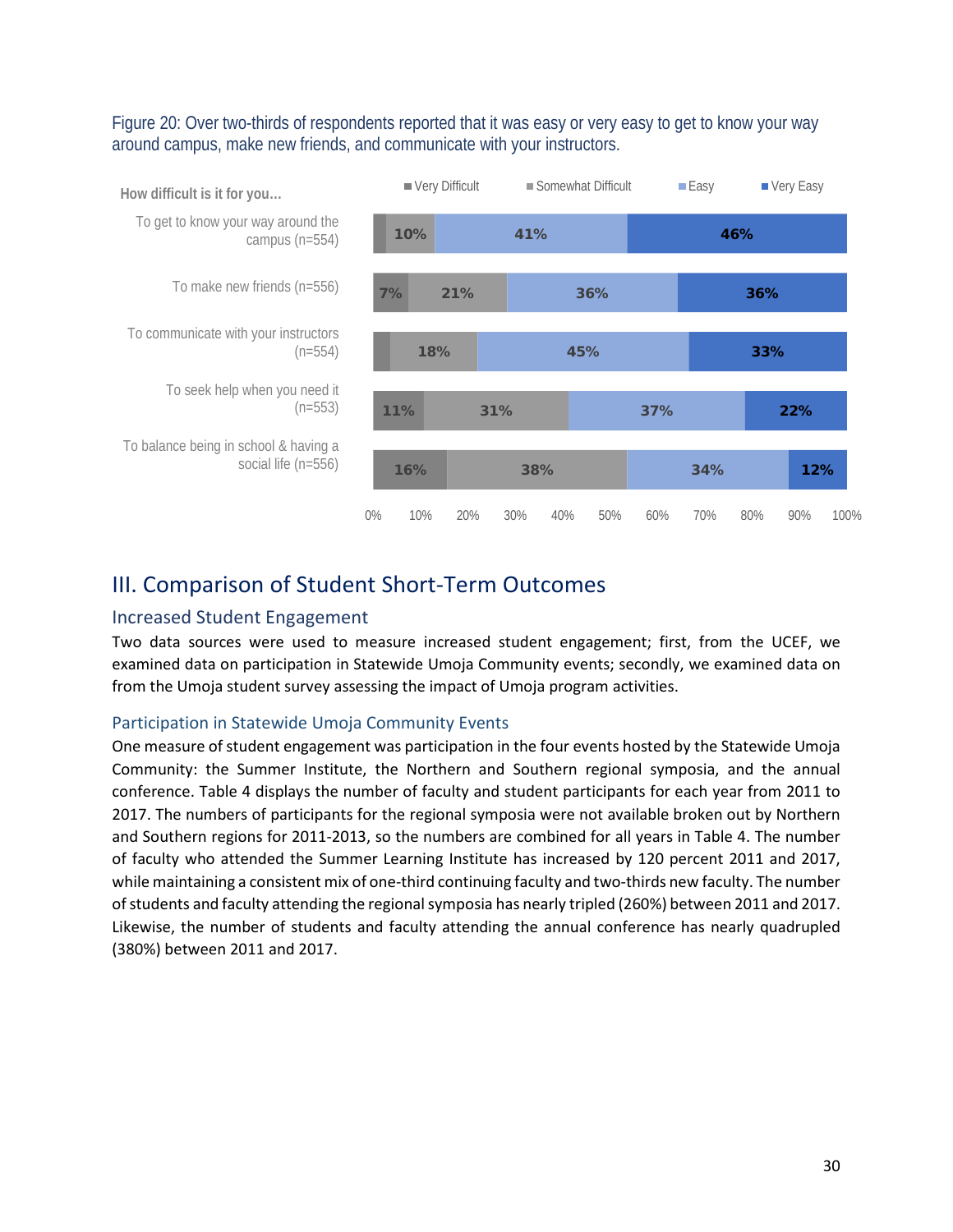Figure 20: Over two-thirds of respondents reported that it was easy or very easy to get to know your way around campus, make new friends, and communicate with your instructors.

| How difficult is it for you... | Very Difficult | Somewhat Difficult | Easy | Very Easy |
|---|---|---|---|---|
| To get to know your way around the campus (n=554) | | 10% | 41% | 46% |
| To make new friends (n=556) | 7% | 21% | 36% | 36% |
| To communicate with your instructors (n=554) | | 18% | 45% | 33% |
| To seek help when you need it (n=553) | 11% | 31% | 37% | 22% |
| To balance being in school & having a social life (n=556) | 16% | 38% | 34% | 12% |

## III. Comparison of Student Short-Term Outcomes

### Increased Student Engagement

Two data sources were used to measure increased student engagement; first, from the UCEF, we examined data on participation in Statewide Umoja Community events; secondly, we examined data on from the Umoja student survey assessing the impact of Umoja program activities.

#### Participation in Statewide Umoja Community Events

One measure of student engagement was participation in the four events hosted by the Statewide Umoja Community: the Summer Institute, the Northern and Southern regional symposia, and the annual conference. Table 4 displays the number of faculty and student participants for each year from 2011 to 2017. The numbers of participants for the regional symposia were not available broken out by Northern and Southern regions for 2011-2013, so the numbers are combined for all years in Table 4. The number of faculty who attended the Summer Learning Institute has increased by 120 percent 2011 and 2017, while maintaining a consistent mix of one-third continuing faculty and two-thirds new faculty. The number of students and faculty attending the regional symposia has nearly tripled (260%) between 2011 and 2017. Likewise, the number of students and faculty attending the annual conference has nearly quadrupled (380%) between 2011 and 2017.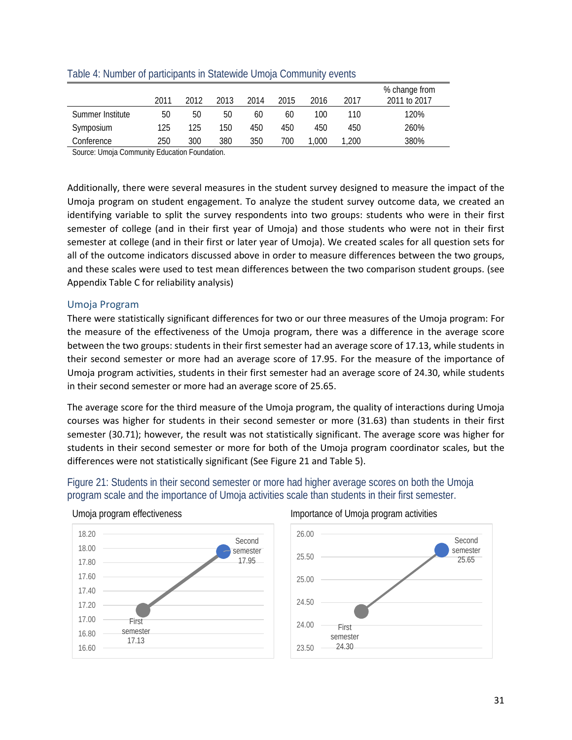Table 4: Number of participants in Statewide Umoja Community events

| | 2011 | 2012 | 2013 | 2014 | 2015 | 2016 | 2017 | % change from 2011 to 2017 |
|---|---|---|---|---|---|---|---|---|
| Summer Institute | 50 | 50 | 50 | 60 | 60 | 100 | 110 | 120% |
| Symposium | 125 | 125 | 150 | 450 | 450 | 450 | 450 | 260% |
| Conference | 250 | 300 | 380 | 350 | 700 | 1,000 | 1,200 | 380% |

Source: Umoja Community Education Foundation.

Additionally, there were several measures in the student survey designed to measure the impact of the Umoja program on student engagement. To analyze the student survey outcome data, we created an identifying variable to split the survey respondents into two groups: students who were in their first semester of college (and in their first year of Umoja) and those students who were not in their first semester at college (and in their first or later year of Umoja). We created scales for all question sets for all of the outcome indicators discussed above in order to measure differences between the two groups, and these scales were used to test mean differences between the two comparison student groups. (see Appendix Table C for reliability analysis)

## Umoja Program

There were statistically significant differences for two or our three measures of the Umoja program: For the measure of the effectiveness of the Umoja program, there was a difference in the average score between the two groups: students in their first semester had an average score of 17.13, while students in their second semester or more had an average score of 17.95. For the measure of the importance of Umoja program activities, students in their first semester had an average score of 24.30, while students in their second semester or more had an average score of 25.65.

The average score for the third measure of the Umoja program, the quality of interactions during Umoja courses was higher for students in their second semester or more (31.63) than students in their first semester (30.71); however, the result was not statistically significant. The average score was higher for students in their second semester or more for both of the Umoja program coordinator scales, but the differences were not statistically significant (See Figure 21 and Table 5).

Figure 21: Students in their second semester or more had higher average scores on both the Umoja program scale and the importance of Umoja activities scale than students in their first semester.

Umoja program effectiveness

| | Average score |
|---|---|
| First semester | 17.13 |
| Second semester | 17.95 |

Importance of Umoja program activities

| | Average score |
|---|---|
| First semester | 24.30 |
| Second semester | 25.65 |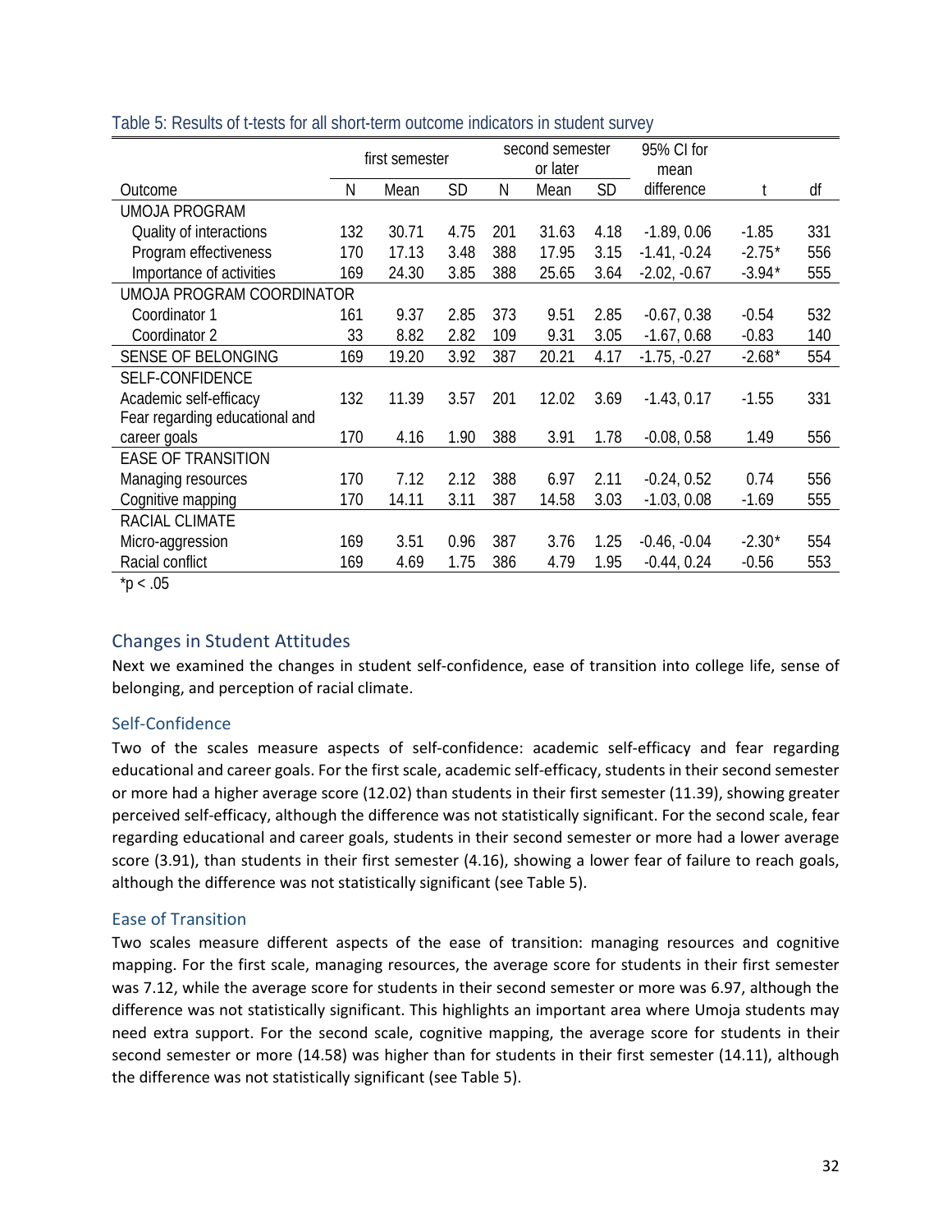Table 5: Results of t-tests for all short-term outcome indicators in student survey

| Outcome | first semester | | | second semester or later | | | 95% CI for mean difference | t | df |
|---|---|---|---|---|---|---|---|---|---|
| | N | Mean | SD | N | Mean | SD | | | |
| UMOJA PROGRAM | | | | | | | | | |
| Quality of interactions | 132 | 30.71 | 4.75 | 201 | 31.63 | 4.18 | -1.89, 0.06 | -1.85 | 331 |
| Program effectiveness | 170 | 17.13 | 3.48 | 388 | 17.95 | 3.15 | -1.41, -0.24 | -2.75* | 556 |
| Importance of activities | 169 | 24.30 | 3.85 | 388 | 25.65 | 3.64 | -2.02, -0.67 | -3.94* | 555 |
| UMOJA PROGRAM COORDINATOR | | | | | | | | | |
| Coordinator 1 | 161 | 9.37 | 2.85 | 373 | 9.51 | 2.85 | -0.67, 0.38 | -0.54 | 532 |
| Coordinator 2 | 33 | 8.82 | 2.82 | 109 | 9.31 | 3.05 | -1.67, 0.68 | -0.83 | 140 |
| SENSE OF BELONGING | 169 | 19.20 | 3.92 | 387 | 20.21 | 4.17 | -1.75, -0.27 | -2.68* | 554 |
| SELF-CONFIDENCE | | | | | | | | | |
| Academic self-efficacy | 132 | 11.39 | 3.57 | 201 | 12.02 | 3.69 | -1.43, 0.17 | -1.55 | 331 |
| Fear regarding educational and career goals | 170 | 4.16 | 1.90 | 388 | 3.91 | 1.78 | -0.08, 0.58 | 1.49 | 556 |
| EASE OF TRANSITION | | | | | | | | | |
| Managing resources | 170 | 7.12 | 2.12 | 388 | 6.97 | 2.11 | -0.24, 0.52 | 0.74 | 556 |
| Cognitive mapping | 170 | 14.11 | 3.11 | 387 | 14.58 | 3.03 | -1.03, 0.08 | -1.69 | 555 |
| RACIAL CLIMATE | | | | | | | | | |
| Micro-aggression | 169 | 3.51 | 0.96 | 387 | 3.76 | 1.25 | -0.46, -0.04 | -2.30* | 554 |
| Racial conflict | 169 | 4.69 | 1.75 | 386 | 4.79 | 1.95 | -0.44, 0.24 | -0.56 | 553 |

*$p < .05$

## Changes in Student Attitudes

Next we examined the changes in student self-confidence, ease of transition into college life, sense of belonging, and perception of racial climate.

### Self-Confidence

Two of the scales measure aspects of self-confidence: academic self-efficacy and fear regarding educational and career goals. For the first scale, academic self-efficacy, students in their second semester or more had a higher average score (12.02) than students in their first semester (11.39), showing greater perceived self-efficacy, although the difference was not statistically significant. For the second scale, fear regarding educational and career goals, students in their second semester or more had a lower average score (3.91), than students in their first semester (4.16), showing a lower fear of failure to reach goals, although the difference was not statistically significant (see Table 5).

### Ease of Transition

Two scales measure different aspects of the ease of transition: managing resources and cognitive mapping. For the first scale, managing resources, the average score for students in their first semester was 7.12, while the average score for students in their second semester or more was 6.97, although the difference was not statistically significant. This highlights an important area where Umoja students may need extra support. For the second scale, cognitive mapping, the average score for students in their second semester or more (14.58) was higher than for students in their first semester (14.11), although the difference was not statistically significant (see Table 5).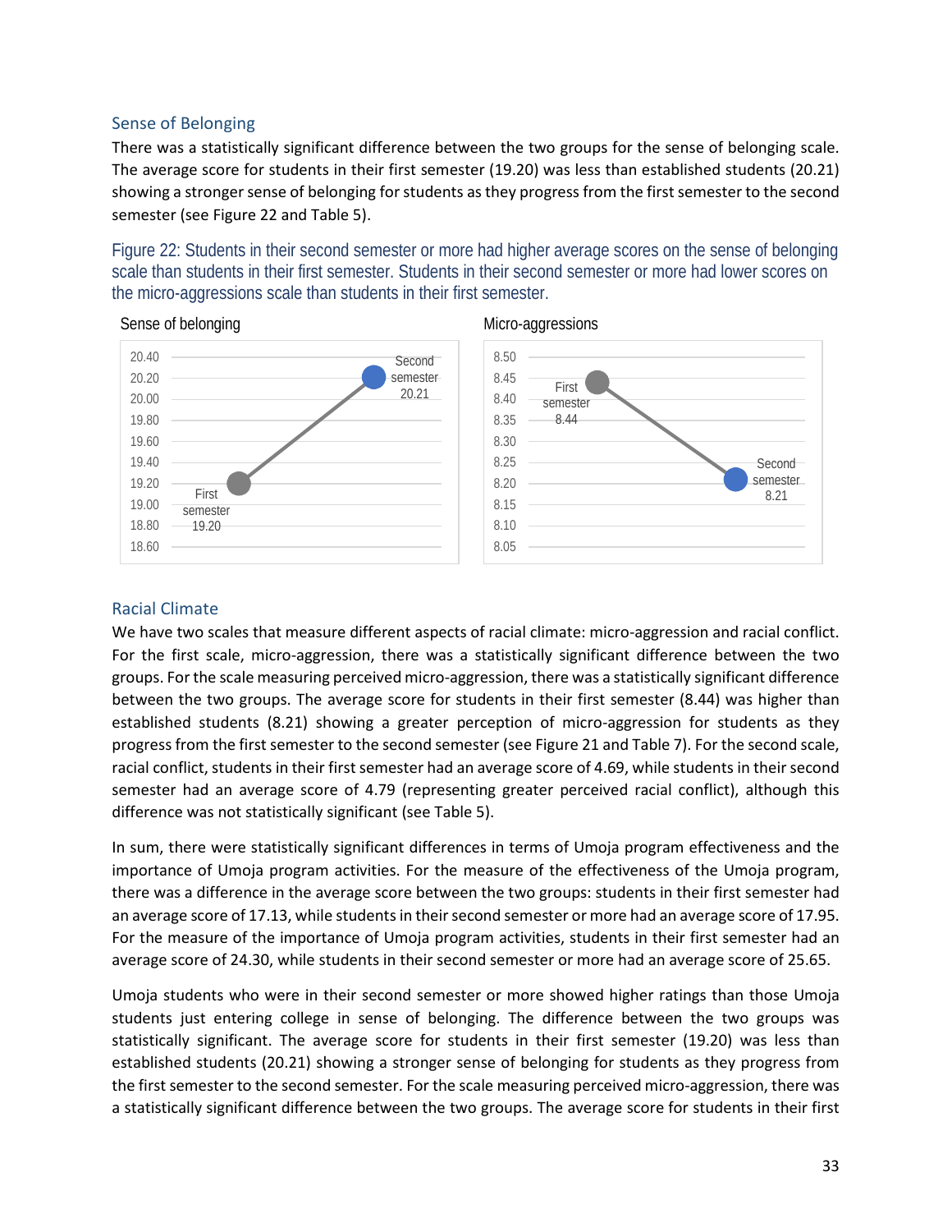## Sense of Belonging

There was a statistically significant difference between the two groups for the sense of belonging scale. The average score for students in their first semester (19.20) was less than established students (20.21) showing a stronger sense of belonging for students as they progress from the first semester to the second semester (see Figure 22 and Table 5).

Figure 22: Students in their second semester or more had higher average scores on the sense of belonging scale than students in their first semester. Students in their second semester or more had lower scores on the micro-aggressions scale than students in their first semester.

Sense of belonging

| | Score |
|---|---|
| First semester | 19.20 |
| Second semester | 20.21 |

Micro-aggressions

| | Score |
|---|---|
| First semester | 8.44 |
| Second semester | 8.21 |

## Racial Climate

We have two scales that measure different aspects of racial climate: micro-aggression and racial conflict. For the first scale, micro-aggression, there was a statistically significant difference between the two groups. For the scale measuring perceived micro-aggression, there was a statistically significant difference between the two groups. The average score for students in their first semester (8.44) was higher than established students (8.21) showing a greater perception of micro-aggression for students as they progress from the first semester to the second semester (see Figure 21 and Table 7). For the second scale, racial conflict, students in their first semester had an average score of 4.69, while students in their second semester had an average score of 4.79 (representing greater perceived racial conflict), although this difference was not statistically significant (see Table 5).

In sum, there were statistically significant differences in terms of Umoja program effectiveness and the importance of Umoja program activities. For the measure of the effectiveness of the Umoja program, there was a difference in the average score between the two groups: students in their first semester had an average score of 17.13, while students in their second semester or more had an average score of 17.95. For the measure of the importance of Umoja program activities, students in their first semester had an average score of 24.30, while students in their second semester or more had an average score of 25.65.

Umoja students who were in their second semester or more showed higher ratings than those Umoja students just entering college in sense of belonging. The difference between the two groups was statistically significant. The average score for students in their first semester (19.20) was less than established students (20.21) showing a stronger sense of belonging for students as they progress from the first semester to the second semester. For the scale measuring perceived micro-aggression, there was a statistically significant difference between the two groups. The average score for students in their first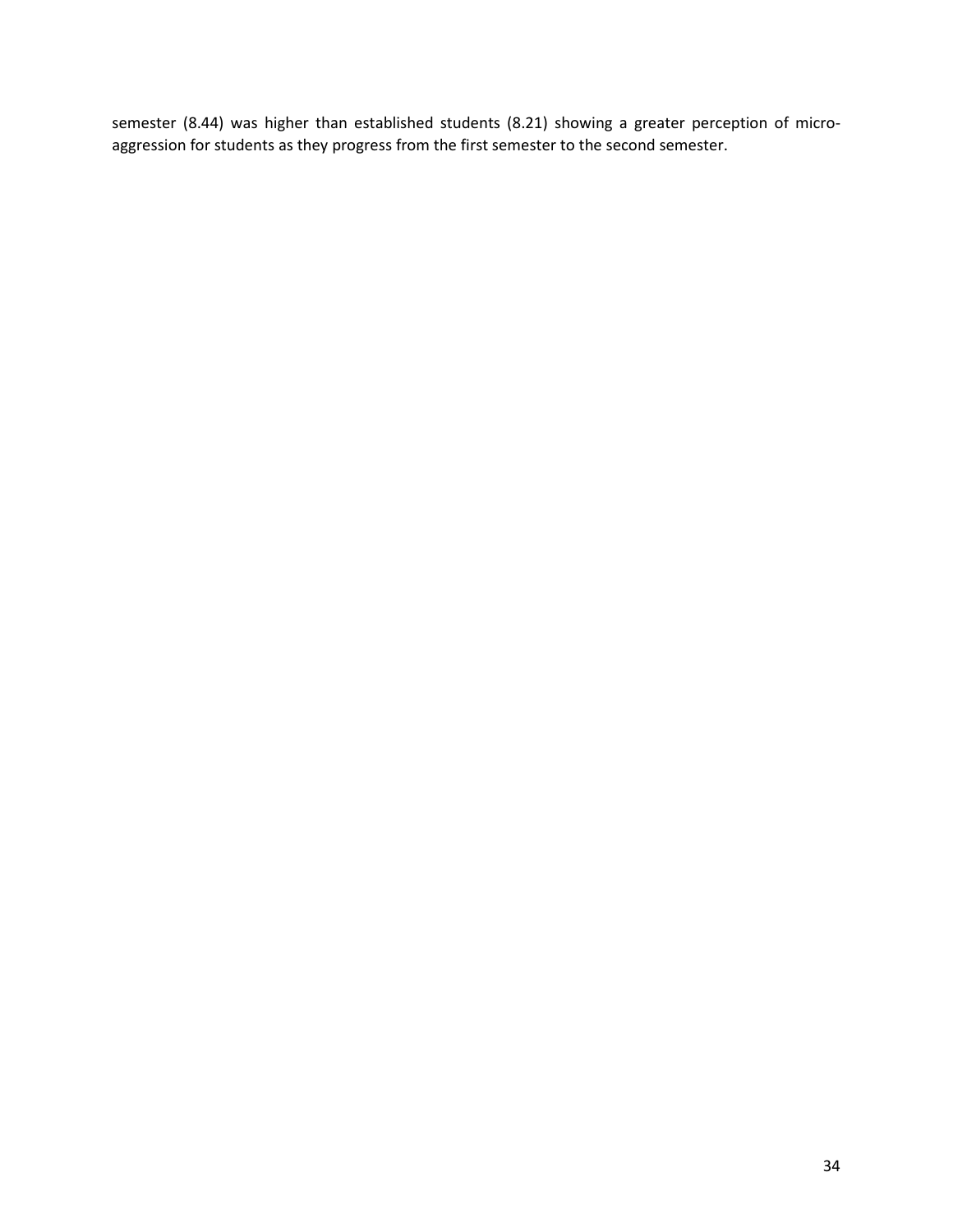semester (8.44) was higher than established students (8.21) showing a greater perception of micro-aggression for students as they progress from the first semester to the second semester.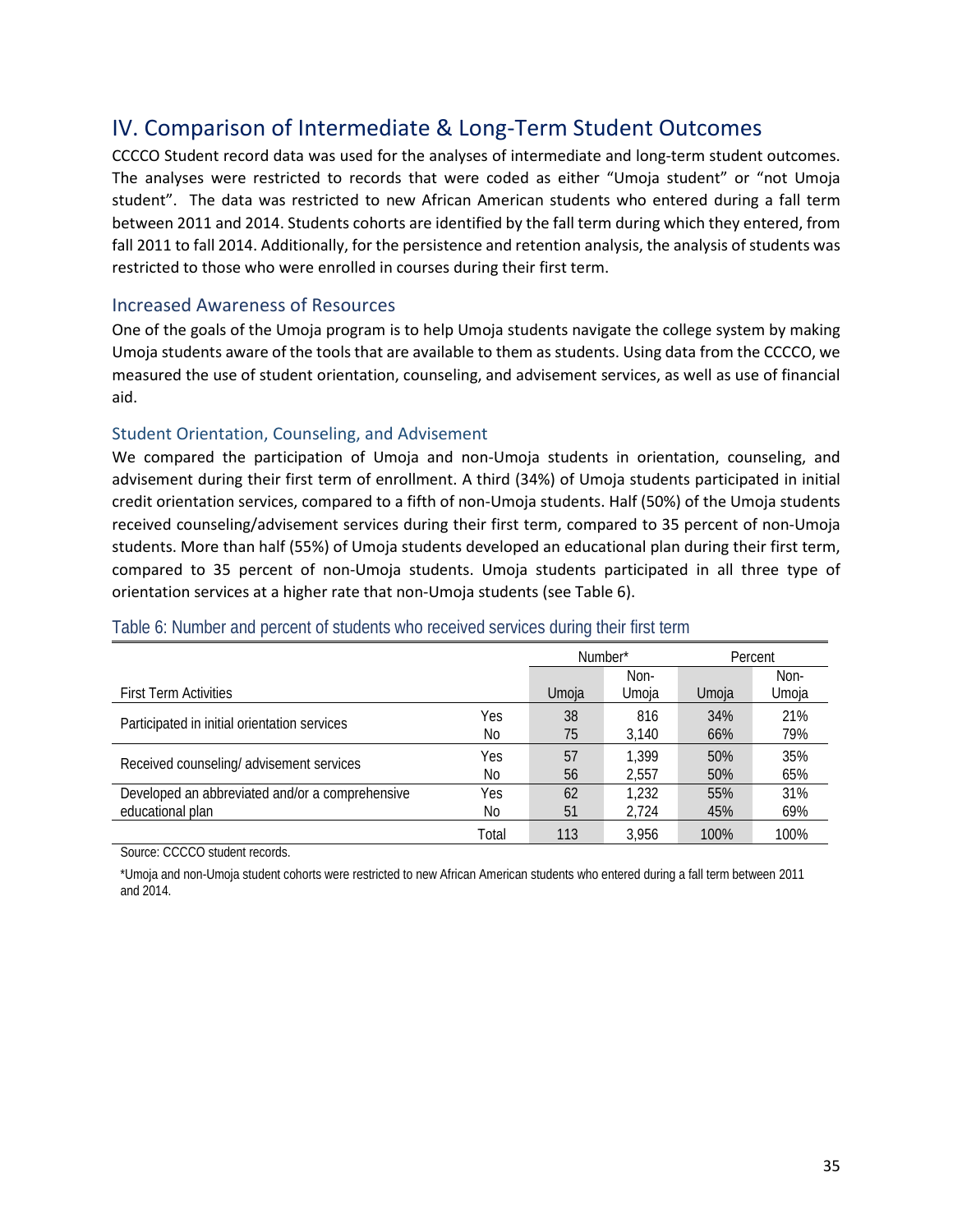# IV. Comparison of Intermediate & Long-Term Student Outcomes

CCCCO Student record data was used for the analyses of intermediate and long-term student outcomes. The analyses were restricted to records that were coded as either "Umoja student" or "not Umoja student". The data was restricted to new African American students who entered during a fall term between 2011 and 2014. Students cohorts are identified by the fall term during which they entered, from fall 2011 to fall 2014. Additionally, for the persistence and retention analysis, the analysis of students was restricted to those who were enrolled in courses during their first term.

## Increased Awareness of Resources

One of the goals of the Umoja program is to help Umoja students navigate the college system by making Umoja students aware of the tools that are available to them as students. Using data from the CCCCO, we measured the use of student orientation, counseling, and advisement services, as well as use of financial aid.

### Student Orientation, Counseling, and Advisement

We compared the participation of Umoja and non-Umoja students in orientation, counseling, and advisement during their first term of enrollment. A third (34%) of Umoja students participated in initial credit orientation services, compared to a fifth of non-Umoja students. Half (50%) of the Umoja students received counseling/advisement services during their first term, compared to 35 percent of non-Umoja students. More than half (55%) of Umoja students developed an educational plan during their first term, compared to 35 percent of non-Umoja students. Umoja students participated in all three type of orientation services at a higher rate that non-Umoja students (see Table 6).

Table 6: Number and percent of students who received services during their first term

| | | Number* | | Percent | |
|---|---|---|---|---|---|
| First Term Activities | | Umoja | Non-Umoja | Umoja | Non-Umoja |
| Participated in initial orientation services | Yes | 38 | 816 | 34% | 21% |
| | No | 75 | 3,140 | 66% | 79% |
| Received counseling/ advisement services | Yes | 57 | 1,399 | 50% | 35% |
| | No | 56 | 2,557 | 50% | 65% |
| Developed an abbreviated and/or a comprehensive educational plan | Yes | 62 | 1,232 | 55% | 31% |
| | No | 51 | 2,724 | 45% | 69% |
| | Total | 113 | 3,956 | 100% | 100% |

Source: CCCCO student records.

*Umoja and non-Umoja student cohorts were restricted to new African American students who entered during a fall term between 2011 and 2014.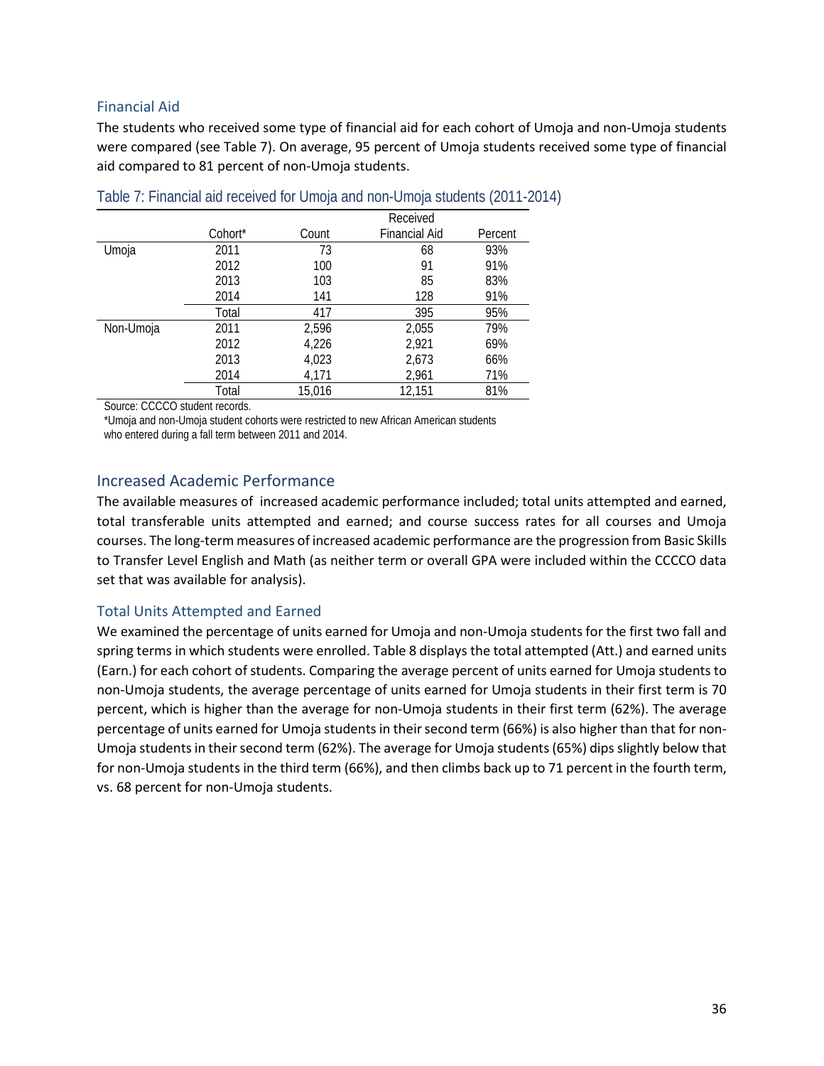## Financial Aid

The students who received some type of financial aid for each cohort of Umoja and non-Umoja students were compared (see Table 7). On average, 95 percent of Umoja students received some type of financial aid compared to 81 percent of non-Umoja students.

Table 7: Financial aid received for Umoja and non-Umoja students (2011-2014)

| | Cohort* | Count | Received Financial Aid | Percent |
|---|---|---|---|---|
| Umoja | 2011 | 73 | 68 | 93% |
| | 2012 | 100 | 91 | 91% |
| | 2013 | 103 | 85 | 83% |
| | 2014 | 141 | 128 | 91% |
| | Total | 417 | 395 | 95% |
| Non-Umoja | 2011 | 2,596 | 2,055 | 79% |
| | 2012 | 4,226 | 2,921 | 69% |
| | 2013 | 4,023 | 2,673 | 66% |
| | 2014 | 4,171 | 2,961 | 71% |
| | Total | 15,016 | 12,151 | 81% |

Source: CCCCO student records.

*Umoja and non-Umoja student cohorts were restricted to new African American students who entered during a fall term between 2011 and 2014.

## Increased Academic Performance

The available measures of increased academic performance included; total units attempted and earned, total transferable units attempted and earned; and course success rates for all courses and Umoja courses. The long-term measures of increased academic performance are the progression from Basic Skills to Transfer Level English and Math (as neither term or overall GPA were included within the CCCCO data set that was available for analysis).

### Total Units Attempted and Earned

We examined the percentage of units earned for Umoja and non-Umoja students for the first two fall and spring terms in which students were enrolled. Table 8 displays the total attempted (Att.) and earned units (Earn.) for each cohort of students. Comparing the average percent of units earned for Umoja students to non-Umoja students, the average percentage of units earned for Umoja students in their first term is 70 percent, which is higher than the average for non-Umoja students in their first term (62%). The average percentage of units earned for Umoja students in their second term (66%) is also higher than that for non-Umoja students in their second term (62%). The average for Umoja students (65%) dips slightly below that for non-Umoja students in the third term (66%), and then climbs back up to 71 percent in the fourth term, vs. 68 percent for non-Umoja students.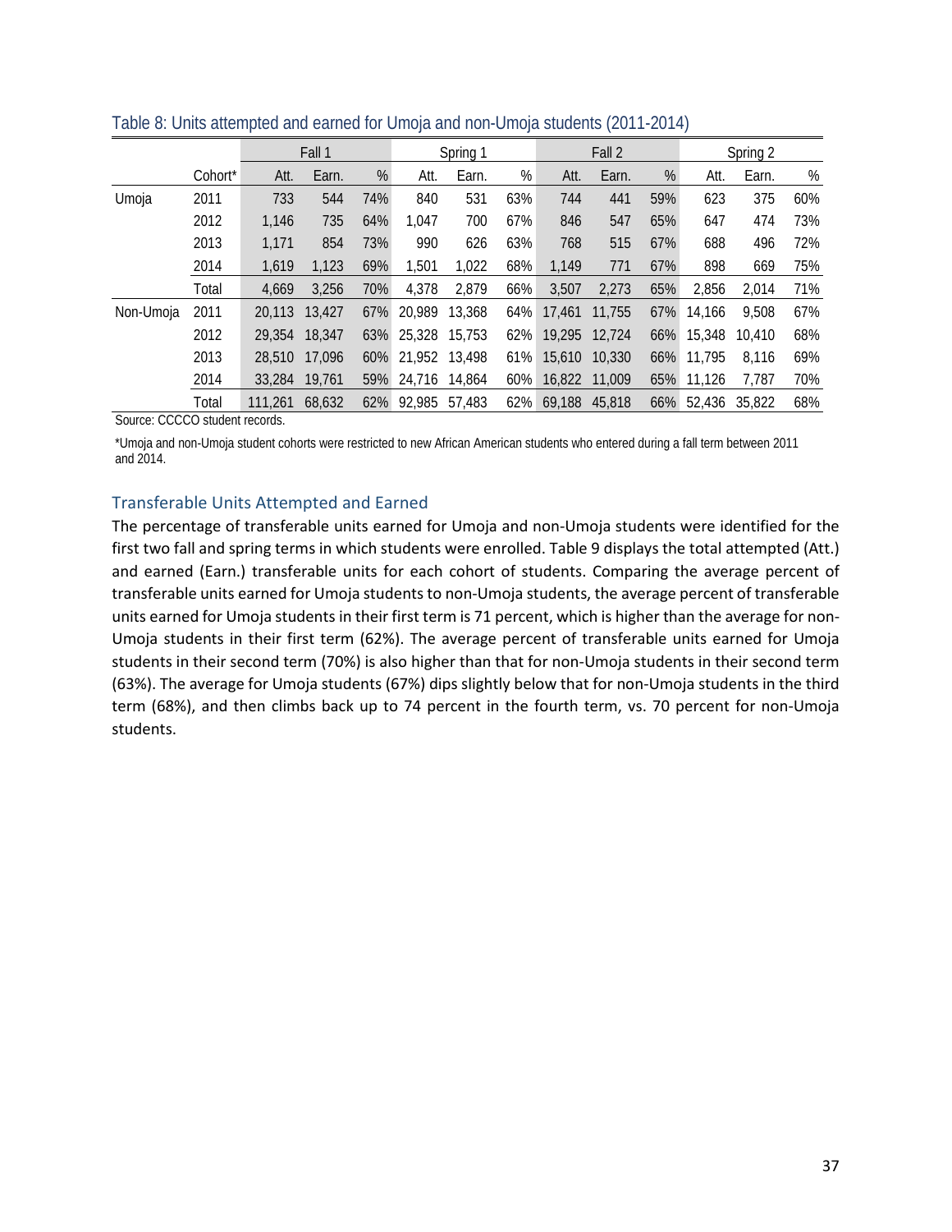Table 8: Units attempted and earned for Umoja and non-Umoja students (2011-2014)

| | | Fall 1 | | | Spring 1 | | | Fall 2 | | | Spring 2 | | |
|---|---|---|---|---|---|---|---|---|---|---|---|---|---|
| | Cohort* | Att. | Earn. | % | Att. | Earn. | % | Att. | Earn. | % | Att. | Earn. | % |
| Umoja | 2011 | 733 | 544 | 74% | 840 | 531 | 63% | 744 | 441 | 59% | 623 | 375 | 60% |
| | 2012 | 1,146 | 735 | 64% | 1,047 | 700 | 67% | 846 | 547 | 65% | 647 | 474 | 73% |
| | 2013 | 1,171 | 854 | 73% | 990 | 626 | 63% | 768 | 515 | 67% | 688 | 496 | 72% |
| | 2014 | 1,619 | 1,123 | 69% | 1,501 | 1,022 | 68% | 1,149 | 771 | 67% | 898 | 669 | 75% |
| | Total | 4,669 | 3,256 | 70% | 4,378 | 2,879 | 66% | 3,507 | 2,273 | 65% | 2,856 | 2,014 | 71% |
| Non-Umoja | 2011 | 20,113 | 13,427 | 67% | 20,989 | 13,368 | 64% | 17,461 | 11,755 | 67% | 14,166 | 9,508 | 67% |
| | 2012 | 29,354 | 18,347 | 63% | 25,328 | 15,753 | 62% | 19,295 | 12,724 | 66% | 15,348 | 10,410 | 68% |
| | 2013 | 28,510 | 17,096 | 60% | 21,952 | 13,498 | 61% | 15,610 | 10,330 | 66% | 11,795 | 8,116 | 69% |
| | 2014 | 33,284 | 19,761 | 59% | 24,716 | 14,864 | 60% | 16,822 | 11,009 | 65% | 11,126 | 7,787 | 70% |
| | Total | 111,261 | 68,632 | 62% | 92,985 | 57,483 | 62% | 69,188 | 45,818 | 66% | 52,436 | 35,822 | 68% |

Source: CCCCO student records.

*Umoja and non-Umoja student cohorts were restricted to new African American students who entered during a fall term between 2011 and 2014.

### Transferable Units Attempted and Earned

The percentage of transferable units earned for Umoja and non-Umoja students were identified for the first two fall and spring terms in which students were enrolled. Table 9 displays the total attempted (Att.) and earned (Earn.) transferable units for each cohort of students. Comparing the average percent of transferable units earned for Umoja students to non-Umoja students, the average percent of transferable units earned for Umoja students in their first term is 71 percent, which is higher than the average for non-Umoja students in their first term (62%). The average percent of transferable units earned for Umoja students in their second term (70%) is also higher than that for non-Umoja students in their second term (63%). The average for Umoja students (67%) dips slightly below that for non-Umoja students in the third term (68%), and then climbs back up to 74 percent in the fourth term, vs. 70 percent for non-Umoja students.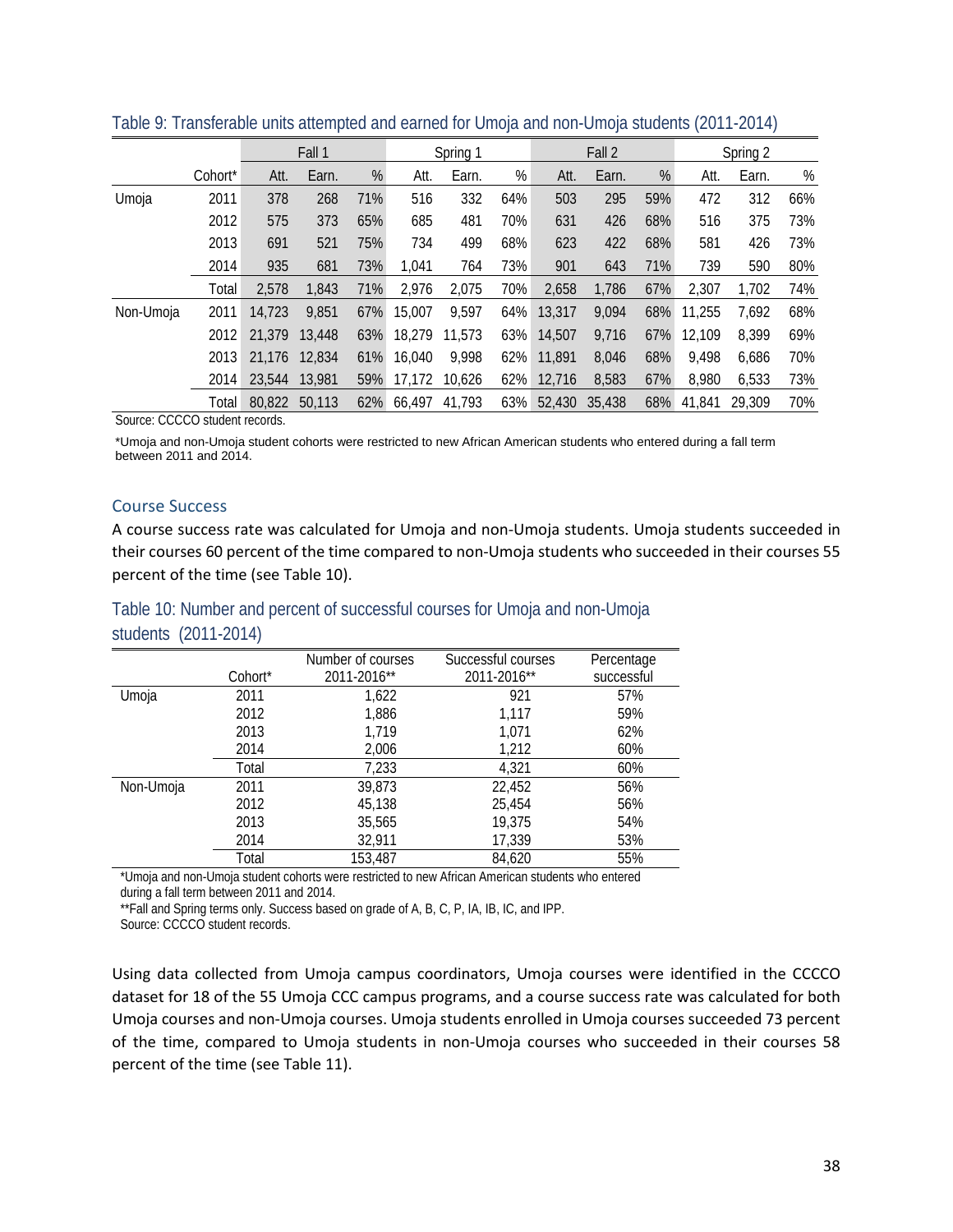Table 9: Transferable units attempted and earned for Umoja and non-Umoja students (2011-2014)

| | | Fall 1 | | | Spring 1 | | | Fall 2 | | | Spring 2 | | |
|---|---|---|---|---|---|---|---|---|---|---|---|---|---|
| | Cohort* | Att. | Earn. | % | Att. | Earn. | % | Att. | Earn. | % | Att. | Earn. | % |
| Umoja | 2011 | 378 | 268 | 71% | 516 | 332 | 64% | 503 | 295 | 59% | 472 | 312 | 66% |
| | 2012 | 575 | 373 | 65% | 685 | 481 | 70% | 631 | 426 | 68% | 516 | 375 | 73% |
| | 2013 | 691 | 521 | 75% | 734 | 499 | 68% | 623 | 422 | 68% | 581 | 426 | 73% |
| | 2014 | 935 | 681 | 73% | 1,041 | 764 | 73% | 901 | 643 | 71% | 739 | 590 | 80% |
| | Total | 2,578 | 1,843 | 71% | 2,976 | 2,075 | 70% | 2,658 | 1,786 | 67% | 2,307 | 1,702 | 74% |
| Non-Umoja | 2011 | 14,723 | 9,851 | 67% | 15,007 | 9,597 | 64% | 13,317 | 9,094 | 68% | 11,255 | 7,692 | 68% |
| | 2012 | 21,379 | 13,448 | 63% | 18,279 | 11,573 | 63% | 14,507 | 9,716 | 67% | 12,109 | 8,399 | 69% |
| | 2013 | 21,176 | 12,834 | 61% | 16,040 | 9,998 | 62% | 11,891 | 8,046 | 68% | 9,498 | 6,686 | 70% |
| | 2014 | 23,544 | 13,981 | 59% | 17,172 | 10,626 | 62% | 12,716 | 8,583 | 67% | 8,980 | 6,533 | 73% |
| | Total | 80,822 | 50,113 | 62% | 66,497 | 41,793 | 63% | 52,430 | 35,438 | 68% | 41,841 | 29,309 | 70% |

Source: CCCCO student records.

*Umoja and non-Umoja student cohorts were restricted to new African American students who entered during a fall term between 2011 and 2014.

## Course Success

A course success rate was calculated for Umoja and non-Umoja students. Umoja students succeeded in their courses 60 percent of the time compared to non-Umoja students who succeeded in their courses 55 percent of the time (see Table 10).

Table 10: Number and percent of successful courses for Umoja and non-Umoja students (2011-2014)

| | Cohort* | Number of courses 2011-2016** | Successful courses 2011-2016** | Percentage successful |
|---|---|---|---|---|
| Umoja | 2011 | 1,622 | 921 | 57% |
| | 2012 | 1,886 | 1,117 | 59% |
| | 2013 | 1,719 | 1,071 | 62% |
| | 2014 | 2,006 | 1,212 | 60% |
| | Total | 7,233 | 4,321 | 60% |
| Non-Umoja | 2011 | 39,873 | 22,452 | 56% |
| | 2012 | 45,138 | 25,454 | 56% |
| | 2013 | 35,565 | 19,375 | 54% |
| | 2014 | 32,911 | 17,339 | 53% |
| | Total | 153,487 | 84,620 | 55% |

*Umoja and non-Umoja student cohorts were restricted to new African American students who entered during a fall term between 2011 and 2014.

**Fall and Spring terms only. Success based on grade of A, B, C, P, IA, IB, IC, and IPP.

Source: CCCCO student records.

Using data collected from Umoja campus coordinators, Umoja courses were identified in the CCCCO dataset for 18 of the 55 Umoja CCC campus programs, and a course success rate was calculated for both Umoja courses and non-Umoja courses. Umoja students enrolled in Umoja courses succeeded 73 percent of the time, compared to Umoja students in non-Umoja courses who succeeded in their courses 58 percent of the time (see Table 11).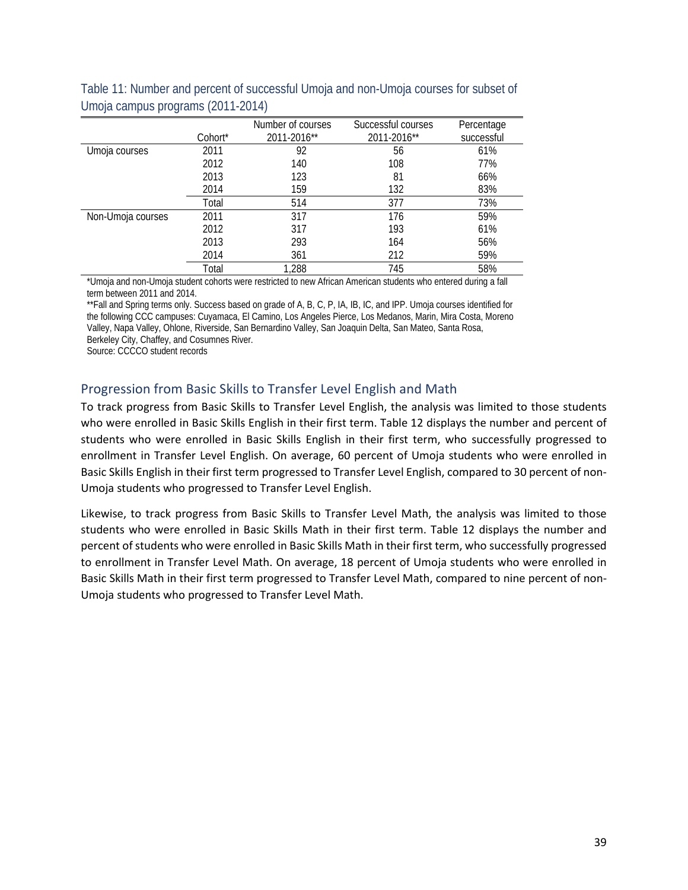Table 11: Number and percent of successful Umoja and non-Umoja courses for subset of Umoja campus programs (2011-2014)

| | Cohort* | Number of courses 2011-2016** | Successful courses 2011-2016** | Percentage successful |
|---|---|---|---|---|
| Umoja courses | 2011 | 92 | 56 | 61% |
| | 2012 | 140 | 108 | 77% |
| | 2013 | 123 | 81 | 66% |
| | 2014 | 159 | 132 | 83% |
| | Total | 514 | 377 | 73% |
| Non-Umoja courses | 2011 | 317 | 176 | 59% |
| | 2012 | 317 | 193 | 61% |
| | 2013 | 293 | 164 | 56% |
| | 2014 | 361 | 212 | 59% |
| | Total | 1,288 | 745 | 58% |

*Umoja and non-Umoja student cohorts were restricted to new African American students who entered during a fall term between 2011 and 2014.

**Fall and Spring terms only. Success based on grade of A, B, C, P, IA, IB, IC, and IPP. Umoja courses identified for the following CCC campuses: Cuyamaca, El Camino, Los Angeles Pierce, Los Medanos, Marin, Mira Costa, Moreno Valley, Napa Valley, Ohlone, Riverside, San Bernardino Valley, San Joaquin Delta, San Mateo, Santa Rosa, Berkeley City, Chaffey, and Cosumnes River.

Source: CCCCO student records

## Progression from Basic Skills to Transfer Level English and Math

To track progress from Basic Skills to Transfer Level English, the analysis was limited to those students who were enrolled in Basic Skills English in their first term. Table 12 displays the number and percent of students who were enrolled in Basic Skills English in their first term, who successfully progressed to enrollment in Transfer Level English. On average, 60 percent of Umoja students who were enrolled in Basic Skills English in their first term progressed to Transfer Level English, compared to 30 percent of non-Umoja students who progressed to Transfer Level English.

Likewise, to track progress from Basic Skills to Transfer Level Math, the analysis was limited to those students who were enrolled in Basic Skills Math in their first term. Table 12 displays the number and percent of students who were enrolled in Basic Skills Math in their first term, who successfully progressed to enrollment in Transfer Level Math. On average, 18 percent of Umoja students who were enrolled in Basic Skills Math in their first term progressed to Transfer Level Math, compared to nine percent of non-Umoja students who progressed to Transfer Level Math.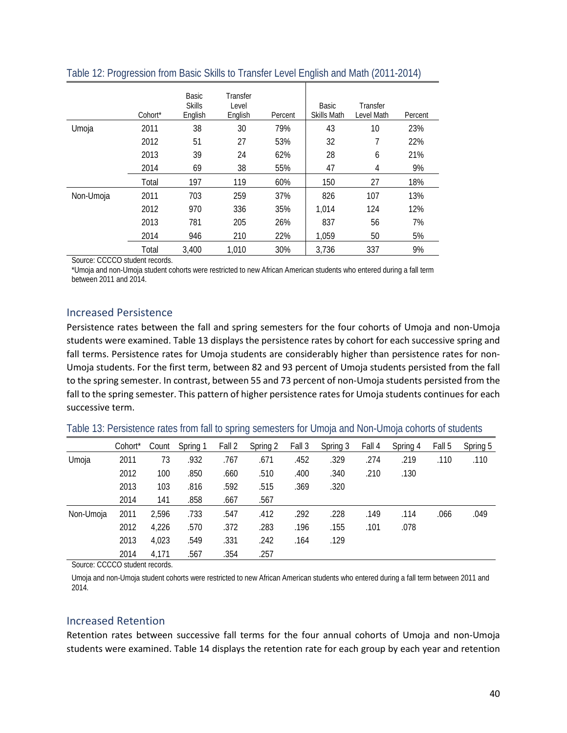Table 12: Progression from Basic Skills to Transfer Level English and Math (2011-2014)

| | Cohort* | Basic Skills English | Transfer Level English | Percent | Basic Skills Math | Transfer Level Math | Percent |
|---|---|---|---|---|---|---|---|
| Umoja | 2011 | 38 | 30 | 79% | 43 | 10 | 23% |
| | 2012 | 51 | 27 | 53% | 32 | 7 | 22% |
| | 2013 | 39 | 24 | 62% | 28 | 6 | 21% |
| | 2014 | 69 | 38 | 55% | 47 | 4 | 9% |
| | Total | 197 | 119 | 60% | 150 | 27 | 18% |
| Non-Umoja | 2011 | 703 | 259 | 37% | 826 | 107 | 13% |
| | 2012 | 970 | 336 | 35% | 1,014 | 124 | 12% |
| | 2013 | 781 | 205 | 26% | 837 | 56 | 7% |
| | 2014 | 946 | 210 | 22% | 1,059 | 50 | 5% |
| | Total | 3,400 | 1,010 | 30% | 3,736 | 337 | 9% |

Source: CCCCO student records.

*Umoja and non-Umoja student cohorts were restricted to new African American students who entered during a fall term between 2011 and 2014.

## Increased Persistence

Persistence rates between the fall and spring semesters for the four cohorts of Umoja and non-Umoja students were examined. Table 13 displays the persistence rates by cohort for each successive spring and fall terms. Persistence rates for Umoja students are considerably higher than persistence rates for non-Umoja students. For the first term, between 82 and 93 percent of Umoja students persisted from the fall to the spring semester. In contrast, between 55 and 73 percent of non-Umoja students persisted from the fall to the spring semester. This pattern of higher persistence rates for Umoja students continues for each successive term.

Table 13: Persistence rates from fall to spring semesters for Umoja and Non-Umoja cohorts of students

| | Cohort* | Count | Spring 1 | Fall 2 | Spring 2 | Fall 3 | Spring 3 | Fall 4 | Spring 4 | Fall 5 | Spring 5 |
|---|---|---|---|---|---|---|---|---|---|---|---|
| Umoja | 2011 | 73 | .932 | .767 | .671 | .452 | .329 | .274 | .219 | .110 | .110 |
| | 2012 | 100 | .850 | .660 | .510 | .400 | .340 | .210 | .130 | | |
| | 2013 | 103 | .816 | .592 | .515 | .369 | .320 | | | | |
| | 2014 | 141 | .858 | .667 | .567 | | | | | | |
| Non-Umoja | 2011 | 2,596 | .733 | .547 | .412 | .292 | .228 | .149 | .114 | .066 | .049 |
| | 2012 | 4,226 | .570 | .372 | .283 | .196 | .155 | .101 | .078 | | |
| | 2013 | 4,023 | .549 | .331 | .242 | .164 | .129 | | | | |
| | 2014 | 4,171 | .567 | .354 | .257 | | | | | | |

Source: CCCCO student records.

Umoja and non-Umoja student cohorts were restricted to new African American students who entered during a fall term between 2011 and 2014.

## Increased Retention

Retention rates between successive fall terms for the four annual cohorts of Umoja and non-Umoja students were examined. Table 14 displays the retention rate for each group by each year and retention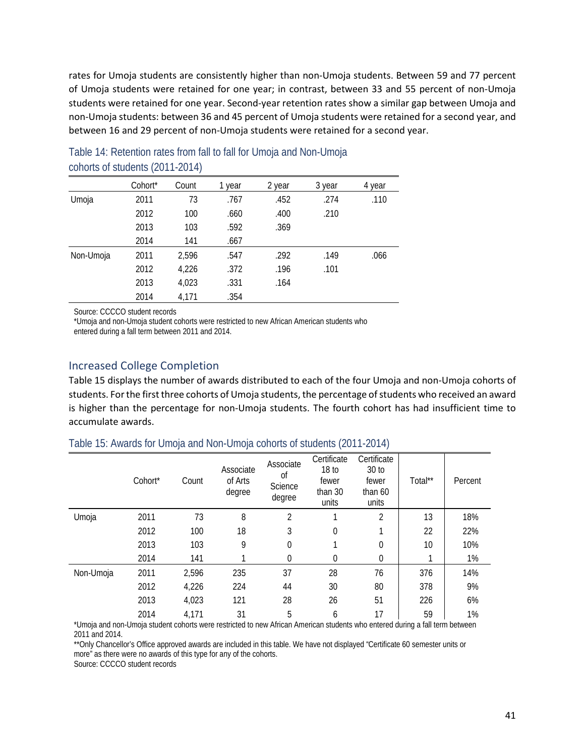rates for Umoja students are consistently higher than non-Umoja students. Between 59 and 77 percent of Umoja students were retained for one year; in contrast, between 33 and 55 percent of non-Umoja students were retained for one year. Second-year retention rates show a similar gap between Umoja and non-Umoja students: between 36 and 45 percent of Umoja students were retained for a second year, and between 16 and 29 percent of non-Umoja students were retained for a second year.

Table 14: Retention rates from fall to fall for Umoja and Non-Umoja cohorts of students (2011-2014)

| | Cohort* | Count | 1 year | 2 year | 3 year | 4 year |
|---|---|---|---|---|---|---|
| Umoja | 2011 | 73 | .767 | .452 | .274 | .110 |
| | 2012 | 100 | .660 | .400 | .210 | |
| | 2013 | 103 | .592 | .369 | | |
| | 2014 | 141 | .667 | | | |
| Non-Umoja | 2011 | 2,596 | .547 | .292 | .149 | .066 |
| | 2012 | 4,226 | .372 | .196 | .101 | |
| | 2013 | 4,023 | .331 | .164 | | |
| | 2014 | 4,171 | .354 | | | |

Source: CCCCO student records
*Umoja and non-Umoja student cohorts were restricted to new African American students who entered during a fall term between 2011 and 2014.

## Increased College Completion

Table 15 displays the number of awards distributed to each of the four Umoja and non-Umoja cohorts of students. For the first three cohorts of Umoja students, the percentage of students who received an award is higher than the percentage for non-Umoja students. The fourth cohort has had insufficient time to accumulate awards.

Table 15: Awards for Umoja and Non-Umoja cohorts of students (2011-2014)

| | Cohort* | Count | Associate of Arts degree | Associate of Science degree | Certificate 18 to fewer than 30 units | Certificate 30 to fewer than 60 units | Total** | Percent |
|---|---|---|---|---|---|---|---|---|
| Umoja | 2011 | 73 | 8 | 2 | 1 | 2 | 13 | 18% |
| | 2012 | 100 | 18 | 3 | 0 | 1 | 22 | 22% |
| | 2013 | 103 | 9 | 0 | 1 | 0 | 10 | 10% |
| | 2014 | 141 | 1 | 0 | 0 | 0 | 1 | 1% |
| Non-Umoja | 2011 | 2,596 | 235 | 37 | 28 | 76 | 376 | 14% |
| | 2012 | 4,226 | 224 | 44 | 30 | 80 | 378 | 9% |
| | 2013 | 4,023 | 121 | 28 | 26 | 51 | 226 | 6% |
| | 2014 | 4,171 | 31 | 5 | 6 | 17 | 59 | 1% |

*Umoja and non-Umoja student cohorts were restricted to new African American students who entered during a fall term between 2011 and 2014.
**Only Chancellor's Office approved awards are included in this table. We have not displayed "Certificate 60 semester units or more" as there were no awards of this type for any of the cohorts.
Source: CCCCO student records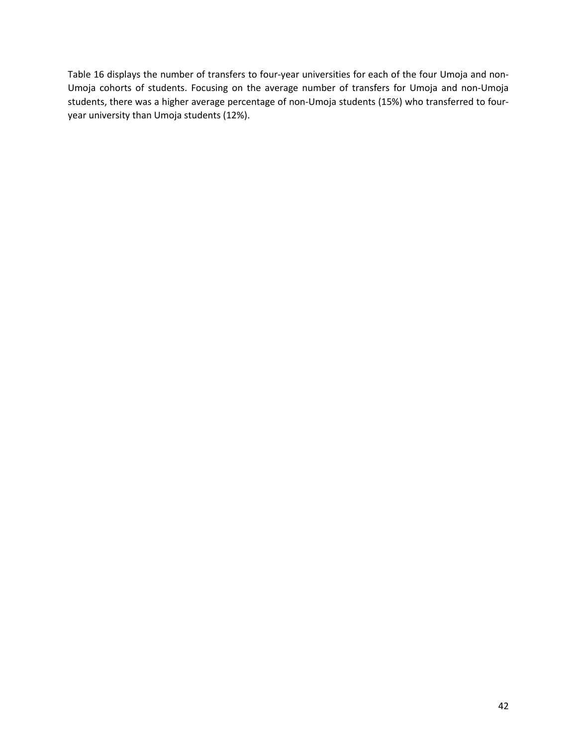Table 16 displays the number of transfers to four-year universities for each of the four Umoja and non-Umoja cohorts of students. Focusing on the average number of transfers for Umoja and non-Umoja students, there was a higher average percentage of non-Umoja students (15%) who transferred to four-year university than Umoja students (12%).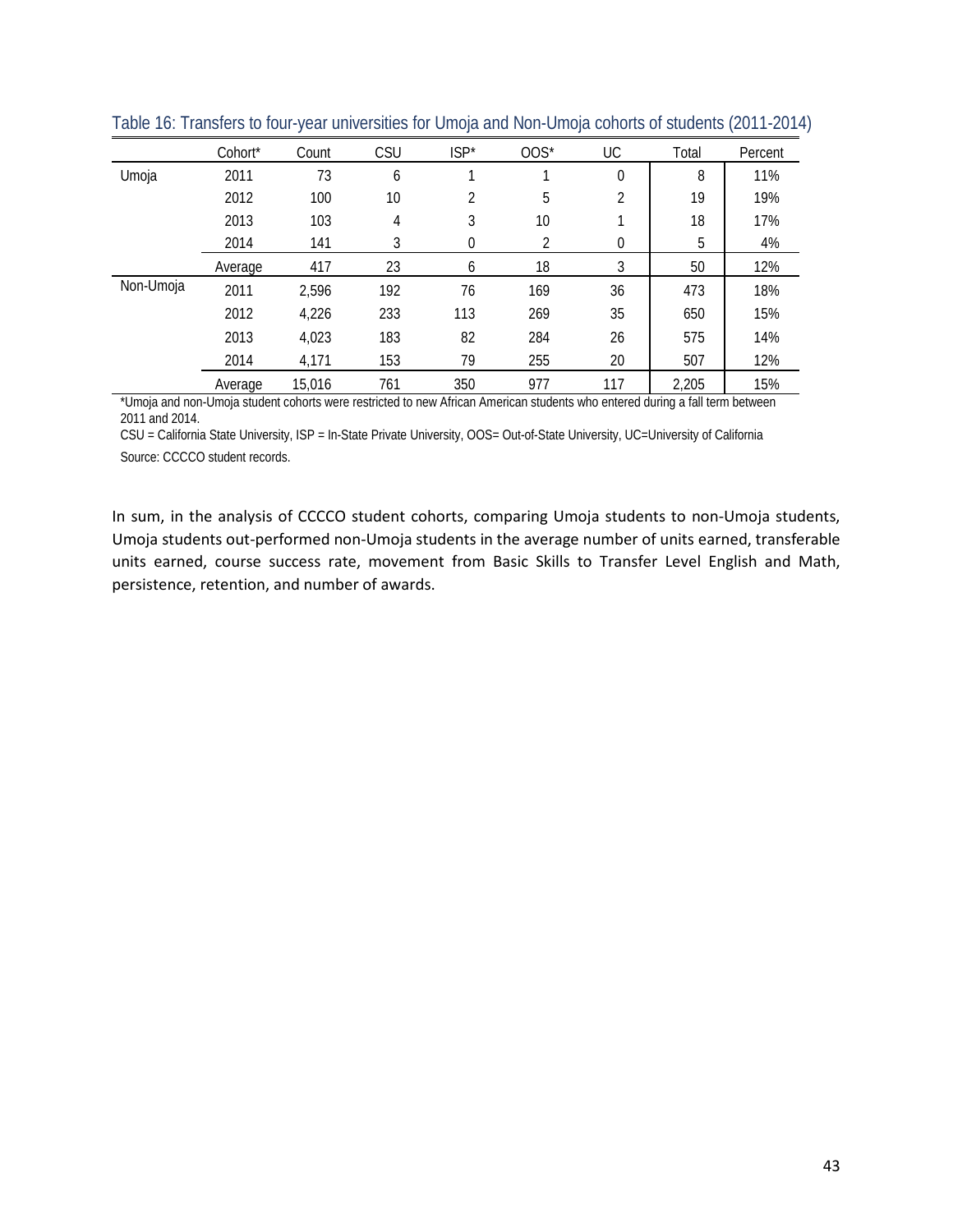Table 16: Transfers to four-year universities for Umoja and Non-Umoja cohorts of students (2011-2014)

| | Cohort* | Count | CSU | ISP* | OOS* | UC | Total | Percent |
|---|---|---|---|---|---|---|---|---|
| Umoja | 2011 | 73 | 6 | 1 | 1 | 0 | 8 | 11% |
| | 2012 | 100 | 10 | 2 | 5 | 2 | 19 | 19% |
| | 2013 | 103 | 4 | 3 | 10 | 1 | 18 | 17% |
| | 2014 | 141 | 3 | 0 | 2 | 0 | 5 | 4% |
| | Average | 417 | 23 | 6 | 18 | 3 | 50 | 12% |
| Non-Umoja | 2011 | 2,596 | 192 | 76 | 169 | 36 | 473 | 18% |
| | 2012 | 4,226 | 233 | 113 | 269 | 35 | 650 | 15% |
| | 2013 | 4,023 | 183 | 82 | 284 | 26 | 575 | 14% |
| | 2014 | 4,171 | 153 | 79 | 255 | 20 | 507 | 12% |
| | Average | 15,016 | 761 | 350 | 977 | 117 | 2,205 | 15% |

*Umoja and non-Umoja student cohorts were restricted to new African American students who entered during a fall term between 2011 and 2014.

CSU = California State University, ISP = In-State Private University, OOS= Out-of-State University, UC=University of California

Source: CCCCO student records.

In sum, in the analysis of CCCCO student cohorts, comparing Umoja students to non-Umoja students, Umoja students out-performed non-Umoja students in the average number of units earned, transferable units earned, course success rate, movement from Basic Skills to Transfer Level English and Math, persistence, retention, and number of awards.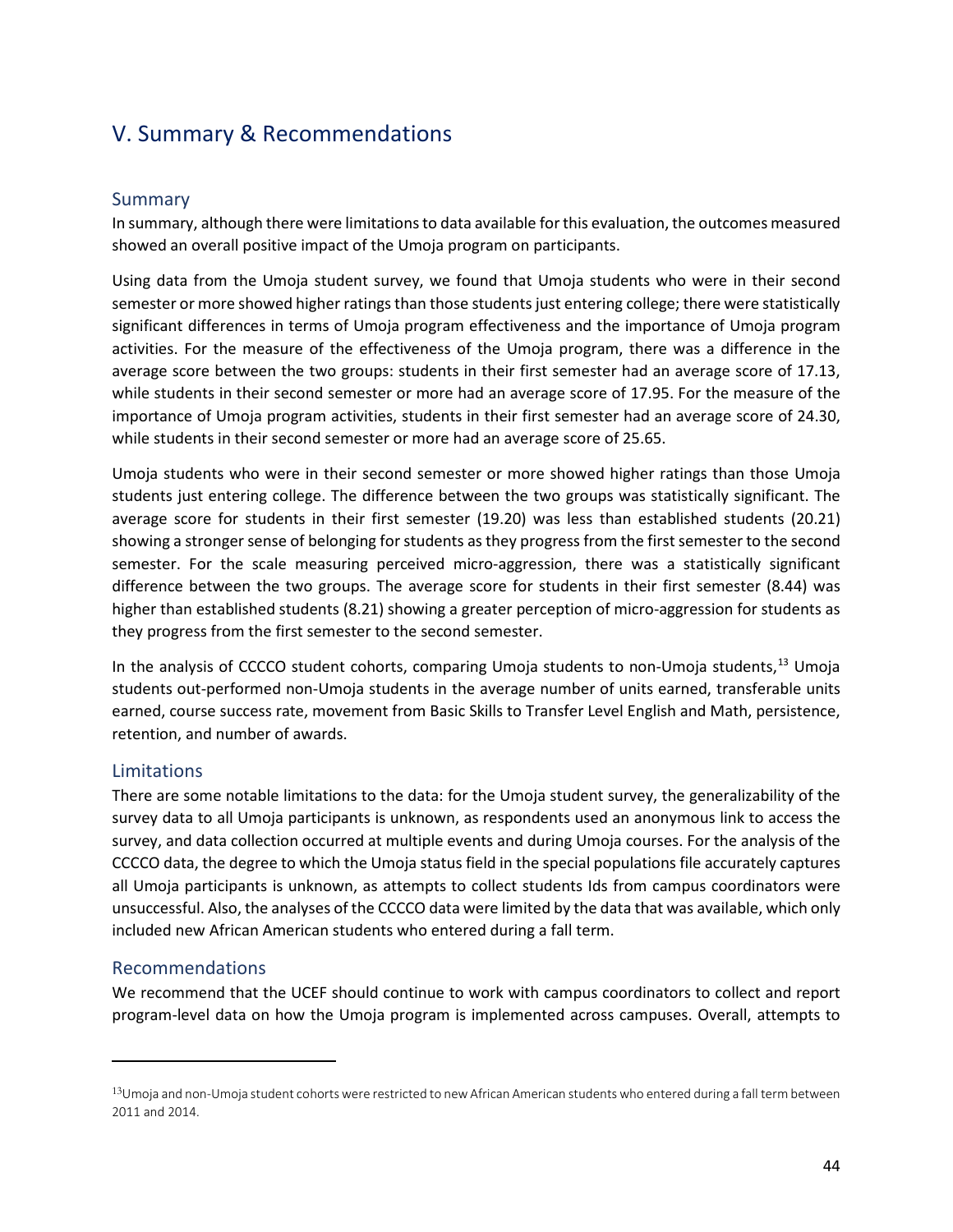# V. Summary & Recommendations

## Summary

In summary, although there were limitations to data available for this evaluation, the outcomes measured showed an overall positive impact of the Umoja program on participants.

Using data from the Umoja student survey, we found that Umoja students who were in their second semester or more showed higher ratings than those students just entering college; there were statistically significant differences in terms of Umoja program effectiveness and the importance of Umoja program activities. For the measure of the effectiveness of the Umoja program, there was a difference in the average score between the two groups: students in their first semester had an average score of 17.13, while students in their second semester or more had an average score of 17.95. For the measure of the importance of Umoja program activities, students in their first semester had an average score of 24.30, while students in their second semester or more had an average score of 25.65.

Umoja students who were in their second semester or more showed higher ratings than those Umoja students just entering college. The difference between the two groups was statistically significant. The average score for students in their first semester (19.20) was less than established students (20.21) showing a stronger sense of belonging for students as they progress from the first semester to the second semester. For the scale measuring perceived micro-aggression, there was a statistically significant difference between the two groups. The average score for students in their first semester (8.44) was higher than established students (8.21) showing a greater perception of micro-aggression for students as they progress from the first semester to the second semester.

In the analysis of CCCCO student cohorts, comparing Umoja students to non-Umoja students,[13] Umoja students out-performed non-Umoja students in the average number of units earned, transferable units earned, course success rate, movement from Basic Skills to Transfer Level English and Math, persistence, retention, and number of awards.

## Limitations

There are some notable limitations to the data: for the Umoja student survey, the generalizability of the survey data to all Umoja participants is unknown, as respondents used an anonymous link to access the survey, and data collection occurred at multiple events and during Umoja courses. For the analysis of the CCCCO data, the degree to which the Umoja status field in the special populations file accurately captures all Umoja participants is unknown, as attempts to collect students Ids from campus coordinators were unsuccessful. Also, the analyses of the CCCCO data were limited by the data that was available, which only included new African American students who entered during a fall term.

## Recommendations

We recommend that the UCEF should continue to work with campus coordinators to collect and report program-level data on how the Umoja program is implemented across campuses. Overall, attempts to

---

[13] Umoja and non-Umoja student cohorts were restricted to new African American students who entered during a fall term between 2011 and 2014.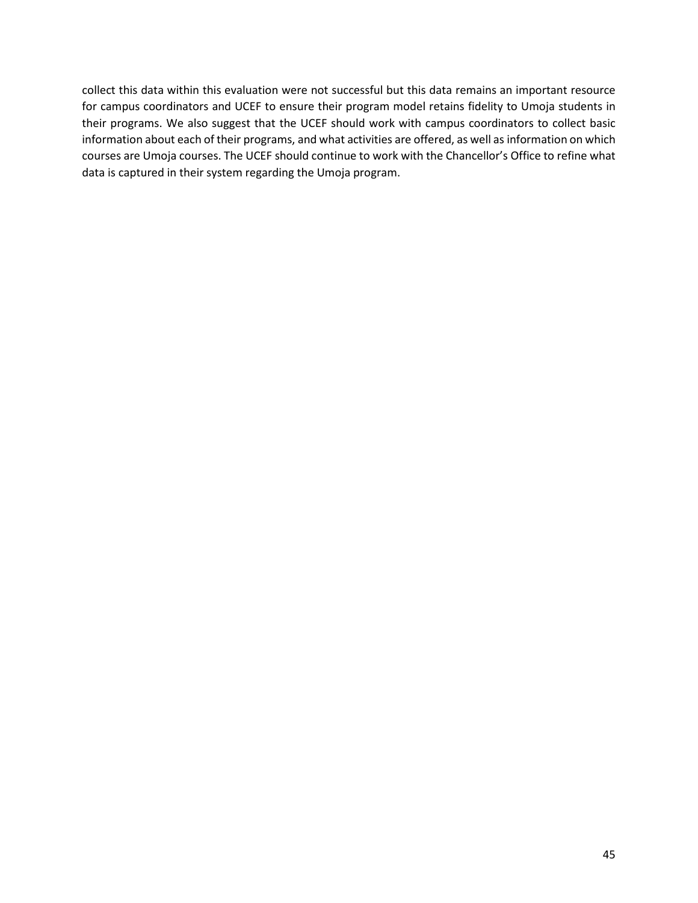collect this data within this evaluation were not successful but this data remains an important resource for campus coordinators and UCEF to ensure their program model retains fidelity to Umoja students in their programs. We also suggest that the UCEF should work with campus coordinators to collect basic information about each of their programs, and what activities are offered, as well as information on which courses are Umoja courses. The UCEF should continue to work with the Chancellor's Office to refine what data is captured in their system regarding the Umoja program.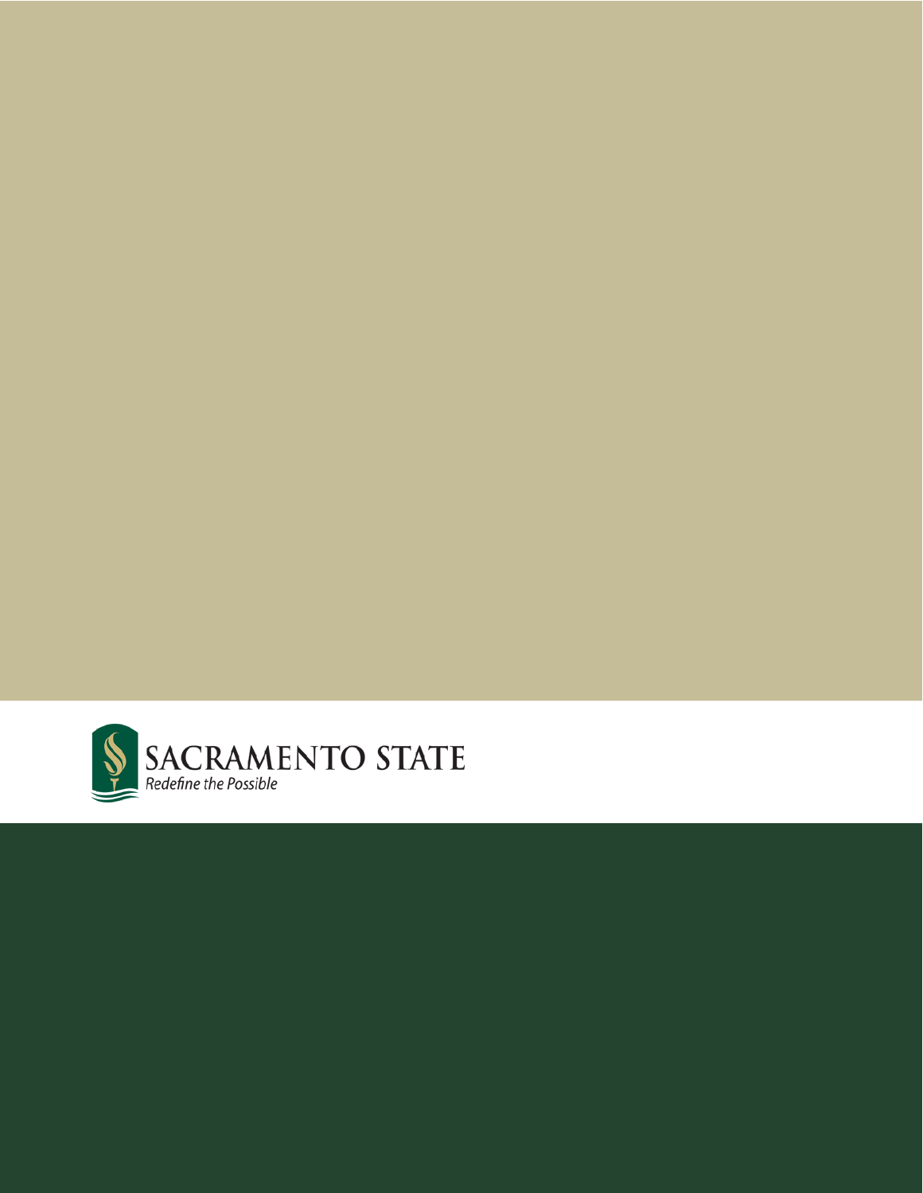SACRAMENTO STATE

*Redefine the Possible*